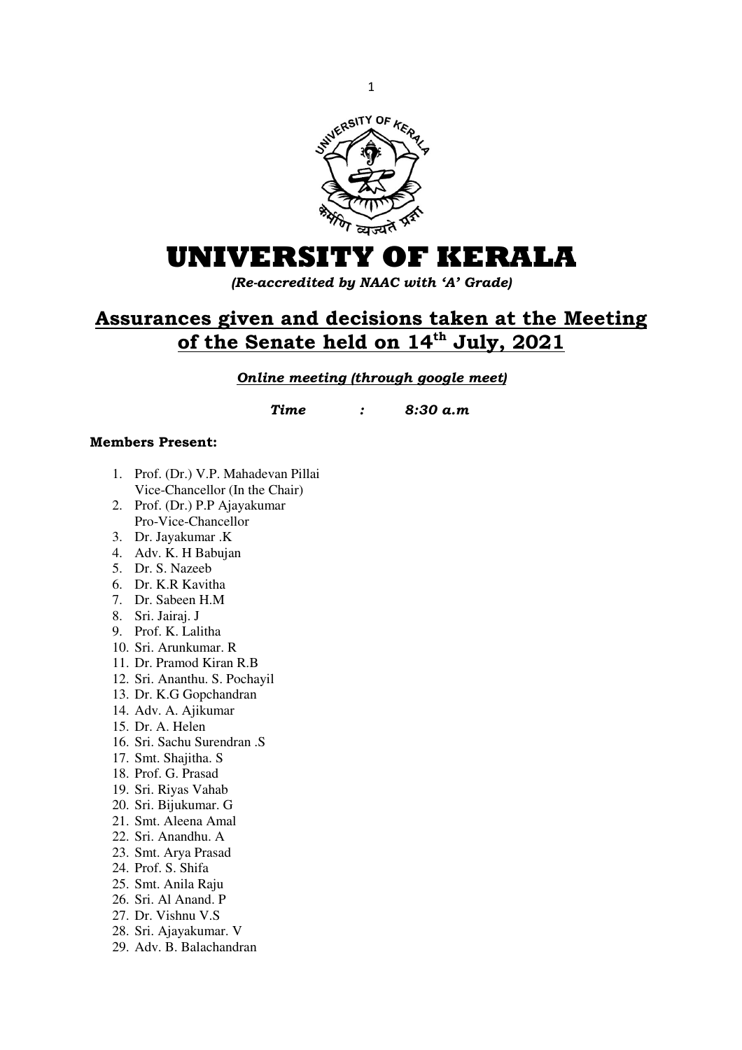# UNIVERSITY OF KERALA

*(Re-accredited by NAAC with 'A' Grade)*

## Assurances given and decisions taken at the Meeting of the Senate held on 14th July, 2021

***Online meeting (through google meet)***

***Time : 8:30 a.m***

**Members Present:**

1. Prof. (Dr.) V.P. Mahadevan Pillai
   Vice-Chancellor (In the Chair)
2. Prof. (Dr.) P.P Ajayakumar
   Pro-Vice-Chancellor
3. Dr. Jayakumar .K
4. Adv. K. H Babujan
5. Dr. S. Nazeeb
6. Dr. K.R Kavitha
7. Dr. Sabeen H.M
8. Sri. Jairaj. J
9. Prof. K. Lalitha
10. Sri. Arunkumar. R
11. Dr. Pramod Kiran R.B
12. Sri. Ananthu. S. Pochayil
13. Dr. K.G Gopchandran
14. Adv. A. Ajikumar
15. Dr. A. Helen
16. Sri. Sachu Surendran .S
17. Smt. Shajitha. S
18. Prof. G. Prasad
19. Sri. Riyas Vahab
20. Sri. Bijukumar. G
21. Smt. Aleena Amal
22. Sri. Anandhu. A
23. Smt. Arya Prasad
24. Prof. S. Shifa
25. Smt. Anila Raju
26. Sri. Al Anand. P
27. Dr. Vishnu V.S
28. Sri. Ajayakumar. V
29. Adv. B. Balachandran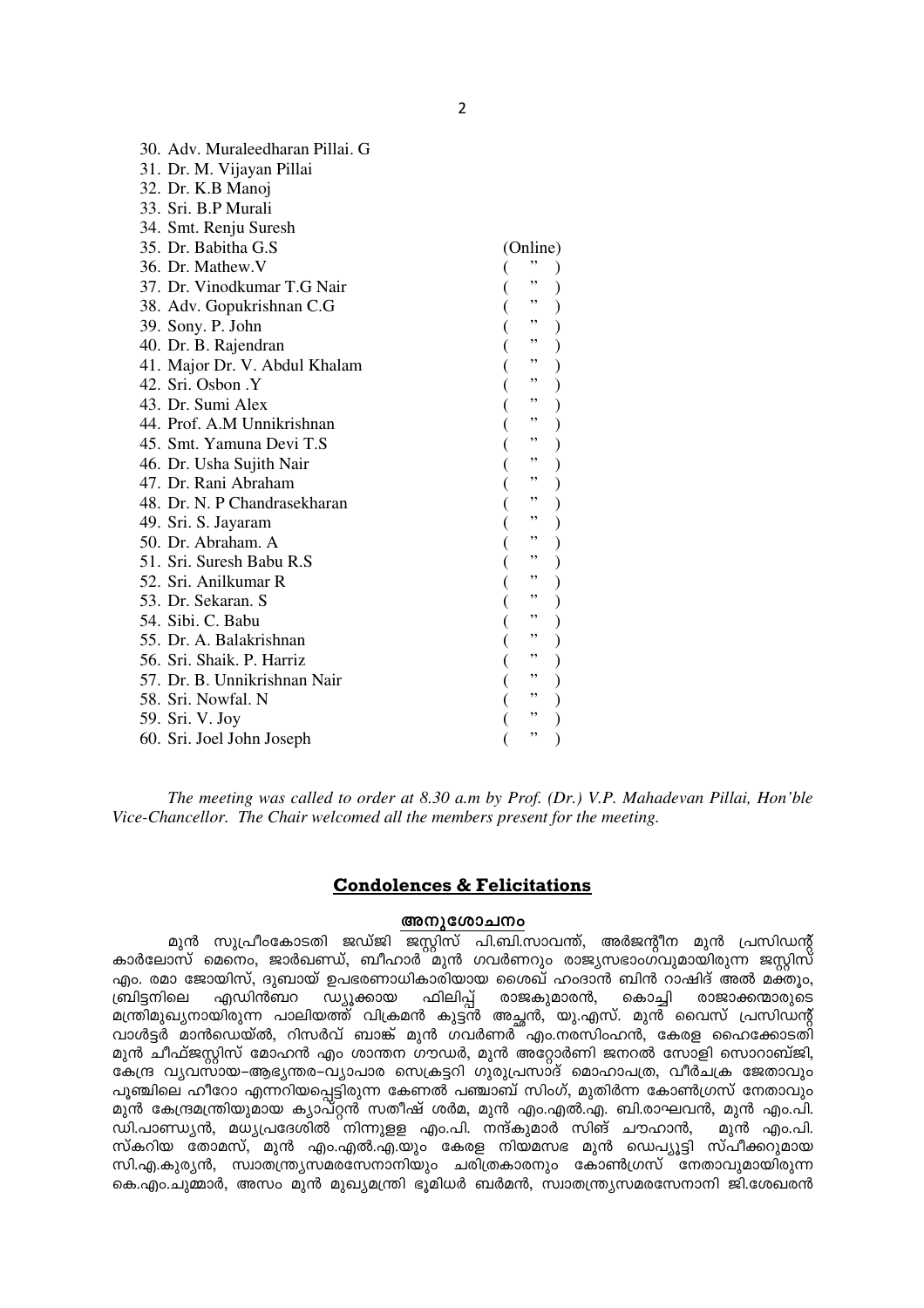30. Adv. Muraleedharan Pillai. G
31. Dr. M. Vijayan Pillai
32. Dr. K.B Manoj
33. Sri. B.P Murali
34. Smt. Renju Suresh
35. Dr. Babitha G.S (Online)
36. Dr. Mathew.V ( ” )
37. Dr. Vinodkumar T.G Nair ( ” )
38. Adv. Gopukrishnan C.G ( ” )
39. Sony. P. John ( ” )
40. Dr. B. Rajendran ( ” )
41. Major Dr. V. Abdul Khalam ( ” )
42. Sri. Osbon .Y ( ” )
43. Dr. Sumi Alex ( ” )
44. Prof. A.M Unnikrishnan ( ” )
45. Smt. Yamuna Devi T.S ( ” )
46. Dr. Usha Sujith Nair ( ” )
47. Dr. Rani Abraham ( ” )
48. Dr. N. P Chandrasekharan ( ” )
49. Sri. S. Jayaram ( ” )
50. Dr. Abraham. A ( ” )
51. Sri. Suresh Babu R.S ( ” )
52. Sri. Anilkumar R ( ” )
53. Dr. Sekaran. S ( ” )
54. Sibi. C. Babu ( ” )
55. Dr. A. Balakrishnan ( ” )
56. Sri. Shaik. P. Harriz ( ” )
57. Dr. B. Unnikrishnan Nair ( ” )
58. Sri. Nowfal. N ( ” )
59. Sri. V. Joy ( ” )
60. Sri. Joel John Joseph ( ” )

*The meeting was called to order at 8.30 a.m by Prof. (Dr.) V.P. Mahadevan Pillai, Hon'ble Vice-Chancellor. The Chair welcomed all the members present for the meeting.*

## Condolences & Felicitations

### അനുശോചനം

മുൻ സുപ്രീംകോടതി ജഡ്ജി ജസ്റ്റിസ് പി.ബി.സാവന്ത്, അർജന്റീന മുൻ പ്രസിഡന്റ് കാർലോസ് മെനെം, ജാർഖണ്ഡ്, ബീഹാർ മുൻ ഗവർണറും രാജ്യസഭാംഗവുമായിരുന്ന ജസ്റ്റിസ് എം. രമാ ജോയിസ്, ദുബായ് ഉപഭരണാധികാരിയായ ശൈഖ് ഹംദാൻ ബിൻ റാഷിദ് അൽ മക്തൂം, ബ്രിട്ടനിലെ എഡിൻബറ ഡ്യൂക്കായ ഫിലിപ്പ് രാജകുമാരൻ, കൊച്ചി രാജാക്കന്മാരുടെ മന്ത്രിമുഖ്യനായിരുന്ന പാലിയത്ത് വിക്രമൻ കുട്ടൻ അച്ഛൻ, യു.എസ്. മുൻ വൈസ് പ്രസിഡന്റ് വാൾട്ടർ മാൻഡെയ്ൽ, റിസർവ് ബാങ്ക് മുൻ ഗവർണർ എം.നരസിംഹൻ, കേരള ഹൈക്കോടതി മുൻ ചീഫ്ജസ്റ്റിസ് മോഹൻ എം ശാന്തന ഗൗഡർ, മുൻ അറ്റോർണി ജനറൽ സോളി സൊറാബ്ജി, കേന്ദ്ര വ്യവസായ–ആഭ്യന്തര–വ്യാപാര സെക്രട്ടറി ഗുരുപ്രസാദ് മൊഹാപാത്ര, വീർചക്ര ജേതാവും പൂഞ്ചിലെ ഹീറോ എന്നറിയപ്പെട്ടിരുന്ന കേണൽ പഞ്ചാബ് സിംഗ്, മുതിർന്ന കോൺഗ്രസ് നേതാവും മുൻ കേന്ദ്രമന്ത്രിയുമായ ക്യാപ്റ്റൻ സതീഷ് ശർമ, മുൻ എം.എൽ.എ. ബി.രാഘവൻ, മുൻ എം.പി. ഡി.പാണ്ഡ്യൻ, മധ്യപ്രദേശിൽ നിന്നുള്ള എം.പി. നന്ദ്കുമാർ സിങ് ചൗഹാൻ, മുൻ എം.പി. സ്കറിയ തോമസ്, മുൻ എം.എൽ.എ.യും കേരള നിയമസഭ മുൻ ഡെപ്യൂട്ടി സ്പീക്കറുമായ സി.എ.കുര്യൻ, സ്വാതന്ത്ര്യസമരസേനാനിയും ചരിത്രകാരനും കോൺഗ്രസ് നേതാവുമായിരുന്ന കെ.എം.ചുമ്മാർ, അസം മുൻ മുഖ്യമന്ത്രി ഭൂമിധർ ബർമൻ, സ്വാതന്ത്ര്യസമരസേനാനി ജി.ശേഖരൻ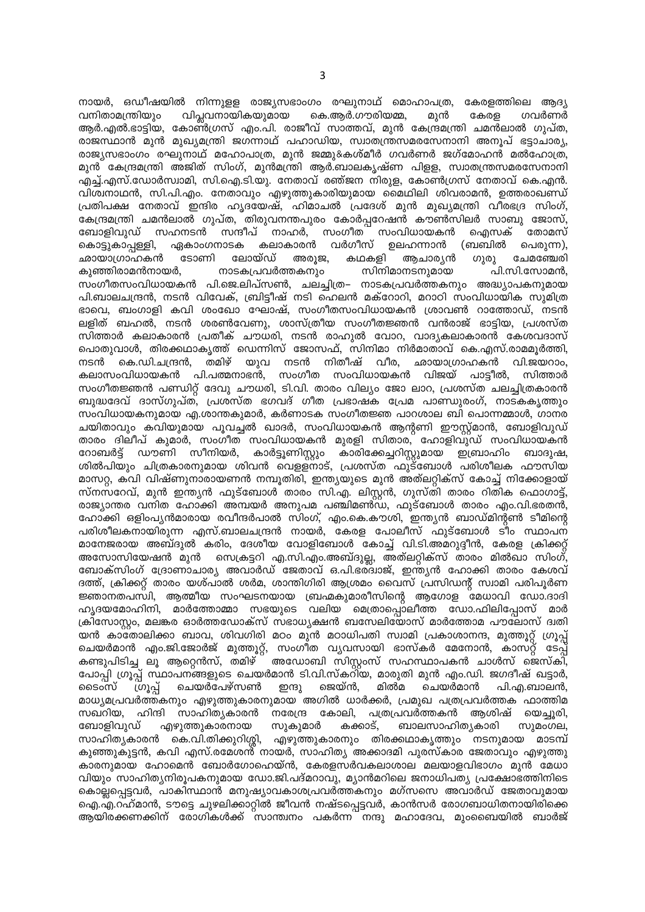നായർ, ഒഡീഷയിൽ നിന്നുള്ള രാജ്യസഭാംഗം രഘുനാഥ് മൊഹാപത്ര, കേരളത്തിലെ ആദ്യ വനിതാമന്ത്രിയും വിപ്ലവനായികയുമായ കെ.ആർ.ഗൗരിയമ്മ, മുൻ കേരള ഗവർണർ ആർ.എൽ.ഭാട്ടിയ, കോൺഗ്രസ് എം.പി. രാജീവ് സാത്തവ്, മുൻ കേന്ദ്രമന്ത്രി ചമൻലാൽ ഗുപ്ത, രാജസ്ഥാൻ മുൻ മുഖ്യമന്ത്രി ജഗന്നാഥ് പഹാഡിയ, സ്വാതന്ത്ര്യസമരസേനാനി അനൂപ് ഭട്ടാചാര്യ, രാജ്യസഭാംഗം രഘുനാഥ് മഹോപാത്ര, മുൻ ജമ്മു&കശ്മീർ ഗവർണർ ജഗ്മോഹൻ മൽഹോത്ര, മുൻ കേന്ദ്രമന്ത്രി അജിത് സിംഗ്, മുൻമന്ത്രി ആർ.ബാലകൃഷ്ണ പിള്ള, സ്വാതന്ത്ര്യസമരസേനാനി എച്ച്.എസ്.ഡോർസ്വാമി, സി.ഐ.ടി.യു. നേതാവ് രഞ്ജന നിരുള, കോൺഗ്രസ് നേതാവ് കെ.എൻ. വിശ്വനാഥൻ, സി.പി.എം. നേതാവും എഴുത്തുകാരിയുമായ മൈഥിലി ശിവരാമൻ, ഉത്തരാഖണ്ഡ് പ്രതിപക്ഷ നേതാവ് ഇന്ദിര ഹൃദയേഷ്, ഹിമാചൽ പ്രദേശ് മുൻ മുഖ്യമന്ത്രി വീരഭദ്ര സിംഗ്, കേന്ദ്രമന്ത്രി ചമൻലാൽ ഗുപ്ത, തിരുവനന്തപുരം കോർപ്പറേഷൻ കൗൺസിലർ സാബു ജോസ്, ബോളിവുഡ് സഹനടൻ സന്ദീപ് നാഹർ, സംഗീത സംവിധായകൻ ഐസക് തോമസ് കൊട്ടുകാപ്പള്ളി, ഏകാംഗനാടക കലാകാരൻ വർഗീസ് ഉലഹന്നാൻ (ബബിൽ പെരുന്ന), ഛായാഗ്രാഹകൻ ടോണി ലോയ്ഡ് അരൂജ, കഥകളി ആചാര്യൻ ഗുരു ചേമഞ്ചേരി കുഞ്ഞിരാമൻനായർ, നാടകപ്രവർത്തകനും സിനിമാനടനുമായ പി.സി.സോമൻ, സംഗീതസംവിധായകൻ പി.ജെ.ലിപ്സൺ, ചലച്ചിത്ര– നാടകപ്രവർത്തകനും അദ്ധ്യാപകനുമായ പി.ബാലചന്ദ്രൻ, നടൻ വിവേക്, ബ്രിട്ടീഷ് നടി ഹെലൻ മക്റോറി, മറാഠി സംവിധായിക സുമിത്ര ഭാവെ, ബംഗാളി കവി ശംഖോ ഘോഷ്, സംഗീതസംവിധായകൻ ശ്രാവൺ റാത്തോഡ്, നടൻ ലളിത് ബഹൽ, നടൻ ശരൺവേണു, ശാസ്ത്രീയ സംഗീതജ്ഞൻ വൻരാജ് ഭാട്ടിയ, പ്രശസ്ത സിത്താർ കലാകാരൻ പ്രതീക് ചൗധരി, നടൻ രാഹുൽ വോറ, വാദ്യകലാകാരൻ കേശവദാസ് പൊതുവാൾ, തിരക്കഥാകൃത്ത് ഡെന്നിസ് ജോസഫ്, സിനിമാ നിർമാതാവ് കെ.എസ്.രാമമൂർത്തി, നടൻ കെ.ഡി.ചന്ദ്രൻ, തമിഴ് യുവ നടൻ നിതീഷ് വീര, ഛായാഗ്രാഹകൻ വി.ജയറാം, കലാസംവിധായകൻ പി.പത്മനാഭൻ, സംഗീത സംവിധായകൻ വിജയ് പാട്ടീൽ, സിത്താർ സംഗീതജ്ഞൻ പണ്ഡിറ്റ് ദേവു ചൗധരി, ടി.വി. താരം വില്യം ജോ ലാറ, പ്രശസ്ത ചലച്ചിത്രകാരൻ ബുദ്ധദേവ് ദാസ്ഗുപ്ത, പ്രശസ്ത ഭഗവദ് ഗീത പ്രഭാഷക പ്രേമ പാണ്ഡുരംഗ്, നാടകകൃത്തും സംവിധായകനുമായ എ.ശാന്തകുമാർ, കർണാടക സംഗീതജ്ഞ പാറശാല ബി പൊന്നമ്മാൾ, ഗാനര ചയിതാവും കവിയുമായ പൂവച്ചൽ ഖാദർ, സംവിധായകൻ ആന്റണി ഈസ്റ്റ്മാൻ, ബോളിവുഡ് താരം ദിലീപ് കുമാർ, സംഗീത സംവിധായകൻ മുരളി സിതാര, ഹോളിവുഡ് സംവിധായകൻ റോബർട്ട് ഡൗണി സീനിയർ, കാർട്ടൂണിസ്റ്റും കാരിക്കേച്ചറിസ്റ്റുമായ ഇബ്രാഹിം ബാദുഷ, ശിൽപിയും ചിത്രകാരനുമായ ശിവൻ വെള്ളനാട്, പ്രശസ്ത ഫുട്ബോൾ പരിശീലക ഫൗസിയ മാസറ്റ, കവി വിഷ്ണുനാരായണൻ നമ്പൂതിരി, ഇന്ത്യയുടെ മുൻ അത്‌ലറ്റിക്സ് കോച്ച് നിക്കോളായ് സ്നസറേവ്, മുൻ ഇന്ത്യൻ ഫുട്ബോൾ താരം സി.എ. ലിസ്റ്റൻ, ഗുസ്തി താരം റിതിക ഫൊഗാട്ട്, രാജ്യാന്തര വനിത ഹോക്കി അമ്പയർ അനുപമ പഞ്ചിമണ്ഡ, ഫുട്ബോൾ താരം എം.വി.ഭരതൻ, ഹോക്കി ഒളിംപ്യൻമാരായ രവീന്ദർപാൽ സിംഗ്, എം.കെ.കൗശി, ഇന്ത്യൻ ബാഡ്മിന്റൺ ടീമിന്റെ പരിശീലകനായിരുന്ന എസ്.ബാലചന്ദ്രൻ നായർ, കേരള പോലീസ് ഫുട്ബോൾ ടീം സ്ഥാപന മാനേജരായ അബ്ദുൽ കരിം, ദേശീയ വോളിബോൾ കോച്ച് വി.ടി.അമറുദ്ദീൻ, കേരള ക്രിക്കറ്റ് അസോസിയേഷൻ മുൻ സെക്രട്ടറി എ.സി.എം.അബ്ദുല്ല, അത്‌ലറ്റിക്സ് താരം മിൽഖാ സിംഗ്, ബോക്സിംഗ് ദ്രോണാചാര്യ അവാർഡ് ജേതാവ് ഒ.പി.ഭരദ്വാജ്, ഇന്ത്യൻ ഹോക്കി താരം കേശവ് ദത്ത്, ക്രിക്കറ്റ് താരം യശ്പാൽ ശർമ, ശാന്തിഗിരി ആശ്രമം വൈസ് പ്രസിഡന്റ് സ്വാമി പരിപൂർണ ജ്ഞാനതപസ്വി, ആത്മീയ സംഘടനയായ ബ്രഹ്മകുമാരീസിന്റെ ആഗോള മേധാവി ഡോ.ദാദി ഹൃദയമോഹിനി, മാർത്തോമ്മാ സഭയുടെ വലിയ മെത്രാപ്പൊലീത്ത ഡോ.ഫിലിപ്പോസ് മാർ ക്രിസോസ്റ്റം, മലങ്കര ഓർത്തഡോക്സ് സഭാധ്യക്ഷൻ ബസേലിയോസ് മാർത്തോമ പൗലോസ് ദ്വതി യൻ കാതോലിക്കാ ബാവ, ശിവഗിരി മഠം മുൻ മഠാധിപതി സ്വാമി പ്രകാശാനന്ദ, മുത്തൂറ്റ് ഗ്രൂപ്പ് ചെയർമാൻ എം.ജി.ജോർജ് മുത്തൂറ്റ്, സംഗീത വ്യവസായി ഭാസ്കർ മേനോൻ, കാസറ്റ് ടേപ്പ് കണ്ടുപിടിച്ച ലൂ ആറ്റെൻസ്, തമിഴ് അഡോബി സിസ്റ്റംസ് സഹസ്ഥാപകൻ ചാൾസ് ജെസ്കി, പോപ്പി ഗ്രൂപ്പ് സ്ഥാപനങ്ങളുടെ ചെയർമാൻ ടി.വി.സ്കറിയ, മാരുതി മുൻ എം.ഡി. ജഗദീഷ് ഖട്ടാർ, ടൈംസ് ഗ്രൂപ്പ് ചെയർപേഴ്സൺ ഇന്ദു ജെയ്ൻ, മിൽമ ചെയർമാൻ പി.എ.ബാലൻ, മാധ്യമപ്രവർത്തകനും എഴുത്തുകാരനുമായ അഗിൽ ധാർക്കർ, പ്രമുഖ പത്രപ്രവർത്തക ഫാത്തിമ സഖറിയ, ഹിന്ദി സാഹിത്യകാരൻ നരേന്ദ്ര കോലി, പത്രപ്രവർത്തകൻ ആശിഷ് യെച്ചൂരി, ബോളിവുഡ് എഴുത്തുകാരനായ സുകുമാർ കക്കാട്, ബാലസാഹിത്യകാരി സുമംഗല, സാഹിത്യകാരൻ കെ.വി.തിക്കുറിശ്ശി, എഴുത്തുകാരനും തിരക്കഥാകൃത്തും നടനുമായ മാടമ്പ് കുഞ്ഞുകുട്ടൻ, കവി എസ്.രമേശൻ നായർ, സാഹിത്യ അക്കാദമി പുരസ്കാര ജേതാവും എഴുത്തു കാരനുമായ ഹോമെൻ ബോർഗോഹെയ്ൻ, കേരളസർവകലാശാല മലയാളവിഭാഗം മുൻ മേധാ വിയും സാഹിത്യനിരൂപകനുമായ ഡോ.ജി.പദ്മറാവു, മ്യാൻമറിലെ ജനാധിപത്യ പ്രക്ഷോഭത്തിനിടെ കൊല്ലപ്പെട്ടവർ, പാകിസ്ഥാൻ മനുഷ്യാവകാശപ്രവർത്തകനും മഗ്സസെ അവാർഡ് ജേതാവുമായ ഐ.എ.റഹ്മാൻ, ടൗട്ടെ ചുഴലിക്കാറ്റിൽ ജീവൻ നഷ്ടപ്പെട്ടവർ, കാൻസർ രോഗബാധിതനായിരിക്കെ ആയിരക്കണക്കിന് രോഗികൾക്ക് സാന്ത്വനം പകർന്ന നന്ദു മഹാദേവ, മുംബൈയിൽ ബാർജ്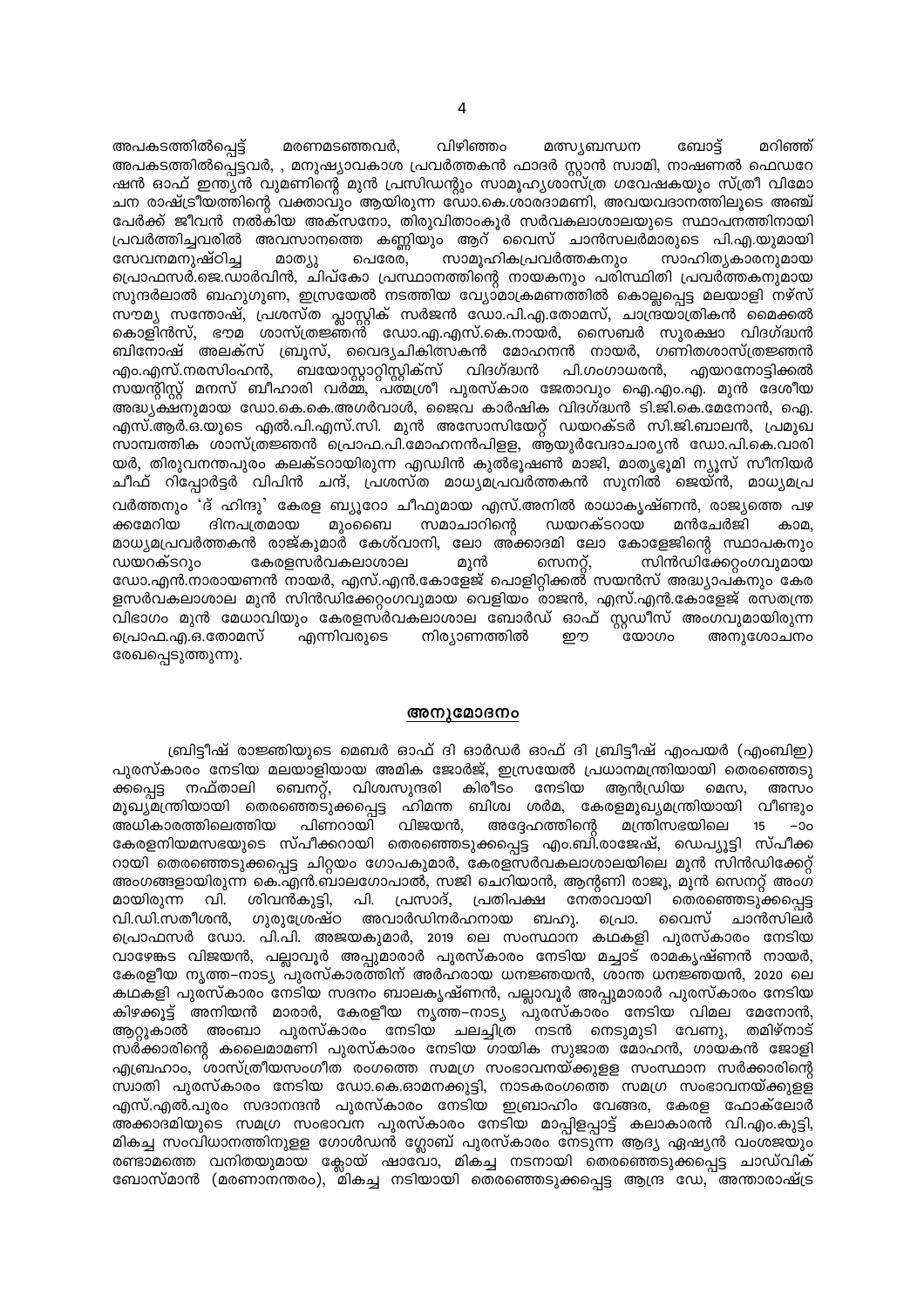അപകടത്തിൽപ്പെട്ട് മരണമടഞ്ഞവർ, വിഴിഞ്ഞം മത്സ്യബന്ധന ബോട്ട് മറിഞ്ഞ് അപകടത്തിൽപ്പെട്ടവർ, , മനുഷ്യാവകാശ പ്രവർത്തകൻ ഫാദർ സ്റ്റാൻ സ്വാമി, നാഷണൽ ഫെഡറേഷൻ ഓഫ് ഇന്ത്യൻ വുമണിന്റെ മുൻ പ്രസിഡന്റും സാമൂഹ്യശാസ്ത്ര ഗവേഷകയും സ്ത്രീ വിമോചന രാഷ്ട്രീയത്തിന്റെ വക്താവും ആയിരുന്ന ഡോ.കെ.ശാരദാമണി, അവയവദാനത്തിലൂടെ അഞ്ച് പേർക്ക് ജീവൻ നൽകിയ അക്സനോ, തിരുവിതാംകൂർ സർവകലാശാലയുടെ സ്ഥാപനത്തിനായി പ്രവർത്തിച്ചവരിൽ അവസാനത്തെ കണ്ണിയും ആറ് വൈസ് ചാൻസലർമാരുടെ പി.എ.യുമായി സേവനമനുഷ്ഠിച്ച മാത്യു പെരേര, സാമൂഹികപ്രവർത്തകനും സാഹിത്യകാരനുമായ പ്രൊഫസർ.ജെ.ഡാർവിൻ, ചിപ്കോ പ്രസ്ഥാനത്തിന്റെ നായകനും പരിസ്ഥിതി പ്രവർത്തകനുമായ സുന്ദർലാൽ ബഹുഗുണ, ഇസ്രയേൽ നടത്തിയ വ്യോമാക്രമണത്തിൽ കൊല്ലപ്പെട്ട മലയാളി നഴ്സ് സൗമ്യ സന്തോഷ്, പ്രശസ്ത പ്ലാസ്റ്റിക് സർജൻ ഡോ.പി.എ.തോമസ്, ചാന്ദ്രയാത്രികൻ മൈക്കൽ കൊളിൻസ്, ഭൗമ ശാസ്ത്രജ്ഞൻ ഡോ.എ.എസ്.കെ.നായർ, സൈബർ സുരക്ഷാ വിദഗ്ദ്ധൻ ബിനോഷ് അലക്സ് ബ്രൂസ്, വൈദ്യചികിത്സകൻ മോഹനൻ നായർ, ഗണിതശാസ്ത്രജ്ഞൻ എം.എസ്.നരസിംഹൻ, ബയോസ്റ്റാറ്റിസ്റ്റിക്സ് വിദഗ്ദ്ധൻ പി.ഗംഗാധരൻ, എയറനോട്ടിക്കൽ സയന്റിസ്റ്റ് മനസ് ബീഹാരി വർമ്മ, പത്മശ്രീ പുരസ്കാര ജേതാവും ഐ.എം.എ. മുൻ ദേശീയ അദ്ധ്യക്ഷനുമായ ഡോ.കെ.കെ.അഗർവാൾ, ജൈവ കാർഷിക വിദഗ്ദ്ധൻ ടി.ജി.കെ.മേനോൻ, ഐ.എസ്.ആർ.ഒ.യുടെ എൽ.പി.എസ്.സി. മുൻ അസോസിയേറ്റ് ഡയറക്ടർ സി.ജി.ബാലൻ, പ്രമുഖ സാമ്പത്തിക ശാസ്ത്രജ്ഞൻ പ്രൊഫ.പി.മോഹനൻപിള്ള, ആയുർവേദാചാര്യൻ ഡോ.പി.കെ.വാരിയർ, തിരുവനന്തപുരം കലക്ടറായിരുന്ന എഡ്വിൻ കുൽഭൂഷൺ മാജി, മാതൃഭൂമി ന്യൂസ് സീനിയർ ചീഫ് റിപ്പോർട്ടർ വിപിൻ ചന്ദ്, പ്രശസ്ത മാധ്യമപ്രവർത്തകൻ സുനിൽ ജെയ്ൻ, മാധ്യമപ്രവർത്തനും 'ദ് ഹിന്ദു' കേരള ബ്യൂറോ ചീഫുമായ എസ്.അനിൽ രാധാകൃഷ്ണൻ, രാജ്യത്തെ പഴക്കമേറിയ ദിനപത്രമായ മുംബൈ സമാചാറിന്റെ ഡയറക്ടറായ മൻചേർജി കാമ, മാധ്യമപ്രവർത്തകൻ രാജ്കുമാർ കേശ്വാനി, ലോ അക്കാദമി ലോ കോളേജിന്റെ സ്ഥാപകനും ഡയറക്ടറും കേരളസർവകലാശാല മുൻ സെനറ്റ്, സിൻഡിക്കേറ്റംഗവുമായ ഡോ.എൻ.നാരായണൻ നായർ, എസ്.എൻ.കോളേജ് പൊളിറ്റിക്കൽ സയൻസ് അദ്ധ്യാപകനും കേരളസർവകലാശാല മുൻ സിൻഡിക്കേറ്റംഗവുമായ വെളിയം രാജൻ, എസ്.എൻ.കോളേജ് രസതന്ത്ര വിഭാഗം മുൻ മേധാവിയും കേരളസർവകലാശാല ബോർഡ് ഓഫ് സ്റ്റഡീസ് അംഗവുമായിരുന്ന പ്രൊഫ.എ.ഒ.തോമസ് എന്നിവരുടെ നിര്യാണത്തിൽ ഈ യോഗം അനുശോചനം രേഖപ്പെടുത്തുന്നു.

## അനുമോദനം

ബ്രിട്ടീഷ് രാജ്ഞിയുടെ മെമ്പർ ഓഫ് ദി ഓർഡർ ഓഫ് ദി ബ്രിട്ടീഷ് എംപയർ (എംബിഇ) പുരസ്കാരം നേടിയ മലയാളിയായ അമിക ജോർജ്, ഇസ്രയേൽ പ്രധാനമന്ത്രിയായി തെരഞ്ഞെടുക്കപ്പെട്ട നഫ്താലി ബെനറ്റ്, വിശ്വസുന്ദരി കിരീടം നേടിയ ആൻഡ്രിയ മെസ, അസം മുഖ്യമന്ത്രിയായി തെരഞ്ഞെടുക്കപ്പെട്ട ഹിമന്ത ബിശ്വ ശർമ, കേരളമുഖ്യമന്ത്രിയായി വീണ്ടും അധികാരത്തിലെത്തിയ പിണറായി വിജയൻ, അദ്ദേഹത്തിന്റെ മന്ത്രിസഭയിലെ 15 –ാം കേരളനിയമസഭയുടെ സ്പീക്കറായി തെരഞ്ഞെടുക്കപ്പെട്ട എം.ബി.രാജേഷ്, ഡെപ്യൂട്ടി സ്പീക്കറായി തെരഞ്ഞെടുക്കപ്പെട്ട ചിറ്റയം ഗോപകുമാർ, കേരളസർവകലാശാലയിലെ മുൻ സിൻഡിക്കേറ്റ് അംഗങ്ങളായിരുന്ന കെ.എൻ.ബാലഗോപാൽ, സജി ചെറിയാൻ, ആന്റണി രാജു, മുൻ സെനറ്റ് അംഗമായിരുന്ന വി. ശിവൻകുട്ടി, പി. പ്രസാദ്, പ്രതിപക്ഷ നേതാവായി തെരഞ്ഞെടുക്കപ്പെട്ട വി.ഡി.സതീശൻ, ഗുരുശ്രേഷ്ഠ അവാർഡിനർഹനായ ബഹു. പ്രൊ. വൈസ് ചാൻസിലർ പ്രൊഫസർ ഡോ. പി.പി. അജയകുമാർ, 2019 ലെ സംസ്ഥാന കഥകളി പുരസ്കാരം നേടിയ വാഴേങ്കട വിജയൻ, പല്ലാവൂർ അപ്പുമാരാർ പുരസ്കാരം നേടിയ മച്ചാട് രാമകൃഷ്ണൻ നായർ, കേരളീയ നൃത്ത–നാട്യ പുരസ്കാരത്തിന് അർഹരായ ധനഞ്ജയൻ, ശാന്ത ധനഞ്ജയൻ, 2020 ലെ കഥകളി പുരസ്കാരം നേടിയ സദനം ബാലകൃഷ്ണൻ, പല്ലാവൂർ അപ്പുമാരാർ പുരസ്കാരം നേടിയ കിഴക്കൂട്ട് അനിയൻ മാരാർ, കേരളീയ നൃത്ത–നാട്യ പുരസ്കാരം നേടിയ വിമല മേനോൻ, ആറ്റുകാൽ അംബാ പുരസ്കാരം നേടിയ ചലച്ചിത്ര നടൻ നെടുമുടി വേണു, തമിഴ്നാട് സർക്കാരിന്റെ കലൈമാമണി പുരസ്കാരം നേടിയ ഗായിക സുജാത മോഹൻ, ഗായകൻ ജോളി എബ്രഹാം, ശാസ്ത്രീയസംഗീത രംഗത്തെ സമഗ്ര സംഭാവനയ്ക്കുള്ള സംസ്ഥാന സർക്കാരിന്റെ സ്വാതി പുരസ്കാരം നേടിയ ഡോ.കെ.ഓമനക്കുട്ടി, നാടകരംഗത്തെ സമഗ്ര സംഭാവനയ്ക്കുള്ള എസ്.എൽ.പുരം സദാനന്ദൻ പുരസ്കാരം നേടിയ ഇബ്രാഹിം വേങ്ങര, കേരള ഫോക്‌ലോർ അക്കാദമിയുടെ സമഗ്ര സംഭാവന പുരസ്കാരം നേടിയ മാപ്പിളപ്പാട്ട് കലാകാരൻ വി.എം.കുട്ടി, മികച്ച സംവിധാനത്തിനുള്ള ഗോൾഡൻ ഗ്ലോബ് പുരസ്കാരം നേടുന്ന ആദ്യ ഏഷ്യൻ വംശജയും രണ്ടാമത്തെ വനിതയുമായ ക്ലോയ് ഷാവോ, മികച്ച നടനായി തെരഞ്ഞെടുക്കപ്പെട്ട ചാഡ്‌വിക് ബോസ്മാൻ (മരണാനന്തരം), മികച്ച നടിയായി തെരഞ്ഞെടുക്കപ്പെട്ട ആന്ദ്ര ഡേ, അന്താരാഷ്ട്ര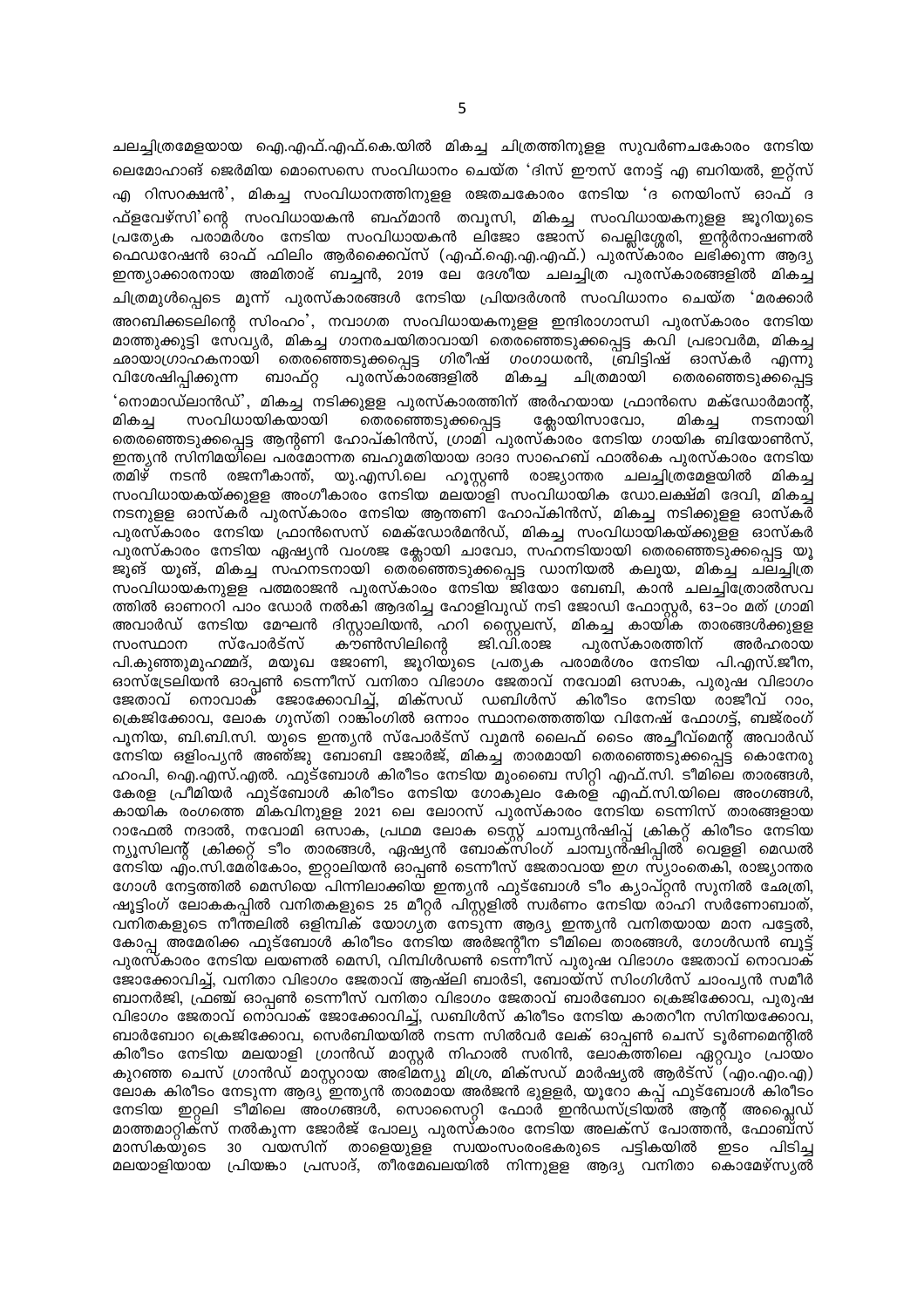ചലച്ചിത്രമേളയായ ഐ.എഫ്.എഫ്.കെ.യിൽ മികച്ച ചിത്രത്തിനുള്ള സുവർണചകോരം നേടിയ ലെമോഹാങ് ജെർമിയ മൊസെസെ സംവിധാനം ചെയ്ത 'ദിസ് ഈസ് നോട്ട് എ ബറിയൽ, ഇറ്റ്സ് എ റിസറക്ഷൻ', മികച്ച സംവിധാനത്തിനുള്ള രജതചകോരം നേടിയ 'ദ നെയിംസ് ഓഫ് ദ ഫ്ളവേഴ്സി'ന്റെ സംവിധായകൻ ബഹ്മാൻ തവൂസി, മികച്ച സംവിധായകനുള്ള ജൂറിയുടെ പ്രത്യേക പരാമർശം നേടിയ സംവിധായകൻ ലിജോ ജോസ് പെല്ലിശ്ശേരി, ഇന്റർനാഷണൽ ഫെഡറേഷൻ ഓഫ് ഫിലിം ആർക്കൈവ്സ് (എഫ്.ഐ.എ.എഫ്.) പുരസ്കാരം ലഭിക്കുന്ന ആദ്യ ഇന്ത്യാക്കാരനായ അമിതാഭ് ബച്ചൻ, 2019 ലെ ദേശീയ ചലച്ചിത്ര പുരസ്കാരങ്ങളിൽ മികച്ച ചിത്രമുൾപ്പെടെ മൂന്ന് പുരസ്കാരങ്ങൾ നേടിയ പ്രിയദർശൻ സംവിധാനം ചെയ്ത 'മരക്കാർ അറബിക്കടലിന്റെ സിംഹം', നവാഗത സംവിധായകനുള്ള ഇന്ദിരാഗാന്ധി പുരസ്കാരം നേടിയ മാത്തുക്കുട്ടി സേവ്യർ, മികച്ച ഗാനരചയിതാവായി തെരഞ്ഞെടുക്കപ്പെട്ട കവി പ്രഭാവർമ, മികച്ച ഛായാഗ്രാഹകനായി തെരഞ്ഞെടുക്കപ്പെട്ട ഗിരീഷ് ഗംഗാധരൻ, ബ്രിട്ടിഷ് ഓസ്കർ എന്നു വിശേഷിപ്പിക്കുന്ന ബാഫ്റ്റ പുരസ്കാരങ്ങളിൽ മികച്ച ചിത്രമായി തെരഞ്ഞെടുക്കപ്പെട്ട 'നൊമാഡ്‌ലാൻഡ്', മികച്ച നടിക്കുള്ള പുരസ്കാരത്തിന് അർഹയായ ഫ്രാൻസെ മക്ഡോർമാന്റ്, മികച്ച സംവിധായികയായി തെരഞ്ഞെടുക്കപ്പെട്ട ക്ലോയിസാവോ, മികച്ച നടനായി തെരഞ്ഞെടുക്കപ്പെട്ട ആന്റണി ഹോപ്കിൻസ്, ഗ്രാമി പുരസ്കാരം നേടിയ ഗായിക ബിയോൺസ്, ഇന്ത്യൻ സിനിമയിലെ പരമോന്നത ബഹുമതിയായ ദാദാ സാഹെബ് ഫാൽകെ പുരസ്കാരം നേടിയ തമിഴ് നടൻ രജനീകാന്ത്, യു.എസി.ലെ ഹൂസ്റ്റൺ രാജ്യാന്തര ചലച്ചിത്രമേളയിൽ മികച്ച സംവിധായകയ്ക്കുള്ള അംഗീകാരം നേടിയ മലയാളി സംവിധായിക ഡോ.ലക്ഷ്മി ദേവി, മികച്ച നടനുള്ള ഓസ്കർ പുരസ്കാരം നേടിയ ആന്തണി ഹോപ്കിൻസ്, മികച്ച നടിക്കുള്ള ഓസ്കർ പുരസ്കാരം നേടിയ ഫ്രാൻസെസ് മെക്ഡോർമൻഡ്, മികച്ച സംവിധായികയ്ക്കുള്ള ഓസ്കർ പുരസ്കാരം നേടിയ ഏഷ്യൻ വംശജ ക്ലോയി ചാവോ, സഹനടിയായി തെരഞ്ഞെടുക്കപ്പെട്ട യൂ ജൂങ് യൂങ്, മികച്ച സഹനടനായി തെരഞ്ഞെടുക്കപ്പെട്ട ഡാനിയൽ കലൂയ, മികച്ച ചലച്ചിത്ര സംവിധായകനുള്ള പത്മരാജൻ പുരസ്കാരം നേടിയ ജിയോ ബേബി, കാൻ ചലച്ചിത്രോത്സവ ത്തിൽ ഓണററി പാം ഡോർ നൽകി ആദരിച്ച ഹോളിവുഡ് നടി ജോഡി ഫോസ്റ്റർ, 63–ാം മത് ഗ്രാമി അവാർഡ് നേടിയ മേഘൻ ദിസ്റ്റാലിയൻ, ഹറി സ്റ്റൈലസ്, മികച്ച കായിക താരങ്ങൾക്കുള്ള സംസ്ഥാന സ്പോർട്സ് കൗൺസിലിന്റെ ജി.വി.രാജ പുരസ്കാരത്തിന് അർഹരായ പി.കുഞ്ഞുമുഹമ്മദ്, മയൂഖ ജോണി, ജൂറിയുടെ പ്രത്യക പരാമർശം നേടിയ പി.എസ്.ജീന, ഓസ്ട്രേലിയൻ ഓപ്പൺ ടെന്നീസ് വനിതാ വിഭാഗം ജേതാവ് നവോമി ഒസാക, പുരുഷ വിഭാഗം ജേതാവ് നൊവാക് ജോക്കോവിച്ച്, മിക്സഡ് ഡബിൾസ് കിരീടം നേടിയ രാജീവ് റാം, ക്രെജിക്കോവ, ലോക ഗുസ്തി റാങ്കിംഗിൽ ഒന്നാം സ്ഥാനത്തെത്തിയ വിനേഷ് ഫോഗട്ട്, ബജ്രംഗ് പൂനിയ, ബി.ബി.സി. യുടെ ഇന്ത്യൻ സ്പോർട്സ് വുമൻ ലൈഫ് ടൈം അച്ചീവ്മെന്റ് അവാർഡ് നേടിയ ഒളിംപ്യൻ അഞ്ജു ബോബി ജോർജ്, മികച്ച താരമായി തെരഞ്ഞെടുക്കപ്പെട്ട കൊനേരു ഹംപി, ഐ.എസ്.എൽ. ഫുട്ബോൾ കിരീടം നേടിയ മുംബൈ സിറ്റി എഫ്.സി. ടീമിലെ താരങ്ങൾ, കേരള പ്രീമിയർ ഫുട്ബോൾ കിരീടം നേടിയ ഗോകുലം കേരള എഫ്.സി.യിലെ അംഗങ്ങൾ, കായിക രംഗത്തെ മികവിനുള്ള 2021 ലെ ലോറസ് പുരസ്കാരം നേടിയ ടെന്നിസ് താരങ്ങളായ റാഫേൽ നദാൽ, നവോമി ഒസാക, പ്രഥമ ലോക ടെസ്റ്റ് ചാമ്പ്യൻഷിപ്പ് ക്രിക്കറ്റ് കിരീടം നേടിയ ന്യൂസിലന്റ് ക്രിക്കറ്റ് ടീം താരങ്ങൾ, ഏഷ്യൻ ബോക്സിംഗ് ചാമ്പ്യൻഷിപ്പിൽ വെള്ളി മെഡൽ നേടിയ എം.സി.മേരികോം, ഇറ്റാലിയൻ ഓപ്പൺ ടെന്നീസ് ജേതാവായ ഇഗ സ്യാംതെകി, രാജ്യാന്തര ഗോൾ നേട്ടത്തിൽ മെസിയെ പിന്നിലാക്കിയ ഇന്ത്യൻ ഫുട്ബോൾ ടീം ക്യാപ്റ്റൻ സുനിൽ ഛേത്രി, ഷൂട്ടിംഗ് ലോകകപ്പിൽ വനിതകളുടെ 25 മീറ്റർ പിസ്റ്റളിൽ സ്വർണം നേടിയ രാഹി സർണോബാത്, വനിതകളുടെ നീന്തലിൽ ഒളിമ്പിക് യോഗ്യത നേടുന്ന ആദ്യ ഇന്ത്യൻ വനിതയായ മാന പട്ടേൽ, കോപ്പ അമേരിക്ക ഫുട്ബോൾ കിരീടം നേടിയ അർജന്റീന ടീമിലെ താരങ്ങൾ, ഗോൾഡൻ ബൂട്ട് പുരസ്കാരം നേടിയ ലയണൽ മെസി, വിമ്പിൾഡൺ ടെന്നീസ് പുരുഷ വിഭാഗം ജേതാവ് നൊവാക് ജോക്കോവിച്ച്, വനിതാ വിഭാഗം ജേതാവ് ആഷ്‌ലി ബാർടി, ബോയ്സ് സിംഗിൾസ് ചാംപ്യൻ സമീർ ബാനർജി, ഫ്രഞ്ച് ഓപ്പൺ ടെന്നീസ് വനിതാ വിഭാഗം ജേതാവ് ബാർബോറ ക്രെജിക്കോവ, പുരുഷ വിഭാഗം ജേതാവ് നൊവാക് ജോക്കോവിച്ച്, ഡബിൾസ് കിരീടം നേടിയ കാതറീന സിനിയക്കോവ, ബാർബോറ ക്രെജിക്കോവ, സെർബിയയിൽ നടന്ന സിൽവർ ലേക് ഓപ്പൺ ചെസ് ടൂർണമെന്റിൽ കിരീടം നേടിയ മലയാളി ഗ്രാൻഡ് മാസ്റ്റർ നിഹാൽ സരിൻ, ലോകത്തിലെ ഏറ്റവും പ്രായം കുറഞ്ഞ ചെസ് ഗ്രാൻഡ് മാസ്റ്ററായ അഭിമന്യു മിശ്ര, മിക്സഡ് മാർഷ്യൽ ആർട്സ് (എം.എം.എ) ലോക കിരീടം നേടുന്ന ആദ്യ ഇന്ത്യൻ താരമായ അർജൻ ഭുള്ളർ, യൂറോ കപ്പ് ഫുട്ബോൾ കിരീടം നേടിയ ഇറ്റലി ടീമിലെ അംഗങ്ങൾ, സൊസൈറ്റി ഫോർ ഇൻഡസ്ട്രിയൽ ആന്റ് അപ്ലൈഡ് മാത്തമാറ്റിക്സ് നൽകുന്ന ജോർജ് പോല്യ പുരസ്കാരം നേടിയ അലക്സ് പോത്തൻ, ഫോബ്സ് മാസികയുടെ 30 വയസിന് താഴെയുള്ള സ്വയംസംരംഭകരുടെ പട്ടികയിൽ ഇടം പിടിച്ച മലയാളിയായ പ്രിയങ്കാ പ്രസാദ്, തീരമേഖലയിൽ നിന്നുള്ള ആദ്യ വനിതാ കൊമേഴ്സ്യൽ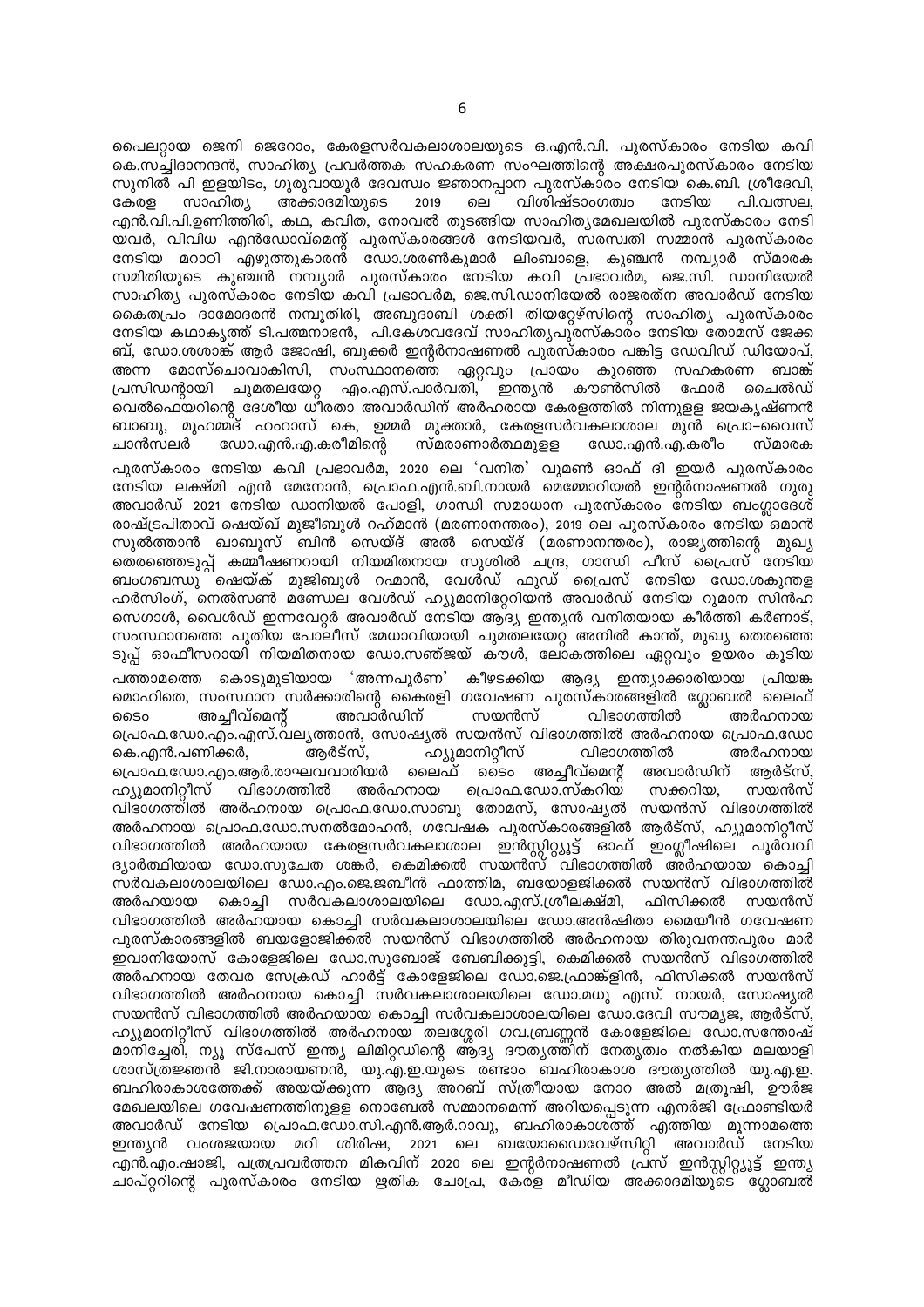പൈലറ്റായ ജെനി ജെറോം, കേരളസർവകലാശാലയുടെ ഒ.എൻ.വി. പുരസ്കാരം നേടിയ കവി കെ.സച്ചിദാനന്ദൻ, സാഹിത്യ പ്രവർത്തക സഹകരണ സംഘത്തിന്റെ അക്ഷരപുരസ്കാരം നേടിയ സുനിൽ പി ഇളയിടം, ഗുരുവായൂർ ദേവസ്വം ജ്ഞാനപ്പാന പുരസ്കാരം നേടിയ കെ.ബി. ശ്രീദേവി, കേരള സാഹിത്യ അക്കാദമിയുടെ 2019 ലെ വിശിഷ്ടാംഗത്വം നേടിയ പി.വത്സല, എൻ.വി.പി.ഉണിത്തിരി, കഥ, കവിത, നോവൽ തുടങ്ങിയ സാഹിത്യമേഖലയിൽ പുരസ്കാരം നേടി യവർ, വിവിധ എൻഡോവ്മെന്റ് പുരസ്കാരങ്ങൾ നേടിയവർ, സരസ്വതി സമ്മാൻ പുരസ്കാരം നേടിയ മറാഠി എഴുത്തുകാരൻ ഡോ.ശരൺകുമാർ ലിംബാളെ, കുഞ്ചൻ നമ്പ്യാർ സ്മാരക സമിതിയുടെ കുഞ്ചൻ നമ്പ്യാർ പുരസ്കാരം നേടിയ കവി പ്രഭാവർമ, ജെ.സി. ഡാനിയേൽ സാഹിത്യ പുരസ്കാരം നേടിയ കവി പ്രഭാവർമ, ജെ.സി.ഡാനിയേൽ രാജരത്ന അവാർഡ് നേടിയ കൈതപ്രം ദാമോദരൻ നമ്പൂതിരി, അബുദാബി ശക്തി തിയറ്റേഴ്സിന്റെ സാഹിത്യ പുരസ്കാരം നേടിയ കഥാകൃത്ത് ടി.പത്മനാഭൻ, പി.കേശവദേവ് സാഹിത്യപുരസ്കാരം നേടിയ തോമസ് ജേക്ക ബ്, ഡോ.ശശാങ്ക് ആർ ജോഷി, ബുക്കർ ഇന്റർനാഷണൽ പുരസ്കാരം പങ്കിട്ട ഡേവിഡ് ഡിയോപ്, അന്ന മോസ്ചൊവാകിസി, സംസ്ഥാനത്തെ ഏറ്റവും പ്രായം കുറഞ്ഞ സഹകരണ ബാങ്ക് പ്രസിഡന്റായി ചുമതലയേറ്റ എം.എസ്.പാർവതി, ഇന്ത്യൻ കൗൺസിൽ ഫോർ ചൈൽഡ് വെൽഫെയറിന്റെ ദേശീയ ധീരതാ അവാർഡിന് അർഹരായ കേരളത്തിൽ നിന്നുള്ള ജയകൃഷ്ണൻ ബാബു, മുഹമ്മദ് ഹംറാസ് കെ, ഉമ്മർ മുക്താർ, കേരളസർവകലാശാല മുൻ പ്രൊ–വൈസ് ചാൻസലർ ഡോ.എൻ.എ.കരീമിന്റെ സ്മരാണാർത്ഥമുള്ള ഡോ.എൻ.എ.കരീം സ്മാരക പുരസ്കാരം നേടിയ കവി പ്രഭാവർമ, 2020 ലെ 'വനിത' വുമൺ ഓഫ് ദി ഇയർ പുരസ്കാരം നേടിയ ലക്ഷ്മി എൻ മേനോൻ, പ്രൊഫ.എൻ.ബി.നായർ മെമ്മോറിയൽ ഇന്റർനാഷണൽ ഗുരു അവാർഡ് 2021 നേടിയ ഡാനിയൽ പോളി, ഗാന്ധി സമാധാന പുരസ്കാരം നേടിയ ബംഗ്ലാദേശ് രാഷ്ട്രപിതാവ് ഷെയ്ഖ് മുജീബുൾ റഹ്മാൻ (മരണാനന്തരം), 2019 ലെ പുരസ്കാരം നേടിയ ഒമാൻ സുൽത്താൻ ഖാബൂസ് ബിൻ സെയ്ദ് അൽ സെയ്ദ് (മരണാനന്തരം), രാജ്യത്തിന്റെ മുഖ്യ തെരഞ്ഞെടുപ്പ് കമ്മീഷണറായി നിയമിതനായ സുശിൽ ചന്ദ്ര, ഗാന്ധി പീസ് പ്രൈസ് നേടിയ ബംഗബന്ധു ഷെയ്ക് മുജിബുൾ റഹ്മാൻ, വേൾഡ് ഫുഡ് പ്രൈസ് നേടിയ ഡോ.ശകുന്തള ഹർസിംഗ്, നെൽസൺ മണ്ഡേല വേൾഡ് ഹ്യുമാനിറ്റേറിയൻ അവാർഡ് നേടിയ റുമാന സിൻഹ സെഗാൾ, വൈൾഡ് ഇന്നവേറ്റർ അവാർഡ് നേടിയ ആദ്യ ഇന്ത്യൻ വനിതയായ കീർത്തി കർണാട്, സംസ്ഥാനത്തെ പുതിയ പോലീസ് മേധാവിയായി ചുമതലയേറ്റ അനിൽ കാന്ത്, മുഖ്യ തെരഞ്ഞെ ടുപ്പ് ഓഫീസറായി നിയമിതനായ ഡോ.സഞ്ജയ് കൗൾ, ലോകത്തിലെ ഏറ്റവും ഉയരം കൂടിയ പത്താമത്തെ കൊടുമുടിയായ 'അന്നപൂർണ' കീഴടക്കിയ ആദ്യ ഇന്ത്യാക്കാരിയായ പ്രിയങ്ക മൊഹിതെ, സംസ്ഥാന സർക്കാരിന്റെ കൈരളി ഗവേഷണ പുരസ്കാരങ്ങളിൽ ഗ്ലോബൽ ലൈഫ് ടൈം അച്ചീവ്മെന്റ് അവാർഡിന് സയൻസ് വിഭാഗത്തിൽ അർഹനായ പ്രൊഫ.ഡോ.എം.എസ്.വല്യത്താൻ, സോഷ്യൽ സയൻസ് വിഭാഗത്തിൽ അർഹനായ പ്രൊഫ.ഡോ കെ.എൻ.പണിക്കർ, ആർട്സ്, ഹ്യുമാനിറ്റീസ് വിഭാഗത്തിൽ അർഹനായ പ്രൊഫ.ഡോ.എം.ആർ.രാഘവവാരിയർ ലൈഫ് ടൈം അച്ചീവ്മെന്റ് അവാർഡിന് ആർട്സ്, ഹ്യുമാനിറ്റീസ് വിഭാഗത്തിൽ അർഹനായ പ്രൊഫ.ഡോ.സ്കറിയ സക്കറിയ, സയൻസ് വിഭാഗത്തിൽ അർഹനായ പ്രൊഫ.ഡോ.സാബു തോമസ്, സോഷ്യൽ സയൻസ് വിഭാഗത്തിൽ അർഹനായ പ്രൊഫ.ഡോ.സനൽമോഹൻ, ഗവേഷക പുരസ്കാരങ്ങളിൽ ആർട്സ്, ഹ്യുമാനിറ്റീസ് വിഭാഗത്തിൽ അർഹയായ കേരളസർവകലാശാല ഇൻസ്റ്റിറ്റ്യൂട്ട് ഓഫ് ഇംഗ്ലീഷിലെ പൂർവവി ദ്യാർത്ഥിയായ ഡോ.സുചേത ശങ്കർ, കെമിക്കൽ സയൻസ് വിഭാഗത്തിൽ അർഹയായ കൊച്ചി സർവകലാശാലയിലെ ഡോ.എം.ജെ.ജബീൻ ഫാത്തിമ, ബയോളജിക്കൽ സയൻസ് വിഭാഗത്തിൽ അർഹയായ കൊച്ചി സർവകലാശാലയിലെ ഡോ.എസ്.ശ്രീലക്ഷ്മി, ഫിസിക്കൽ സയൻസ് വിഭാഗത്തിൽ അർഹയായ കൊച്ചി സർവകലാശാലയിലെ ഡോ.അൻഷിതാ മൈയീൻ ഗവേഷണ പുരസ്കാരങ്ങളിൽ ബയളോജിക്കൽ സയൻസ് വിഭാഗത്തിൽ അർഹനായ തിരുവനന്തപുരം മാർ ഇവാനിയോസ് കോളേജിലെ ഡോ.സുബോജ് ബേബിക്കുട്ടി, കെമിക്കൽ സയൻസ് വിഭാഗത്തിൽ അർഹനായ തേവര സേക്രഡ് ഹാർട്ട് കോളേജിലെ ഡോ.ജെ.ഫ്രാങ്ക്ളിൻ, ഫിസിക്കൽ സയൻസ് വിഭാഗത്തിൽ അർഹനായ കൊച്ചി സർവകലാശാലയിലെ ഡോ.മധു എസ്. നായർ, സോഷ്യൽ സയൻസ് വിഭാഗത്തിൽ അർഹയായ കൊച്ചി സർവകലാശാലയിലെ ഡോ.ദേവി സൗമ്യജ, ആർട്സ്, ഹ്യുമാനിറ്റീസ് വിഭാഗത്തിൽ അർഹനായ തലശ്ശേരി ഗവ.ബ്രണ്ണൻ കോളേജിലെ ഡോ.സന്തോഷ് മാനിച്ചേരി, ന്യൂ സ്പേസ് ഇന്ത്യ ലിമിറ്റഡിന്റെ ആദ്യ ദൗത്യത്തിന് നേതൃത്വം നൽകിയ മലയാളി ശാസ്ത്രജ്ഞൻ ജി.നാരായണൻ, യു.എ.ഇ.യുടെ രണ്ടാം ബഹിരാകാശ ദൗത്യത്തിൽ യു.എ.ഇ. ബഹിരാകാശത്തേക്ക് അയയ്ക്കുന്ന ആദ്യ അറബ് സ്ത്രീയായ നോറ അൽ മത്രൂഷി, ഊർജ മേഖലയിലെ ഗവേഷണത്തിനുള്ള നൊബേൽ സമ്മാനമെന്ന് അറിയപ്പെടുന്ന എനർജി ഫ്രോണ്ടിയർ അവാർഡ് നേടിയ പ്രൊഫ.ഡോ.സി.എൻ.ആർ.റാവു, ബഹിരാകാശത്ത് എത്തിയ മൂന്നാമത്തെ ഇന്ത്യൻ വംശജയായ മറി ശിരിഷ, 2021 ലെ ബയോഡൈവേഴ്സിറ്റി അവാർഡ് നേടിയ എൻ.എം.ഷാജി, പത്രപ്രവർത്തന മികവിന് 2020 ലെ ഇന്റർനാഷണൽ പ്രസ് ഇൻസ്റ്റിറ്റ്യൂട്ട് ഇന്ത്യ ചാപ്റ്ററിന്റെ പുരസ്കാരം നേടിയ ഋതിക ചോപ്ര, കേരള മീഡിയ അക്കാദമിയുടെ ഗ്ലോബൽ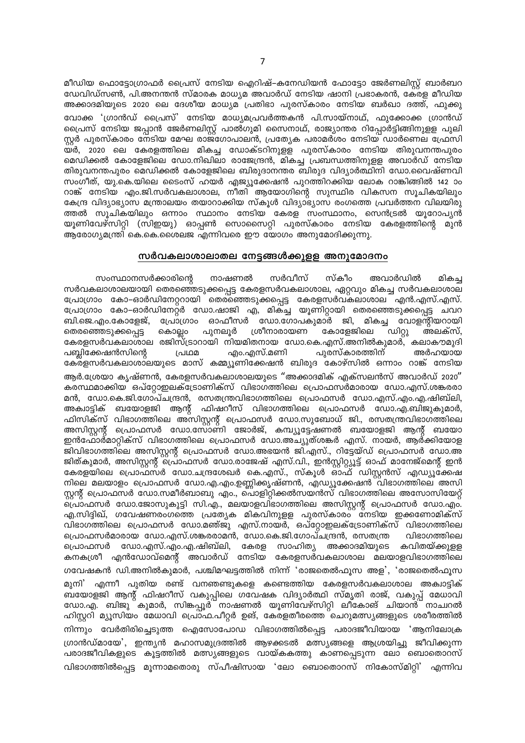മീഡിയ ഫൊട്ടോഗ്രാഫർ പ്രൈസ് നേടിയ ഐറിഷ്–കനേഡിയൻ ഫോട്ടോ ജേർണലിസ്റ്റ് ബാർബറ ഡേവിഡ്സൺ, പി.അനന്തൻ സ്മാരക മാധ്യമ അവാർഡ് നേടിയ ഷാനി പ്രഭാകരൻ, കേരള മീഡിയ അക്കാദമിയുടെ 2020 ലെ ദേശീയ മാധ്യമ പ്രതിഭാ പുരസ്കാരം നേടിയ ബർഖാ ദത്ത്, ഫുക്കു വോക്ക 'ഗ്രാൻഡ് പ്രൈസ്' നേടിയ മാധ്യമപ്രവർത്തകൻ പി.സായ്നാഥ്, ഫുക്കോക്ക ഗ്രാൻഡ് പ്രൈസ് നേടിയ ജപ്പാൻ ജേർണലിസ്റ്റ് പാൽഗുമി സൈനാഥ്, രാജ്യാന്തര റിപ്പോർട്ടിങ്ങിനുള്ള പുലി സ്റ്റർ പുരസ്കാരം നേടിയ മേഘ രാജഗോപാലൻ, പ്രത്യേക പരാമർശം നേടിയ ഡാർണെല ഫ്രേസി യർ, 2020 ലെ കേരളത്തിലെ മികച്ച ഡോക്ടറിനുള്ള പുരസ്കാരം നേടിയ തിരുവനന്തപുരം മെഡിക്കൽ കോളേജിലെ ഡോ.നിഖിലാ രാജേന്ദ്രൻ, മികച്ച പ്രബന്ധത്തിനുള്ള അവാർഡ് നേടിയ തിരുവനന്തപുരം മെഡിക്കൽ കോളേജിലെ ബിരുദാനന്തര ബിരുദ വിദ്യാർത്ഥിനി ഡോ.വൈഷ്ണവി സംഗീത്, യു.കെ.യിലെ ടൈംസ് ഹയർ എജ്യൂക്കേഷൻ പുറത്തിറക്കിയ ലോക റാങ്കിങ്ങിൽ 142 ാം റാങ്ക് നേടിയ എം.ജി.സർവകലാശാല, നീതി ആയോഗിന്റെ സുസ്ഥിര വികസന സൂചികയിലും കേന്ദ്ര വിദ്യാഭ്യാസ മന്ത്രാലയം തയാറാക്കിയ സ്കൂൾ വിദ്യാഭ്യാസ രംഗത്തെ പ്രവർത്തന വിലയിരു ത്തൽ സൂചികയിലും ഒന്നാം സ്ഥാനം നേടിയ കേരള സംസ്ഥാനം, സെൻട്രൽ യൂറോപ്യൻ യൂണിവേഴ്സിറ്റി (സിഇയു) ഓപ്പൺ സൊസൈറ്റി പുരസ്കാരം നേടിയ കേരളത്തിന്റെ മുൻ ആരോഗ്യമന്ത്രി കെ.കെ.ശൈലജ എന്നിവരെ ഈ യോഗം അനുമോദിക്കുന്നു.

## സർവകലാശാലാതല നേട്ടങ്ങൾക്കുള്ള അനുമോദനം

സംസ്ഥാനസർക്കാരിന്റെ നാഷണൽ സർവീസ് സ്കീം അവാർഡിൽ മികച്ച സർവകലാശാലയായി തെരഞ്ഞെടുക്കപ്പെട്ട കേരളസർവകലാശാല, ഏറ്റവും മികച്ച സർവകലാശാല പ്രോഗ്രാം കോ–ഓർഡിനേറ്ററായി തെരഞ്ഞെടുക്കപ്പെട്ട കേരളസർവകലാശാല എൻ.എസ്.എസ്. പ്രോഗ്രാം കോ–ഓർഡിനേറ്റർ ഡോ.ഷാജി എ, മികച്ച യൂണിറ്റായി തെരഞ്ഞെടുക്കപ്പെട്ട ചവറ ബി.ജെ.എം.കോളേജ്, പ്രോഗ്രാം ഓഫീസർ ഡോ.ഗോപകുമാർ ജി, മികച്ച വോളന്റിയറായി തെരഞ്ഞെടുക്കപ്പെട്ട കൊല്ലം പുനലൂർ ശ്രീനാരായണ കോളേജിലെ ഡിറ്റു അലക്സ്, കേരളസർവകലാശാല രജിസ്ട്രാറായി നിയമിതനായ ഡോ.കെ.എസ്.അനിൽകുമാർ, കലാകൗമുദി പബ്ലിക്കേഷൻസിന്റെ പ്രഥമ എം.എസ്.മണി പുരസ്കാരത്തിന് അർഹയായ കേരളസർവകലാശാലയുടെ മാസ് കമ്മ്യൂണിക്കേഷൻ ബിരുദ കോഴ്സിൽ ഒന്നാം റാങ്ക് നേടിയ ആർ.ശ്രേയാ കൃഷ്ണൻ, കേരളസർവകലാശാലയുടെ "അക്കാദമിക് എക്സലൻസ് അവാർഡ് 2020" കരസ്ഥമാക്കിയ ഒപ്റ്റോഇലക്ട്രോണിക്സ് വിഭാഗത്തിലെ പ്രൊഫസർമാരായ ഡോ.എസ്.ശങ്കരരാ മൻ, ഡോ.കെ.ജി.ഗോപ്ചന്ദ്രൻ, രസതന്ത്രവിഭാഗത്തിലെ പ്രൊഫസർ ഡോ.എസ്.എം.എ.ഷിബ്ലി, അക്വാട്ടിക് ബയോളജി ആന്റ് ഫിഷറീസ് വിഭാഗത്തിലെ പ്രൊഫസർ ഡോ.എ.ബിജുകുമാർ, ഫിസിക്സ് വിഭാഗത്തിലെ അസിസ്റ്റന്റ് പ്രൊഫസർ ഡോ.സുബോധ് ജി., രസതന്ത്രവിഭാഗത്തിലെ അസിസ്റ്റന്റ് പ്രൊഫസർ ഡോ.സോണി ജോർജ്, കമ്പ്യൂട്ടേഷണൽ ബയോളജി ആന്റ് ബയോ ഇൻഫോർമാറ്റിക്സ് വിഭാഗത്തിലെ പ്രൊഫസർ ഡോ.അച്യുത്ശങ്കർ എസ്. നായർ, ആർക്കിയോള ജിവിഭാഗത്തിലെ അസിസ്റ്റന്റ് പ്രൊഫസർ ഡോ.അഭയൻ ജി.എസ്., റിട്ടേയ്ഡ് പ്രൊഫസർ ഡോ.അ ജിത്കുമാർ, അസിസ്റ്റന്റ് പ്രൊഫസർ ഡോ.രാജേഷ് എസ്.വി., ഇൻസ്റ്റിറ്റ്യൂട്ട് ഓഫ് മാനേജ്മെന്റ് ഇൻ കേരളയിലെ പ്രൊഫസർ ഡോ.ചന്ദ്രശേഖർ കെ.എസ്., സ്കൂൾ ഓഫ് ഡിസ്റ്റൻസ് എഡ്യൂക്കേഷ നിലെ മലയാളം പ്രൊഫസർ ഡോ.എ.എം.ഉണ്ണിക്കൃഷ്ണൻ, എഡ്യൂക്കേഷൻ വിഭാഗത്തിലെ അസി സ്റ്റന്റ് പ്രൊഫസർ ഡോ.സമീർബാബു എം., പൊളിറ്റിക്കൽസയൻസ് വിഭാഗത്തിലെ അസോസിയേറ്റ് പ്രൊഫസർ ഡോ.ജോസുകുട്ടി സി.എ., മലയാളവിഭാഗത്തിലെ അസിസ്റ്റന്റ് പ്രൊഫസർ ഡോ.എം. എ.സിദ്ദിഖ്, ഗവേഷണരംഗത്തെ പ്രത്യേക മികവിനുള്ള പുരസ്കാരം നേടിയ ഇക്കണോമിക്സ് വിഭാഗത്തിലെ പ്രൊഫസർ ഡോ.മഞ്ജു എസ്.നായർ, ഒപ്റ്റോഇലക്ട്രോണിക്സ് വിഭാഗത്തിലെ പ്രൊഫസർമാരായ ഡോ.എസ്.ശങ്കരരാമൻ, ഡോ.കെ.ജി.ഗോപ്ചന്ദ്രൻ, രസതന്ത്ര വിഭാഗത്തിലെ പ്രൊഫസർ ഡോ.എസ്.എം.എ.ഷിബ്ലി, കേരള സാഹിത്യ അക്കാദമിയുടെ കവിതയ്ക്കുള്ള കനകശ്രീ എൻഡോവ്മെന്റ് അവാർഡ് നേടിയ കേരളസർവകലാശാല മലയാളവിഭാഗത്തിലെ ഗവേഷകൻ ഡി.അനിൽകുമാർ, പശ്ചിമഘട്ടത്തിൽ നിന്ന് 'രാജതെൽഫൂസ അള', 'രാജതെൽഫൂസ മുനി' എന്നീ പുതിയ രണ്ട് വനഞണ്ടുകളെ കണ്ടെത്തിയ കേരളസർവകലാശാല അക്വാട്ടിക് ബയോളജി ആന്റ് ഫിഷറീസ് വകുപ്പിലെ ഗവേഷക വിദ്യാർത്ഥി സ്മൃതി രാജ്, വകുപ്പ് മേധാവി ഡോ.എ. ബിജു കുമാർ, സിങ്കപ്പൂർ നാഷണൽ യൂണിവേഴ്സിറ്റി ലീകോങ് ചിയാൻ നാചറൽ ഹിസ്റ്ററി മ്യൂസിയം മേധാവി പ്രൊഫ.പീറ്റർ ഉങ്, കേരളതീരത്തെ ചെറുമത്സ്യങ്ങളുടെ ശരീരത്തിൽ നിന്നും വേർതിരിച്ചെടുത്ത ഐസോപോഡ വിഭാഗത്തിൽപ്പെട്ട പരാദജീവിയായ 'ആനിലോക്ര ഗ്രാൻഡ്മായേ', ഇന്ത്യൻ മഹാസമുദ്രത്തിൽ ആഴക്കടൽ മത്സ്യങ്ങളെ ആശ്രയിച്ചു ജീവിക്കുന്ന പരാദജീവികളുടെ കൂട്ടത്തിൽ മത്സ്യങ്ങളുടെ വായ്ക്കകത്തു കാണപ്പെടുന്ന ലോ ബൊതൊറസ് വിഭാഗത്തിൽപ്പെട്ട മൂന്നാമതൊരു സ്പീഷിസായ 'ലോ ബൊതൊറസ് നികോസ്മിറ്റി' എന്നിവ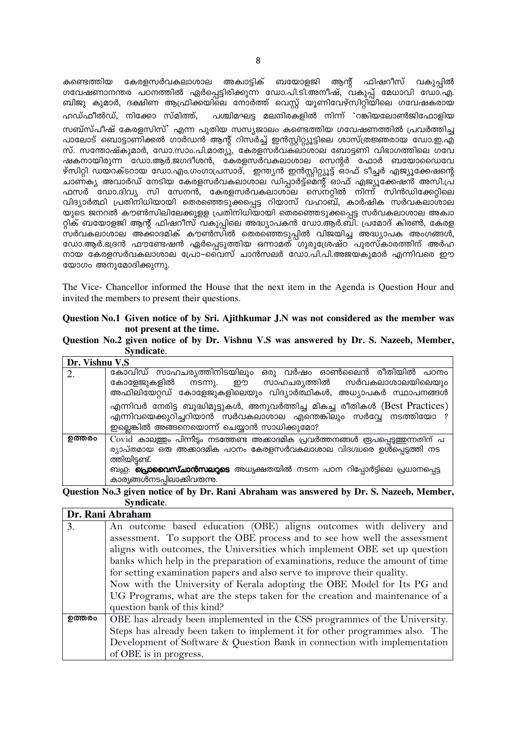കണ്ടെത്തിയ കേരളസർവകലാശാല അക്വാട്ടിക് ബയോളജി ആന്റ് ഫിഷറീസ് വകുപ്പിൽ ഗവേഷണാനന്തര പഠനത്തിൽ ഏർപ്പെട്ടിരിക്കുന്ന ഡോ.പി.ടി.അനീഷ്, വകുപ്പ് മേധാവി ഡോ.എ. ബിജു കുമാർ, ദക്ഷിണ ആഫ്രിക്കയിലെ നോർത്ത് വെസ്റ്റ് യൂണിവേഴ്സിറ്റിയിലെ ഗവേഷകരായ ഹഡ്ഫീൽഡ്, നിക്കോ സ്മിത്ത്, പശ്ചിമഘട്ട മലനിരകളിൽ നിന്ന് 'റങ്കിയലോൺജിഫോളിയ സബ്സ്പീഷ് കേരളസിസ്' എന്ന പുതിയ സസ്യജാലം കണ്ടെത്തിയ ഗവേഷണത്തിൽ പ്രവർത്തിച്ച പാലോട് ബൊട്ടാണിക്കൽ ഗാർഡൻ ആന്റ് റിസർച്ച് ഇൻസ്റ്റിറ്റ്യൂട്ടിലെ ശാസ്ത്രജ്ഞരായ ഡോ.ഇ.എ സ്. സന്തോഷ്കുമാർ, ഡോ.സാം.പി.മാത്യു, കേരളസർവകലാശാല ബോട്ടണി വിഭാഗത്തിലെ ഗവേഷകനായിരുന്ന ഡോ.ആർ.ജഗദീശൻ, കേരളസർവകലാശാല സെന്റർ ഫോർ ബയോഡൈവേഴ്സിറ്റി ഡയറക്ടറായ ഡോ.എം.ഗംഗാപ്രസാദ്, ഇന്ത്യൻ ഇൻസ്റ്റിറ്റ്യൂട്ട് ഓഫ് ടീച്ചർ എജ്യൂക്കേഷന്റെ ചാണക്യ അവാർഡ് നേടിയ കേരളസർവകലാശാല ഡിപ്പാർട്ട്മെന്റ് ഓഫ് എജ്യൂക്കേഷൻ അസി.പ്രഫസർ ഡോ.ദിവ്യ സി സേനൻ, കേരളസർവകലാശാല സെനറ്റിൽ നിന്ന് സിൻഡിക്കേറ്റിലെ വിദ്യാർത്ഥി പ്രതിനിധിയായി തെരഞ്ഞെടുക്കപ്പെട്ട റിയാസ് വഹാബ്, കാർഷിക സർവകലാശാലയുടെ ജനറൽ കൗൺസിലിലേക്കുള്ള പ്രതിനിധിയായി തെരഞ്ഞെടുക്കപ്പെട്ട സർവകലാശാല അക്വാറ്റിക് ബയോളജി ആന്റ് ഫിഷറീസ് വകുപ്പിലെ അദ്ധ്യാപകൻ ഡോ.ആർ.ബി. പ്രമോദ് കിരൺ, കേരള സർവകലാശാല അക്കാദമിക് കൗൺസിൽ തെരഞ്ഞെടുപ്പിൽ വിജയിച്ച അദ്ധ്യാപക അംഗങ്ങൾ, ഡോ.ആർ.ഭദ്രൻ ഫൗണ്ടേഷൻ ഏർപ്പെടുത്തിയ ഒന്നാമത് ഗുരുശ്രേഷ്ഠ പുരസ്കാരത്തിന് അർഹനായ കേരളസർവകലാശാല പ്രോ-വൈസ് ചാൻസലർ ഡോ.പി.പി.അജയകുമാർ എന്നിവരെ ഈ യോഗം അനുമോദിക്കുന്നു.

The Vice- Chancellor informed the House that the next item in the Agenda is Question Hour and invited the members to present their questions.

**Question No.1 Given notice of by Sri. Ajithkumar J.N was not considered as the member was not present at the time.**

**Question No.2 given notice of by Dr. Vishnu V.S was answered by Dr. S. Nazeeb, Member, Syndicate**.

| Dr. Vishnu V.S | |
|---|---|
| 2. | കോവിഡ് സാഹചര്യത്തിനിടയിലും ഒരു വർഷം ഓൺലൈൻ രീതിയിൽ പഠനം കോളേജുകളിൽ നടന്നു. ഈ സാഹചര്യത്തിൽ സർവകലാശാലയിലെയും അഫിലിയേറ്റഡ് കോളേജുകളിലെയും വിദ്യാർത്ഥികൾ, അധ്യാപകർ സ്ഥാപനങ്ങൾ എന്നിവർ നേരിട്ട ബുദ്ധിമുട്ടുകൾ, അനുവർത്തിച്ച മികച്ച രീതികൾ (Best Practices) എന്നിവയെക്കുറിച്ചറിയാൻ സർവകലാശാല എന്തെങ്കിലും സർവ്വേ നടത്തിയോ ? ഇല്ലെങ്കിൽ അങ്ങനെയൊന്ന് ചെയ്യാൻ സാധിക്കുമോ? |
| ഉത്തരം | Covid കാലത്തും പിന്നീടും നടത്തേണ്ട അക്കാദമിക പ്രവർത്തനങ്ങൾ രൂപപ്പെടുത്തുന്നതിന് പര്യാപ്തമായ ഒരു അക്കാദമിക പഠനം കേരളസർവകലാശാല വിദഗ്ധരെ ഉൾപ്പെടുത്തി നടത്തിയിട്ടുണ്ട്.<br>ബഹു: **പ്രൊവൈസ്ചാൻസലറുടെ** അധ്യക്ഷതയിൽ നടന്ന പഠന റിപ്പോർട്ടിലെ പ്രധാനപ്പെട്ട കാര്യങ്ങൾനടപ്പിലാക്കിവരുന്നു. |

**Question No.3 given notice of by Dr. Rani Abraham was answered by Dr. S. Nazeeb, Member, Syndicate**.

| Dr. Rani Abraham | |
|---|---|
| 3. | An outcome based education (OBE) aligns outcomes with delivery and assessment. To support the OBE process and to see how well the assessment aligns with outcomes, the Universities which implement OBE set up question banks which help in the preparation of examinations, reduce the amount of time for setting examination papers and also serve to improve their quality.<br>Now with the University of Kerala adopting the OBE Model for Its PG and UG Programs, what are the steps taken for the creation and maintenance of a question bank of this kind? |
| ഉത്തരം | OBE has already been implemented in the CSS programmes of the University. Steps has already been taken to implement it for other programmes also. The Development of Software & Question Bank in connection with implementation of OBE is in progress. |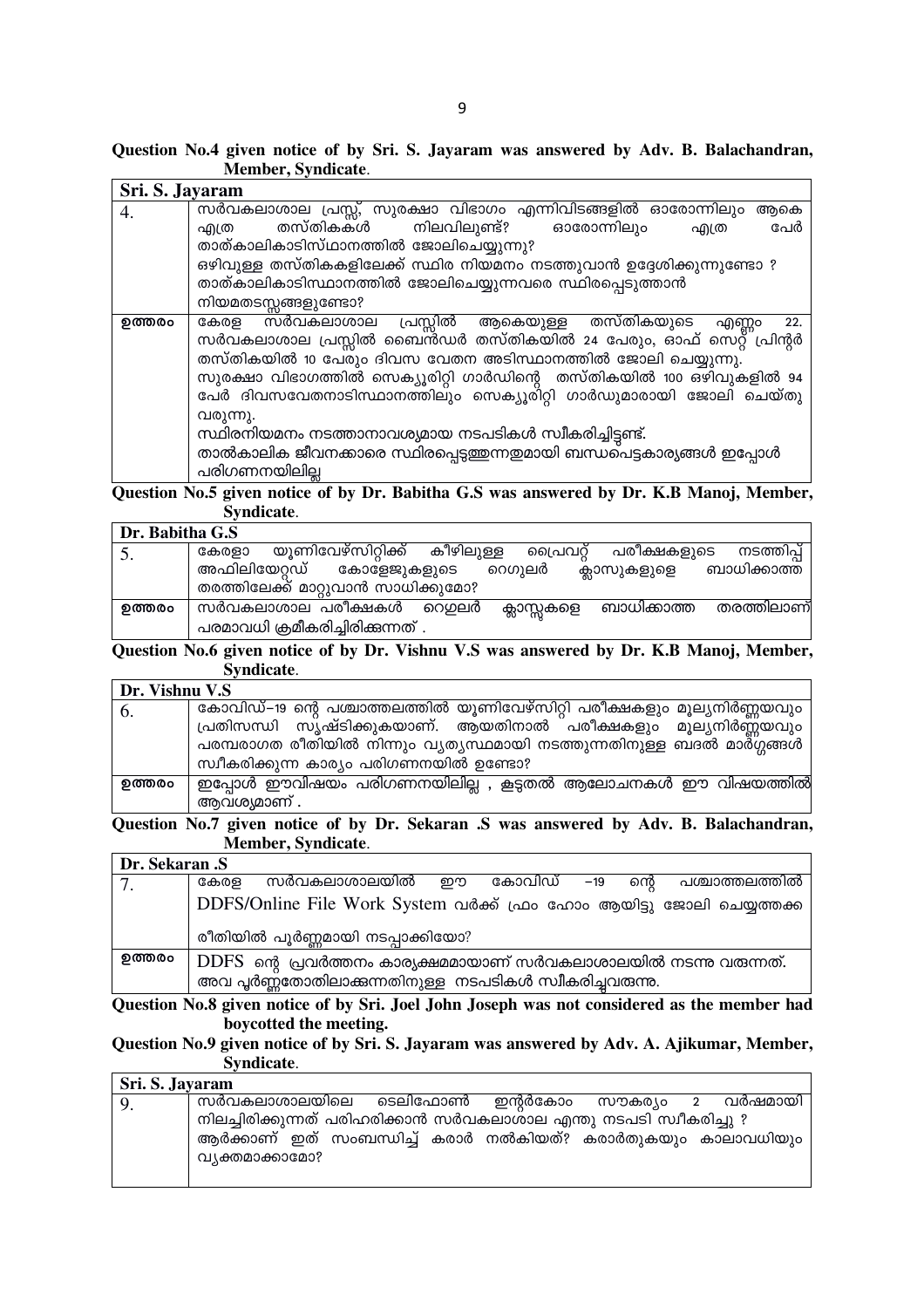**Question No.4 given notice of by Sri. S. Jayaram was answered by Adv. B. Balachandran, Member, Syndicate**.

| Sri. S. Jayaram | |
|---|---|
| 4. | സർവകലാശാല പ്രസ്സ്, സുരക്ഷാ വിഭാഗം എന്നിവിടങ്ങളിൽ ഓരോന്നിലും ആകെ എത്ര തസ്തികകൾ നിലവിലുണ്ട്? ഓരോന്നിലും എത്ര പേർ താത്കാലികാടിസ്ഥാനത്തിൽ ജോലിചെയ്യുന്നു? ഒഴിവുള്ള തസ്തികകളിലേക്ക് സ്ഥിര നിയമനം നടത്തുവാൻ ഉദ്ദേശിക്കുന്നുണ്ടോ ? താത്കാലികാടിസ്ഥാനത്തിൽ ജോലിചെയ്യുന്നവരെ സ്ഥിരപ്പെടുത്താൻ നിയമതടസ്സങ്ങളുണ്ടോ? |
| ഉത്തരം | കേരള സർവകലാശാല പ്രസ്സിൽ ആകെയുള്ള തസ്തികയുടെ എണ്ണം 22. സർവകലാശാല പ്രസ്സിൽ ബൈൻഡർ തസ്തികയിൽ 24 പേരും, ഓഫ് സെറ്റ് പ്രിന്റർ തസ്തികയിൽ 10 പേരും ദിവസ വേതന അടിസ്ഥാനത്തിൽ ജോലി ചെയ്യുന്നു. സുരക്ഷാ വിഭാഗത്തിൽ സെക്യൂരിറ്റി ഗാർഡിന്റെ തസ്തികയിൽ 100 ഒഴിവുകളിൽ 94 പേർ ദിവസവേതനാടിസ്ഥാനത്തിലും സെക്യൂരിറ്റി ഗാർഡുമാരായി ജോലി ചെയ്തു വരുന്നു. സ്ഥിരനിയമനം നടത്താനാവശ്യമായ നടപടികൾ സ്വീകരിച്ചിട്ടുണ്ട്. താൽകാലിക ജീവനക്കാരെ സ്ഥിരപ്പെടുത്തുന്നതുമായി ബന്ധപ്പെട്ടകാര്യങ്ങൾ ഇപ്പോൾ പരിഗണനയിലില്ല |

**Question No.5 given notice of by Dr. Babitha G.S was answered by Dr. K.B Manoj, Member, Syndicate**.

| Dr. Babitha G.S | |
|---|---|
| 5. | കേരളാ യൂണിവേഴ്സിറ്റിക്ക് കീഴിലുള്ള പ്രൈവറ്റ് പരീക്ഷകളുടെ നടത്തിപ്പ് അഫിലിയേറ്റഡ് കോളേജുകളുടെ റെഗുലർ ക്ലാസുകളുളെ ബാധിക്കാത്ത തരത്തിലേക്ക് മാറ്റുവാൻ സാധിക്കുമോ? |
| ഉത്തരം | സർവകലാശാല പരീക്ഷകൾ റെഗുലർ ക്ലാസ്സുകളെ ബാധിക്കാത്ത തരത്തിലാണ് പരമാവധി ക്രമീകരിച്ചിരിക്കുന്നത് . |

**Question No.6 given notice of by Dr. Vishnu V.S was answered by Dr. K.B Manoj, Member, Syndicate**.

| Dr. Vishnu V.S | |
|---|---|
| 6. | കോവിഡ്–19 ന്റെ പശ്ചാത്തലത്തിൽ യൂണിവേഴ്സിറ്റി പരീക്ഷകളും മൂല്യനിർണ്ണയവും പ്രതിസന്ധി സൃഷ്ടിക്കുകയാണ്. ആയതിനാൽ പരീക്ഷകളും മൂല്യനിർണ്ണയവും പരമ്പരാഗത രീതിയിൽ നിന്നും വ്യത്യസ്ഥമായി നടത്തുന്നതിനുള്ള ബദൽ മാർഗ്ഗങ്ങൾ സ്വീകരിക്കുന്ന കാര്യം പരിഗണനയിൽ ഉണ്ടോ? |
| ഉത്തരം | ഇപ്പോൾ ഈവിഷയം പരിഗണനയിലില്ല , കൂടുതൽ ആലോചനകൾ ഈ വിഷയത്തിൽ ആവശ്യമാണ് . |

**Question No.7 given notice of by Dr. Sekaran .S was answered by Adv. B. Balachandran, Member, Syndicate**.

| Dr. Sekaran .S | |
|---|---|
| 7. | കേരള സർവകലാശാലയിൽ ഈ കോവിഡ് –19 ന്റെ പശ്ചാത്തലത്തിൽ DDFS/Online File Work System വർക്ക് ഫ്രം ഹോം ആയിട്ടു ജോലി ചെയ്യത്തക്ക രീതിയിൽ പൂർണ്ണമായി നടപ്പാക്കിയോ? |
| ഉത്തരം | DDFS ന്റെ പ്രവർത്തനം കാര്യക്ഷമമായാണ് സർവകലാശാലയിൽ നടന്നു വരുന്നത്. അവ പൂർണ്ണതോതിലാക്കുന്നതിനുള്ള നടപടികൾ സ്വീകരിച്ചുവരുന്നു. |

**Question No.8 given notice of by Sri. Joel John Joseph was not considered as the member had boycotted the meeting.**

**Question No.9 given notice of by Sri. S. Jayaram was answered by Adv. A. Ajikumar, Member, Syndicate**.

| Sri. S. Jayaram | |
|---|---|
| 9. | സർവകലാശാലയിലെ ടെലിഫോൺ ഇന്റർകോം സൗകര്യം 2 വർഷമായി നിലച്ചിരിക്കുന്നത് പരിഹരിക്കാൻ സർവകലാശാല എന്തു നടപടി സ്വീകരിച്ചു ? ആർക്കാണ് ഇത് സംബന്ധിച്ച് കരാർ നൽകിയത്? കരാർതുകയും കാലാവധിയും വ്യക്തമാക്കാമോ? |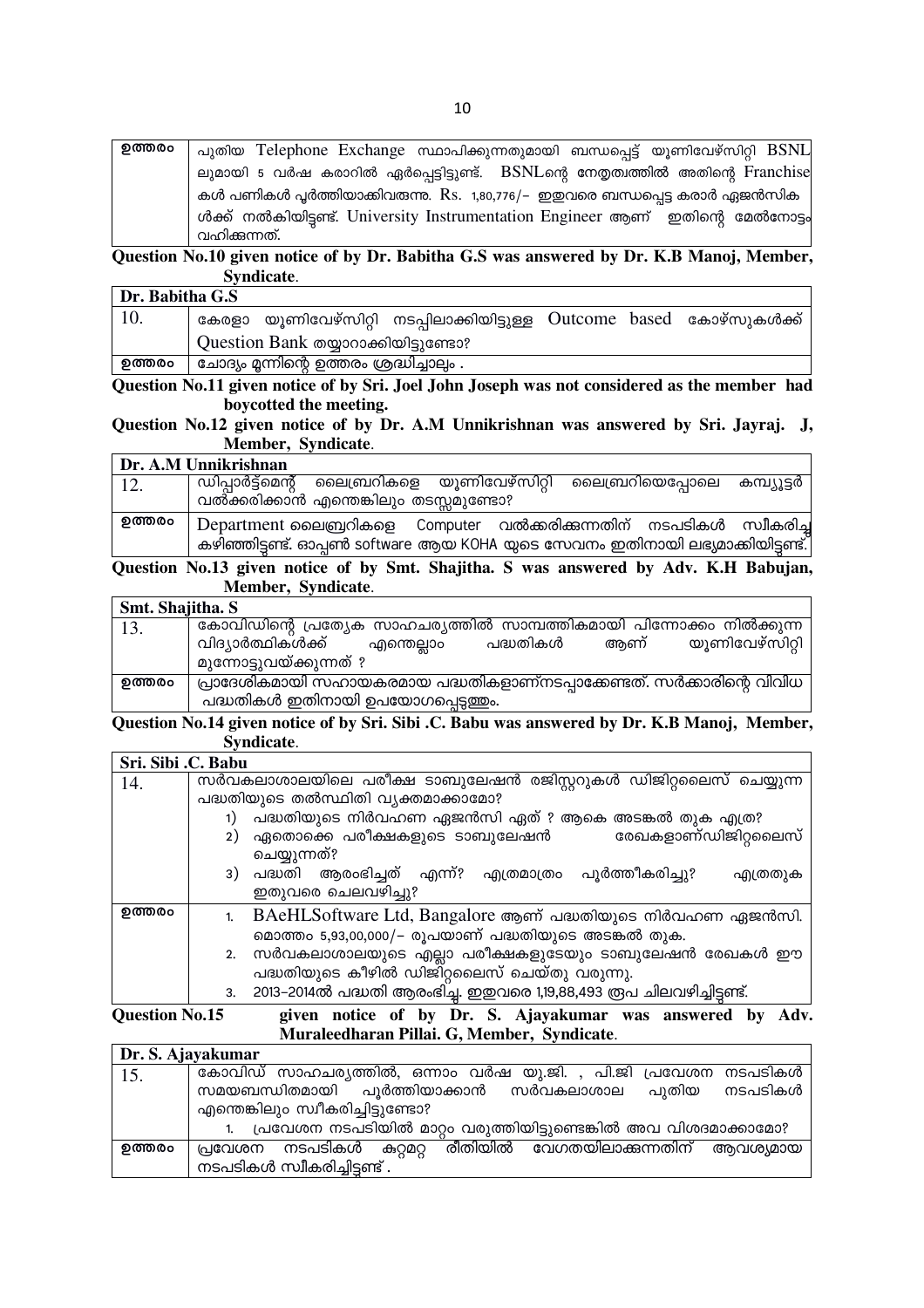| ഉത്തരം | പുതിയ Telephone Exchange സ്ഥാപിക്കുന്നതുമായി ബന്ധപ്പെട്ട് യൂണിവേഴ്സിറ്റി BSNL ലുമായി 5 വർഷ കരാറിൽ ഏർപ്പെട്ടിട്ടുണ്ട്. BSNLന്റെ നേതൃത്വത്തിൽ അതിന്റെ Franchise കൾ പണികൾ പൂർത്തിയാക്കിവരുന്നു. Rs. 1,80,776/- ഇതുവരെ ബന്ധപ്പെട്ട കരാർ ഏജൻസികൾക്ക് നൽകിയിട്ടുണ്ട്. University Instrumentation Engineer ആണ് ഇതിന്റെ മേൽനോട്ടം വഹിക്കുന്നത്. |
|---|---|

**Question No.10 given notice of by Dr. Babitha G.S was answered by Dr. K.B Manoj, Member, Syndicate**.

| Dr. Babitha G.S | |
|---|---|
| 10. | കേരളാ യൂണിവേഴ്സിറ്റി നടപ്പിലാക്കിയിട്ടുള്ള Outcome based കോഴ്സുകൾക്ക് Question Bank തയ്യാറാക്കിയിട്ടുണ്ടോ? |
| ഉത്തരം | ചോദ്യം മൂന്നിന്റെ ഉത്തരം ശ്രദ്ധിച്ചാലും . |

**Question No.11 given notice of by Sri. Joel John Joseph was not considered as the member had boycotted the meeting.**

**Question No.12 given notice of by Dr. A.M Unnikrishnan was answered by Sri. Jayraj. J, Member, Syndicate**.

| Dr. A.M Unnikrishnan | |
|---|---|
| 12. | ഡിപ്പാർട്ട്മെന്റ് ലൈബ്രറികളെ യൂണിവേഴ്സിറ്റി ലൈബ്രറിയെപ്പോലെ കമ്പ്യൂട്ടർ വൽക്കരിക്കാൻ എന്തെങ്കിലും തടസ്സമുണ്ടോ? |
| ഉത്തരം | Department ലൈബ്രറികളെ Computer വൽക്കരിക്കുന്നതിന് നടപടികൾ സ്വീകരിച്ചു കഴിഞ്ഞിട്ടുണ്ട്. ഓപ്പൺ software ആയ KOHA യുടെ സേവനം ഇതിനായി ലഭ്യമാക്കിയിട്ടുണ്ട്. |

**Question No.13 given notice of by Smt. Shajitha. S was answered by Adv. K.H Babujan, Member, Syndicate**.

| Smt. Shajitha. S | |
|---|---|
| 13. | കോവിഡിന്റെ പ്രത്യേക സാഹചര്യത്തിൽ സാമ്പത്തികമായി പിന്നോക്കം നിൽക്കുന്ന വിദ്യാർത്ഥികൾക്ക് എന്തെല്ലാം പദ്ധതികൾ ആണ് യൂണിവേഴ്സിറ്റി മുന്നോട്ടുവയ്ക്കുന്നത് ? |
| ഉത്തരം | പ്രാദേശികമായി സഹായകരമായ പദ്ധതികളാണ്നടപ്പാക്കേണ്ടത്. സർക്കാരിന്റെ വിവിധ പദ്ധതികൾ ഇതിനായി ഉപയോഗപ്പെടുത്തും. |

**Question No.14 given notice of by Sri. Sibi .C. Babu was answered by Dr. K.B Manoj, Member, Syndicate**.

| Sri. Sibi .C. Babu | |
|---|---|
| 14. | സർവകലാശാലയിലെ പരീക്ഷ ടാബുലേഷൻ രജിസ്റ്ററുകൾ ഡിജിറ്റലൈസ് ചെയ്യുന്ന പദ്ധതിയുടെ തൽസ്ഥിതി വ്യക്തമാക്കാമോ?<br>1) പദ്ധതിയുടെ നിർവഹണ ഏജൻസി ഏത് ? ആകെ അടങ്കൽ തുക എത്ര?<br>2) ഏതൊക്കെ പരീക്ഷകളുടെ ടാബുലേഷൻ രേഖകളാണ്ഡിജിറ്റലൈസ് ചെയ്യുന്നത്?<br>3) പദ്ധതി ആരംഭിച്ചത് എന്ന്? എത്രമാത്രം പൂർത്തീകരിച്ചു? എത്രതുക ഇതുവരെ ചെലവഴിച്ചു? |
| ഉത്തരം | 1. BAeHLSoftware Ltd, Bangalore ആണ് പദ്ധതിയുടെ നിർവഹണ ഏജൻസി. മൊത്തം 5,93,00,000/- രൂപയാണ് പദ്ധതിയുടെ അടങ്കൽ തുക.<br>2. സർവകലാശാലയുടെ എല്ലാ പരീക്ഷകളുടേയും ടാബുലേഷൻ രേഖകൾ ഈ പദ്ധതിയുടെ കീഴിൽ ഡിജിറ്റലൈസ് ചെയ്തു വരുന്നു.<br>3. 2013-2014ൽ പദ്ധതി ആരംഭിച്ചു. ഇതുവരെ 1,19,88,493 രൂപ ചിലവഴിച്ചിട്ടുണ്ട്. |

**Question No.15 given notice of by Dr. S. Ajayakumar was answered by Adv. Muraleedharan Pillai. G, Member, Syndicate**.

| Dr. S. Ajayakumar | |
|---|---|
| 15. | കോവിഡ് സാഹചര്യത്തിൽ, ഒന്നാം വർഷ യു.ജി. , പി.ജി പ്രവേശന നടപടികൾ സമയബന്ധിതമായി പൂർത്തിയാക്കാൻ സർവകലാശാല പുതിയ നടപടികൾ എന്തെങ്കിലും സ്വീകരിച്ചിട്ടുണ്ടോ?<br>1. പ്രവേശന നടപടിയിൽ മാറ്റം വരുത്തിയിട്ടുണ്ടെങ്കിൽ അവ വിശദമാക്കാമോ? |
| ഉത്തരം | പ്രവേശന നടപടികൾ കുറ്റമറ്റ രീതിയിൽ വേഗതയിലാക്കുന്നതിന് ആവശ്യമായ നടപടികൾ സ്വീകരിച്ചിട്ടുണ്ട് . |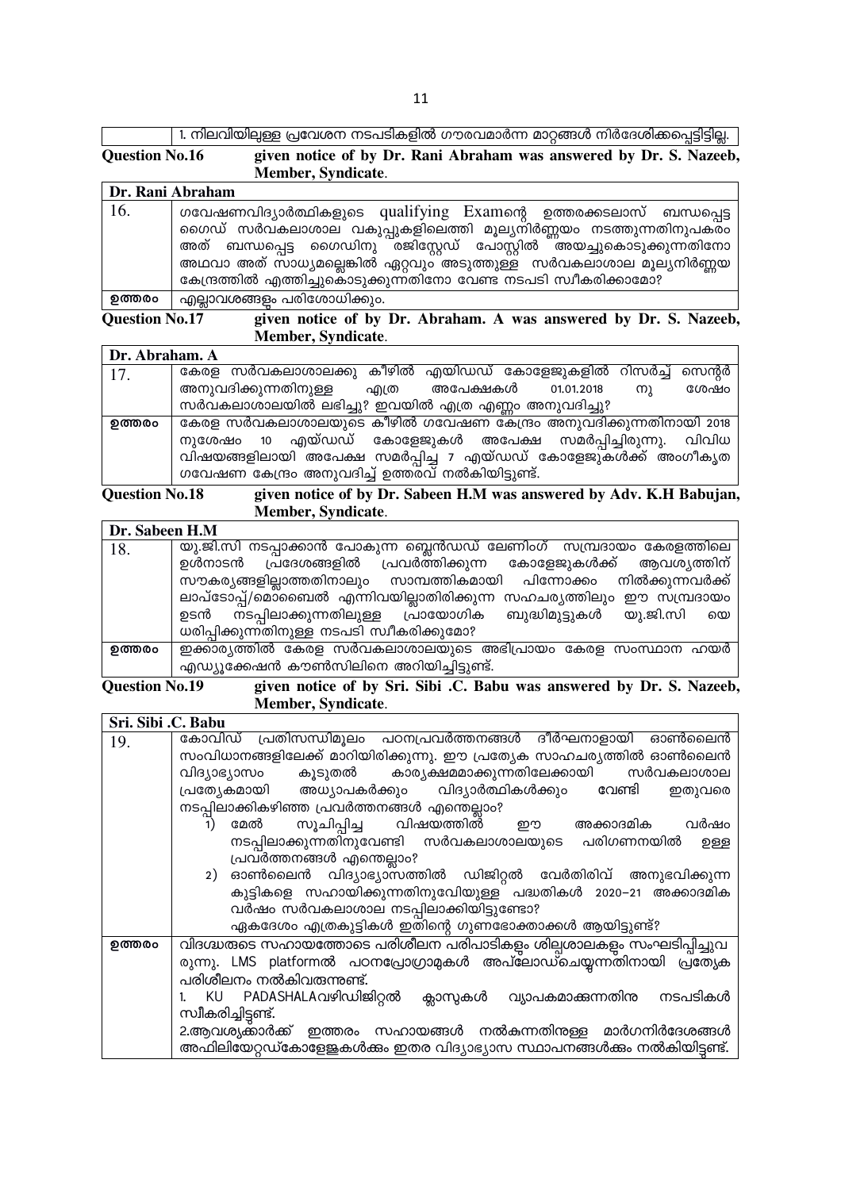| | 1. നിലവിയിലുള്ള പ്രവേശന നടപടികളിൽ ഗൗരവമാർന്ന മാറ്റങ്ങൾ നിർദേശിക്കപ്പെട്ടിട്ടില്ല. |
|---|---|

**Question No.16 given notice of by Dr. Rani Abraham was answered by Dr. S. Nazeeb, Member, Syndicate**.

| Dr. Rani Abraham | |
|---|---|
| 16. | ഗവേഷണവിദ്യാർത്ഥികളുടെ qualifying Examന്റെ ഉത്തരക്കടലാസ് ബന്ധപ്പെട്ട ഗൈഡ് സർവകലാശാല വകുപ്പുകളിലെത്തി മൂല്യനിർണ്ണയം നടത്തുന്നതിനുപകരം അത് ബന്ധപ്പെട്ട ഗൈഡിനു രജിസ്റ്റേഡ് പോസ്റ്റിൽ അയച്ചുകൊടുക്കുന്നതിനോ അഥവാ അത് സാധ്യമല്ലെങ്കിൽ ഏറ്റവും അടുത്തുള്ള സർവകലാശാല മൂല്യനിർണ്ണയ കേന്ദ്രത്തിൽ എത്തിച്ചുകൊടുക്കുന്നതിനോ വേണ്ട നടപടി സ്വീകരിക്കാമോ? |
| ഉത്തരം | എല്ലാവശങ്ങളും പരിശോധിക്കും. |

**Question No.17 given notice of by Dr. Abraham. A was answered by Dr. S. Nazeeb, Member, Syndicate**.

| Dr. Abraham. A | |
|---|---|
| 17. | കേരള സർവകലാശാലക്കു കീഴിൽ എയിഡഡ് കോളേജുകളിൽ റിസർച്ച് സെന്റർ അനുവദിക്കുന്നതിനുള്ള എത്ര അപേക്ഷകൾ 01.01.2018 നു ശേഷം സർവകലാശാലയിൽ ലഭിച്ചു? ഇവയിൽ എത്ര എണ്ണം അനുവദിച്ചു? |
| ഉത്തരം | കേരള സർവകലാശാലയുടെ കീഴിൽ ഗവേഷണ കേന്ദ്രം അനുവദിക്കുന്നതിനായി 2018 നുശേഷം 10 എയ്ഡഡ് കോളേജുകൾ അപേക്ഷ സമർപ്പിച്ചിരുന്നു. വിവിധ വിഷയങ്ങളിലായി അപേക്ഷ സമർപ്പിച്ച 7 എയ്ഡഡ് കോളേജുകൾക്ക് അംഗീകൃത ഗവേഷണ കേന്ദ്രം അനുവദിച്ച് ഉത്തരവ് നൽകിയിട്ടുണ്ട്. |

**Question No.18 given notice of by Dr. Sabeen H.M was answered by Adv. K.H Babujan, Member, Syndicate**.

| Dr. Sabeen H.M | |
|---|---|
| 18. | യു.ജി.സി നടപ്പാക്കാൻ പോകുന്ന ബ്ലെൻഡഡ് ലേണിംഗ് സമ്പ്രദായം കേരളത്തിലെ ഉൾനാടൻ പ്രദേശങ്ങളിൽ പ്രവർത്തിക്കുന്ന കോളേജുകൾക്ക് ആവശ്യത്തിന് സൗകര്യങ്ങളില്ലാത്തതിനാലും സാമ്പത്തികമായി പിന്നോക്കം നിൽക്കുന്നവർക്ക് ലാപ്ടോപ്പ്/മൊബൈൽ എന്നിവയില്ലാതിരിക്കുന്ന സഹചര്യത്തിലും ഈ സമ്പ്രദായം ഉടൻ നടപ്പിലാക്കുന്നതിലുള്ള പ്രായോഗിക ബുദ്ധിമുട്ടുകൾ യു.ജി.സി യെ ധരിപ്പിക്കുന്നതിനുള്ള നടപടി സ്വീകരിക്കുമോ? |
| ഉത്തരം | ഇക്കാര്യത്തിൽ കേരള സർവകലാശാലയുടെ അഭിപ്രായം കേരള സംസ്ഥാന ഹയർ എഡ്യൂക്കേഷൻ കൗൺസിലിനെ അറിയിച്ചിട്ടുണ്ട്. |

**Question No.19 given notice of by Sri. Sibi .C. Babu was answered by Dr. S. Nazeeb, Member, Syndicate**.

| Sri. Sibi .C. Babu | |
|---|---|
| 19. | കോവിഡ് പ്രതിസന്ധിമൂലം പഠനപ്രവർത്തനങ്ങൾ ദീർഘനാളായി ഓൺലൈൻ സംവിധാനങ്ങളിലേക്ക് മാറിയിരിക്കുന്നു. ഈ പ്രത്യേക സാഹചര്യത്തിൽ ഓൺലൈൻ വിദ്യാഭ്യാസം കൂടുതൽ കാര്യക്ഷമമാക്കുന്നതിലേക്കായി സർവകലാശാല പ്രത്യേകമായി അധ്യാപകർക്കും വിദ്യാർത്ഥികൾക്കും വേണ്ടി ഇതുവരെ നടപ്പിലാക്കികഴിഞ്ഞ പ്രവർത്തനങ്ങൾ എന്തെല്ലാം?<br>1) മേൽ സൂചിപ്പിച്ച വിഷയത്തിൽ ഈ അക്കാദമിക വർഷം നടപ്പിലാക്കുന്നതിനുവേണ്ടി സർവകലാശാലയുടെ പരിഗണനയിൽ ഉള്ള പ്രവർത്തനങ്ങൾ എന്തെല്ലാം?<br>2) ഓൺലൈൻ വിദ്യാഭ്യാസത്തിൽ ഡിജിറ്റൽ വേർതിരിവ് അനുഭവിക്കുന്ന കുട്ടികളെ സഹായിക്കുന്നതിനുവേയുള്ള പദ്ധതികൾ 2020-21 അക്കാദമിക വർഷം സർവകലാശാല നടപ്പിലാക്കിയിട്ടുണ്ടോ?<br>ഏകദേശം എത്രകുട്ടികൾ ഇതിന്റെ ഗുണഭോക്താക്കൾ ആയിട്ടുണ്ട്? |
| ഉത്തരം | വിദഗ്ധരുടെ സഹായത്തോടെ പരിശീലന പരിപാടികളും ശില്പശാലകളും സംഘടിപ്പിച്ചുവരുന്നു. LMS platformൽ പഠനപ്രോഗ്രാമുകൾ അപ്ലോഡ്ചെയ്യുന്നതിനായി പ്രത്യേക പരിശീലനം നൽകിവരുന്നുണ്ട്.<br>1. KU PADASHALAവഴിഡിജിറ്റൽ ക്ലാസുകൾ വ്യാപകമാക്കുന്നതിനു നടപടികൾ സ്വീകരിച്ചിട്ടുണ്ട്.<br>2.ആവശ്യക്കാർക്ക് ഇത്തരം സഹായങ്ങൾ നൽകുന്നതിനുള്ള മാർഗനിർദേശങ്ങൾ അഫിലിയേറ്റഡ്കോളേജുകൾക്കും ഇതര വിദ്യാഭ്യാസ സ്ഥാപനങ്ങൾക്കും നൽകിയിട്ടുണ്ട്. |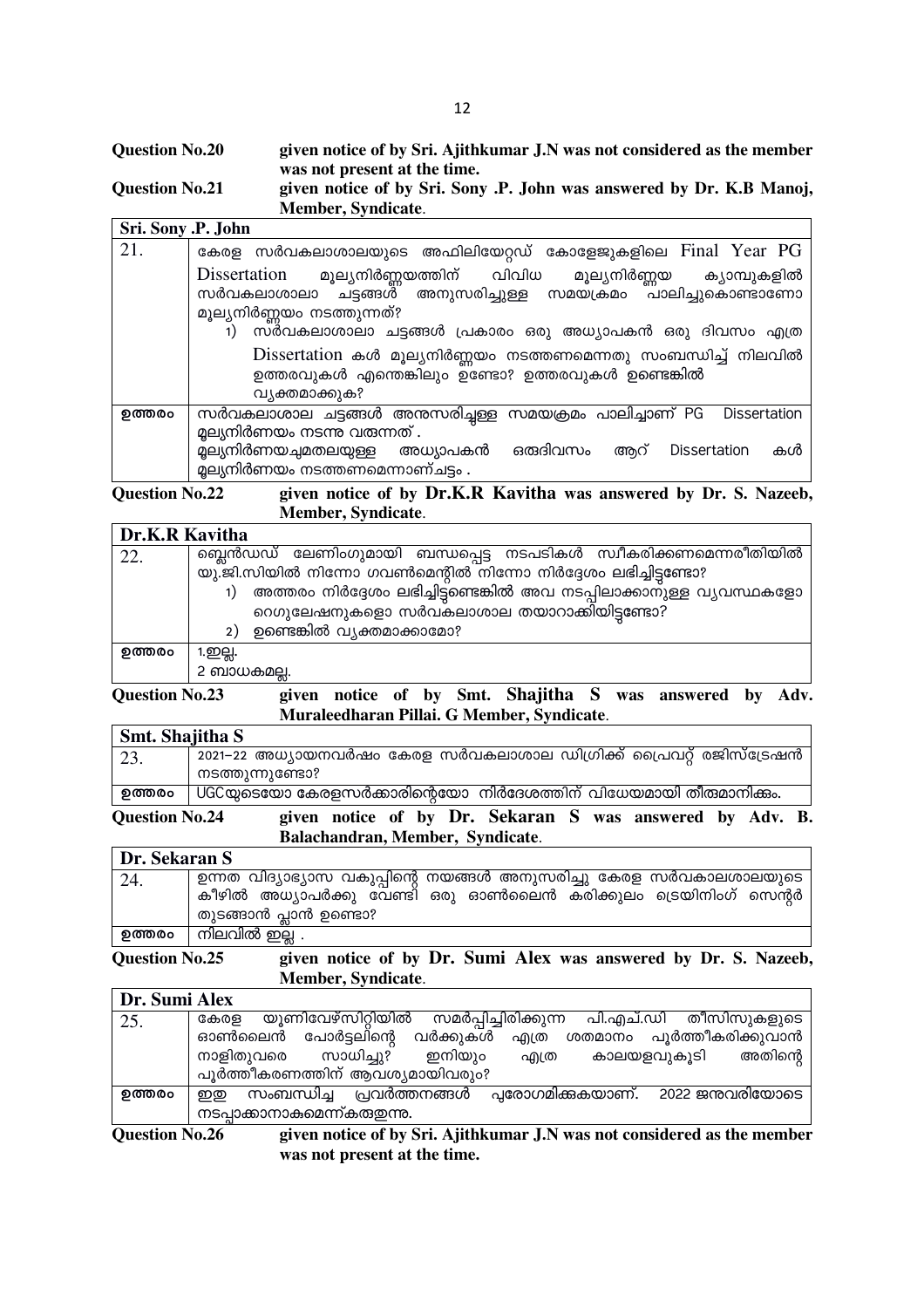**Question No.20** given notice of by Sri. Ajithkumar J.N was not considered as the member was not present at the time.

**Question No.21** given notice of by Sri. Sony .P. John was answered by Dr. K.B Manoj, Member, Syndicate.

| Sri. Sony .P. John | |
|---|---|
| 21. | കേരള സർവകലാശാലയുടെ അഫിലിയേറ്റഡ് കോളേജുകളിലെ Final Year PG Dissertation മൂല്യനിർണ്ണയത്തിന് വിവിധ മൂല്യനിർണ്ണയ ക്യാമ്പുകളിൽ സർവകലാശാലാ ചട്ടങ്ങൾ അനുസരിച്ചുള്ള സമയക്രമം പാലിച്ചുകൊണ്ടാണോ മൂല്യനിർണ്ണയം നടത്തുന്നത്?<br>1) സർവകലാശാലാ ചട്ടങ്ങൾ പ്രകാരം ഒരു അധ്യാപകൻ ഒരു ദിവസം എത്ര Dissertation കൾ മൂല്യനിർണ്ണയം നടത്തണമെന്നതു സംബന്ധിച്ച് നിലവിൽ ഉത്തരവുകൾ എന്തെങ്കിലും ഉണ്ടോ? ഉത്തരവുകൾ ഉണ്ടെങ്കിൽ വ്യക്തമാക്കുക? |
| ഉത്തരം | സർവകലാശാല ചട്ടങ്ങൾ അനുസരിച്ചുള്ള സമയക്രമം പാലിച്ചാണ് PG Dissertation മൂല്യനിർണയം നടന്നു വരുന്നത് .<br>മൂല്യനിർണയച്ചുമതലയുള്ള അധ്യാപകൻ ഒരുദിവസം ആറ് Dissertation കൾ മൂല്യനിർണയം നടത്തണമെന്നാണ്ചട്ടം . |

**Question No.22** given notice of by Dr.K.R Kavitha was answered by Dr. S. Nazeeb, Member, Syndicate.

| Dr.K.R Kavitha | |
|---|---|
| 22. | ബ്ലെൻഡഡ് ലേണിംഗുമായി ബന്ധപ്പെട്ട നടപടികൾ സ്വീകരിക്കണമെന്നരീതിയിൽ യു.ജി.സിയിൽ നിന്നോ ഗവൺമെന്റിൽ നിന്നോ നിർദ്ദേശം ലഭിച്ചിട്ടുണ്ടോ?<br>1) അത്തരം നിർദ്ദേശം ലഭിച്ചിട്ടുണ്ടെങ്കിൽ അവ നടപ്പിലാക്കാനുള്ള വ്യവസ്ഥകളോ റെഗുലേഷനുകളൊ സർവകലാശാല തയാറാക്കിയിട്ടുണ്ടോ?<br>2) ഉണ്ടെങ്കിൽ വ്യക്തമാക്കാമോ? |
| ഉത്തരം | 1.ഇല്ല.<br>2 ബാധകമല്ല. |

**Question No.23** given notice of by Smt. Shajitha S was answered by Adv. Muraleedharan Pillai. G Member, Syndicate.

| Smt. Shajitha S | |
|---|---|
| 23. | 2021-22 അധ്യായനവർഷം കേരള സർവകലാശാല ഡിഗ്രിക്ക് പ്രൈവറ്റ് രജിസ്ട്രേഷൻ നടത്തുന്നുണ്ടോ? |
| ഉത്തരം | UGCയുടെയോ കേരളസർക്കാരിന്റെയോ നിർദേശത്തിന് വിധേയമായി തീരുമാനിക്കും. |

**Question No.24** given notice of by Dr. Sekaran S was answered by Adv. B. Balachandran, Member, Syndicate.

| Dr. Sekaran S | |
|---|---|
| 24. | ഉന്നത വിദ്യാഭ്യാസ വകുപ്പിന്റെ നയങ്ങൾ അനുസരിച്ചു കേരള സർവകലാശലയുടെ കീഴിൽ അധ്യാപർക്കു വേണ്ടി ഒരു ഓൺലൈൻ കരിക്കുലം ട്രെയിനിംഗ് സെന്റർ തുടങ്ങാൻ പ്ലാൻ ഉണ്ടോ? |
| ഉത്തരം | നിലവിൽ ഇല്ല . |

**Question No.25** given notice of by Dr. Sumi Alex was answered by Dr. S. Nazeeb, Member, Syndicate.

| Dr. Sumi Alex | |
|---|---|
| 25. | കേരള യൂണിവേഴ്സിറ്റിയിൽ സമർപ്പിച്ചിരിക്കുന്ന പി.എച്.ഡി തീസിസുകളുടെ ഓൺലൈൻ പോർട്ടലിന്റെ വർക്കുകൾ എത്ര ശതമാനം പൂർത്തീകരിക്കുവാൻ നാളിതുവരെ സാധിച്ചു? ഇനിയും എത്ര കാലയളവുകൂടി അതിന്റെ പൂർത്തീകരണത്തിന് ആവശ്യമായിവരും? |
| ഉത്തരം | ഇതു സംബന്ധിച്ച പ്രവർത്തനങ്ങൾ പുരോഗമിക്കുകയാണ്. 2022 ജനുവരിയോടെ നടപ്പാക്കാനാകുമെന്ന്കരുതുന്നു. |

**Question No.26** given notice of by Sri. Ajithkumar J.N was not considered as the member was not present at the time.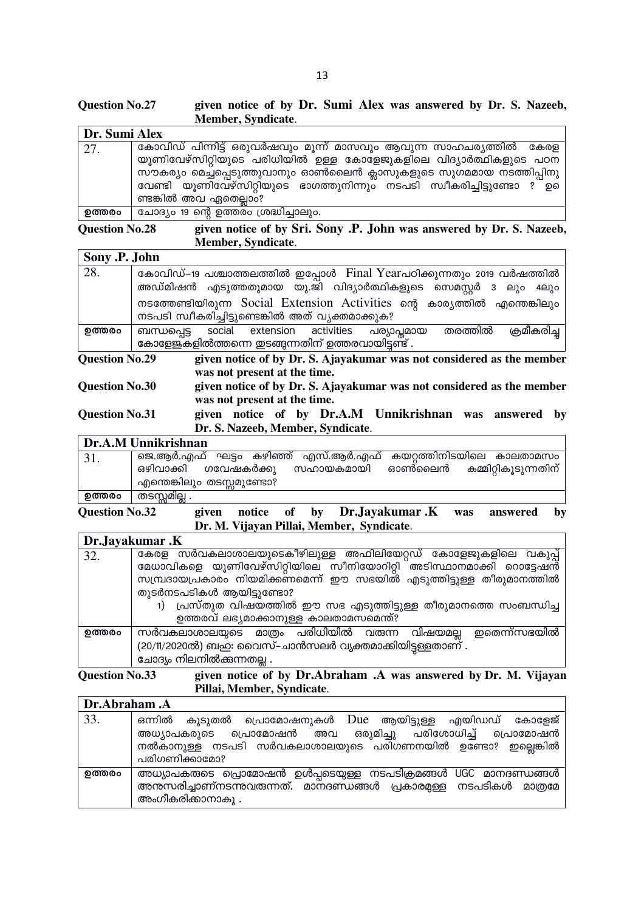**Question No.27 given notice of by Dr. Sumi Alex was answered by Dr. S. Nazeeb, Member, Syndicate.**

| Dr. Sumi Alex | |
|---|---|
| 27. | കോവിഡ് പിന്നിട്ട് ഒരുവർഷവും മൂന്ന് മാസവും ആവുന്ന സാഹചര്യത്തിൽ കേരള യൂണിവേഴ്സിറ്റിയുടെ പരിധിയിൽ ഉള്ള കോളേജുകളിലെ വിദ്യാർത്ഥികളുടെ പഠന സൗകര്യം മെച്ചപ്പെടുത്തുവാനും ഓൺലൈൻ ക്ലാസുകളുടെ സുഗമമായ നടത്തിപ്പിനു വേണ്ടി യൂണിവേഴ്സിറ്റിയുടെ ഭാഗത്തുനിന്നും നടപടി സ്വീകരിച്ചിട്ടുണ്ടോ ? ഉണ്ടങ്കിൽ അവ ഏതെല്ലാം? |
| ഉത്തരം | ചോദ്യം 19 ന്റെ ഉത്തരം ശ്രദ്ധിച്ചാലും. |

**Question No.28 given notice of by Sri. Sony .P. John was answered by Dr. S. Nazeeb, Member, Syndicate.**

| Sony .P. John | |
|---|---|
| 28. | കോവിഡ്–19 പശ്ചാത്തലത്തിൽ ഇപ്പോൾ Final Yearപഠിക്കുന്നതും 2019 വർഷത്തിൽ അഡ്മിഷൻ എടുത്തതുമായ യു.ജി വിദ്യാർത്ഥികളുടെ സെമസ്റ്റർ 3 ലും 4ലും നടത്തേണ്ടിയിരുന്ന Social Extension Activities ന്റെ കാര്യത്തിൽ എന്തെങ്കിലും നടപടി സ്വീകരിച്ചിട്ടുണ്ടെങ്കിൽ അത് വ്യക്തമാക്കുക? |
| ഉത്തരം | ബന്ധപ്പെട്ട social extension activities പര്യാപ്തമായ തരത്തിൽ ക്രമീകരിച്ച കോളേജുകളിൽത്തന്നെ തുടങ്ങുന്നതിന് ഉത്തരവായിട്ടുണ്ട്. |

**Question No.29 given notice of by Dr. S. Ajayakumar was not considered as the member was not present at the time.**

**Question No.30 given notice of by Dr. S. Ajayakumar was not considered as the member was not present at the time.**

**Question No.31 given notice of by Dr.A.M Unnikrishnan was answered by Dr. S. Nazeeb, Member, Syndicate.**

| Dr.A.M Unnikrishnan | |
|---|---|
| 31. | ജെ.ആർ.എഫ് ഘട്ടം കഴിഞ്ഞ് എസ്.ആർ.എഫ് കയറ്റത്തിനിടയിലെ കാലതാമസം ഒഴിവാക്കി ഗവേഷകർക്കു സഹായകമായി ഓൺലൈൻ കമ്മിറ്റികൂടുന്നതിന് എന്തെങ്കിലും തടസ്സമുണ്ടോ? |
| ഉത്തരം | തടസ്സമില്ല . |

**Question No.32 given notice of by Dr.Jayakumar .K was answered by Dr. M. Vijayan Pillai, Member, Syndicate.**

| Dr.Jayakumar .K | |
|---|---|
| 32. | കേരള സർവകലാശാലയുടെകീഴിലുള്ള അഫിലിയേറ്റഡ് കോളേജുകളിലെ വകുപ്പ് മേധാവികളെ യൂണിവേഴ്സിറ്റിയിലെ സീനിയോറിറ്റി അടിസ്ഥാനമാക്കി റൊട്ടേഷൻ സമ്പ്രദായപ്രകാരം നിയമിക്കണമെന്ന് ഈ സഭയിൽ എടുത്തിട്ടുള്ള തീരുമാനത്തിൽ തുടർനടപടികൾ ആയിട്ടുണ്ടോ?<br>1) പ്രസ്തുത വിഷയത്തിൽ ഈ സഭ എടുത്തിട്ടുള്ള തീരുമാനത്തെ സംബന്ധിച്ച ഉത്തരവ് ലഭ്യമാക്കാനുള്ള കാലതാമസമെന്ത്? |
| ഉത്തരം | സർവകലാശാലയുടെ മാത്രം പരിധിയിൽ വരുന്ന വിഷയമല്ല ഇതെന്ന്സഭയിൽ (20/11/2020ൽ) ബഹു: വൈസ്-ചാൻസലർ വ്യക്തമാക്കിയിട്ടുള്ളതാണ് .<br>ചോദ്യം നിലനിൽക്കുന്നതല്ല . |

**Question No.33 given notice of by Dr.Abraham .A was answered by Dr. M. Vijayan Pillai, Member, Syndicate.**

| Dr.Abraham .A | |
|---|---|
| 33. | ഒന്നിൽ കൂടുതൽ പ്രൊമോഷനുകൾ Due ആയിട്ടുള്ള എയിഡഡ് കോളേജ് അധ്യാപകരുടെ പ്രൊമോഷൻ അവ ഒരുമിച്ചു പരിശോധിച്ച് പ്രൊമോഷൻ നൽകാനുള്ള നടപടി സർവകലാശാലയുടെ പരിഗണനയിൽ ഉണ്ടോ? ഇല്ലെങ്കിൽ പരിഗണിക്കാമോ? |
| ഉത്തരം | അധ്യാപകരുടെ പ്രൊമോഷൻ ഉൾപ്പെടെയുള്ള നടപടിക്രമങ്ങൾ UGC മാനദണ്ഡങ്ങൾ അനുസരിച്ചാണ്നടന്നുവരുന്നത്. മാനദണ്ഡങ്ങൾ പ്രകാരമുള്ള നടപടികൾ മാത്രമേ അംഗീകരിക്കാനാകൂ . |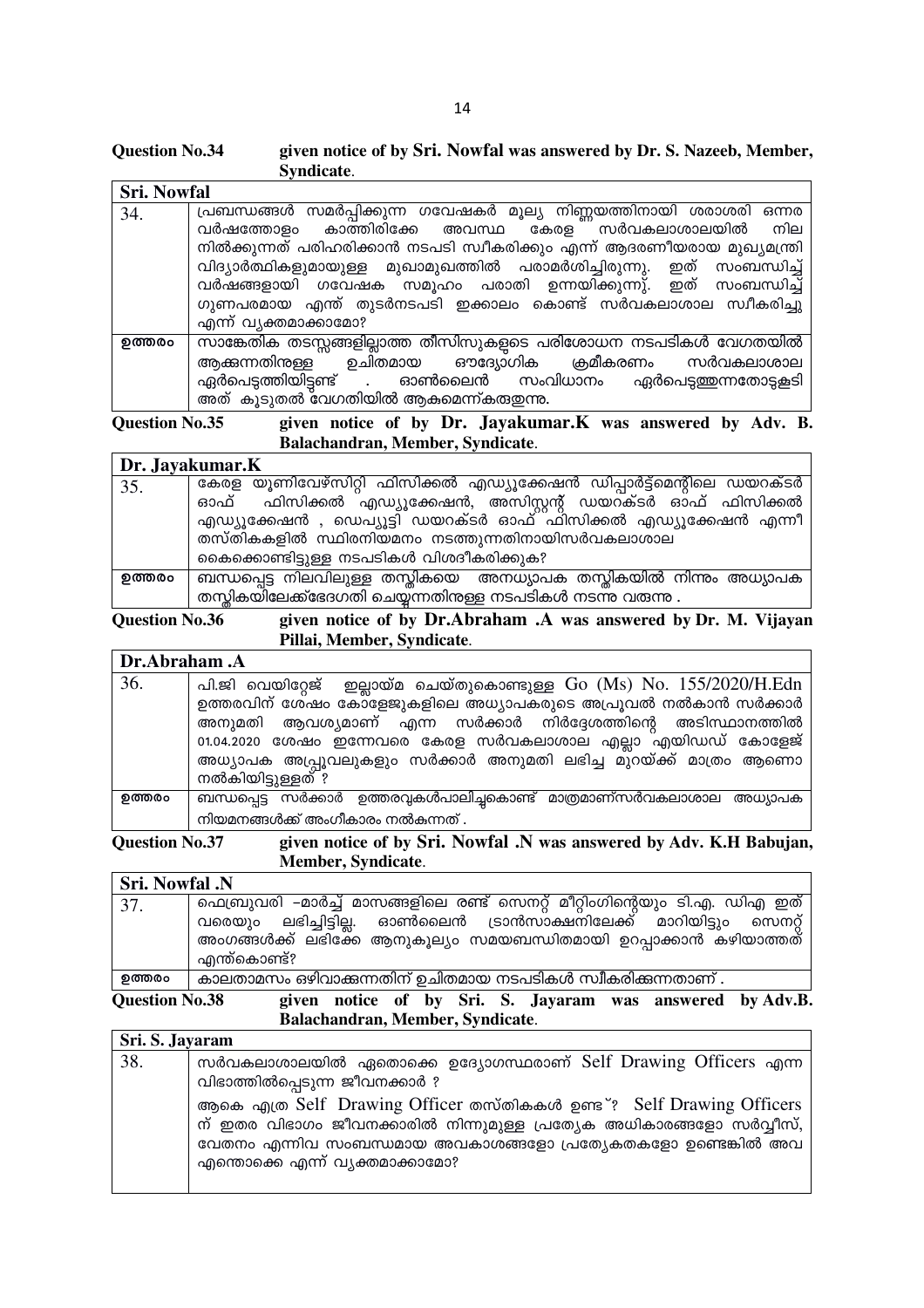**Question No.34 given notice of by Sri. Nowfal was answered by Dr. S. Nazeeb, Member, Syndicate.**

| Sri. Nowfal | |
|---|---|
| 34. | പ്രബന്ധങ്ങൾ സമർപ്പിക്കുന്ന ഗവേഷകർ മൂല്യ നിർണ്ണയത്തിനായി ശരാശരി ഒന്നര വർഷത്തോളം കാത്തിരിക്കേ അവസ്ഥ കേരള സർവകലാശാലയിൽ നില നിൽക്കുന്നത് പരിഹരിക്കാൻ നടപടി സ്വീകരിക്കും എന്ന് ആദരണീയരായ മുഖ്യമന്ത്രി വിദ്യാർത്ഥികളുമായുള്ള മുഖാമുഖത്തിൽ പരാമർശിച്ചിരുന്നു. ഇത് സംബന്ധിച്ച് വർഷങ്ങളായി ഗവേഷക സമൂഹം പരാതി ഉന്നയിക്കുന്നു. ഇത് സംബന്ധിച്ച് ഗുണപരമായ എന്ത് തുടർനടപടി ഇക്കാലം കൊണ്ട് സർവകലാശാല സ്വീകരിച്ചു എന്ന് വ്യക്തമാക്കാമോ? |
| ഉത്തരം | സാങ്കേതിക തടസ്സങ്ങളില്ലാത്ത തീസിസുകളുടെ പരിശോധന നടപടികൾ വേഗതയിൽ ആക്കുന്നതിനുള്ള ഉചിതമായ ഔദ്യോഗിക ക്രമീകരണം സർവകലാശാല ഏർപ്പെടുത്തിയിട്ടുണ്ട് . ഓൺലൈൻ സംവിധാനം ഏർപ്പെടുത്തുന്നതോടുകൂടി അത് കൂടുതൽ വേഗതിയിൽ ആകുമെന്ന്കരുതുന്നു. |

**Question No.35 given notice of by Dr. Jayakumar.K was answered by Adv. B. Balachandran, Member, Syndicate.**

| Dr. Jayakumar.K | |
|---|---|
| 35. | കേരള യൂണിവേഴ്സിറ്റി ഫിസിക്കൽ എഡ്യൂക്കേഷൻ ഡിപ്പാർട്ട്മെന്റിലെ ഡയറക്ടർ ഓഫ് ഫിസിക്കൽ എഡ്യൂക്കേഷൻ, അസിസ്റ്റന്റ് ഡയറക്ടർ ഓഫ് ഫിസിക്കൽ എഡ്യൂക്കേഷൻ , ഡെപ്യൂട്ടി ഡയറക്ടർ ഓഫ് ഫിസിക്കൽ എഡ്യൂക്കേഷൻ എന്നീ തസ്തികകളിൽ സ്ഥിരനിയമനം നടത്തുന്നതിനായിസർവകലാശാല കൈക്കൊണ്ടിട്ടുള്ള നടപടികൾ വിശദീകരിക്കുക? |
| ഉത്തരം | ബന്ധപ്പെട്ട നിലവിലുള്ള തസ്തികയെ അനധ്യാപക തസ്തികയിൽ നിന്നും അധ്യാപക തസ്തികയിലേക്ക്ഭേദഗതി ചെയ്യുന്നതിനുള്ള നടപടികൾ നടന്നു വരുന്നു . |

**Question No.36 given notice of by Dr.Abraham .A was answered by Dr. M. Vijayan Pillai, Member, Syndicate.**

| Dr.Abraham .A | |
|---|---|
| 36. | പി.ജി വെയിറ്റേജ് ഇല്ലായ്മ ചെയ്തുകൊണ്ടുള്ള Go (Ms) No. 155/2020/H.Edn ഉത്തരവിന് ശേഷം കോളേജുകളിലെ അധ്യാപകരുടെ അപ്രൂവൽ നൽകാൻ സർക്കാർ അനുമതി ആവശ്യമാണ് എന്ന സർക്കാർ നിർദ്ദേശത്തിന്റെ അടിസ്ഥാനത്തിൽ 01.04.2020 ശേഷം ഇന്നേവരെ കേരള സർവകലാശാല എല്ലാ എയിഡഡ് കോളേജ് അധ്യാപക അപ്പ്രൂവലുകളും സർക്കാർ അനുമതി ലഭിച്ച മുറയ്ക്ക് മാത്രം ആണൊ നൽകിയിട്ടുള്ളത് ? |
| ഉത്തരം | ബന്ധപ്പെട്ട സർക്കാർ ഉത്തരവുകൾപാലിച്ചുകൊണ്ട് മാത്രമാണ്സർവകലാശാല അധ്യാപക നിയമനങ്ങൾക്ക് അംഗീകാരം നൽകുന്നത് . |

**Question No.37 given notice of by Sri. Nowfal .N was answered by Adv. K.H Babujan, Member, Syndicate.**

| Sri. Nowfal .N | |
|---|---|
| 37. | ഫെബ്രുവരി –മാർച്ച് മാസങ്ങളിലെ രണ്ട് സെനറ്റ് മീറ്റിംഗിന്റെയും ടി.എ. ഡിഎ ഇത് വരെയും ലഭിച്ചിട്ടില്ല. ഓൺലൈൻ ട്രാൻസാക്ഷനിലേക്ക് മാറിയിട്ടും സെനറ്റ് അംഗങ്ങൾക്ക് ലഭിക്കേ ആനുകൂല്യം സമയബന്ധിതമായി ഉറപ്പാക്കാൻ കഴിയാത്തത് എന്ത്കൊണ്ട്? |
| ഉത്തരം | കാലതാമസം ഒഴിവാക്കുന്നതിന് ഉചിതമായ നടപടികൾ സ്വീകരിക്കുന്നതാണ് . |

**Question No.38 given notice of by Sri. S. Jayaram was answered by Adv.B. Balachandran, Member, Syndicate.**

| Sri. S. Jayaram | |
|---|---|
| 38. | സർവകലാശാലയിൽ ഏതൊക്കെ ഉദ്യോഗസ്ഥരാണ് Self Drawing Officers എന്ന വിഭാഗത്തിൽപ്പെടുന്ന ജീവനക്കാർ ? ആകെ എത്ര Self Drawing Officer തസ്തികകൾ ഉണ്ട്? Self Drawing Officers ന് ഇതര വിഭാഗം ജീവനക്കാരിൽ നിന്നുമുള്ള പ്രത്യേക അധികാരങ്ങളോ സർവ്വീസ്, വേതനം എന്നിവ സംബന്ധമായ അവകാശങ്ങളോ പ്രത്യേകതകളോ ഉണ്ടെങ്കിൽ അവ എന്തൊക്കെ എന്ന് വ്യക്തമാക്കാമോ? |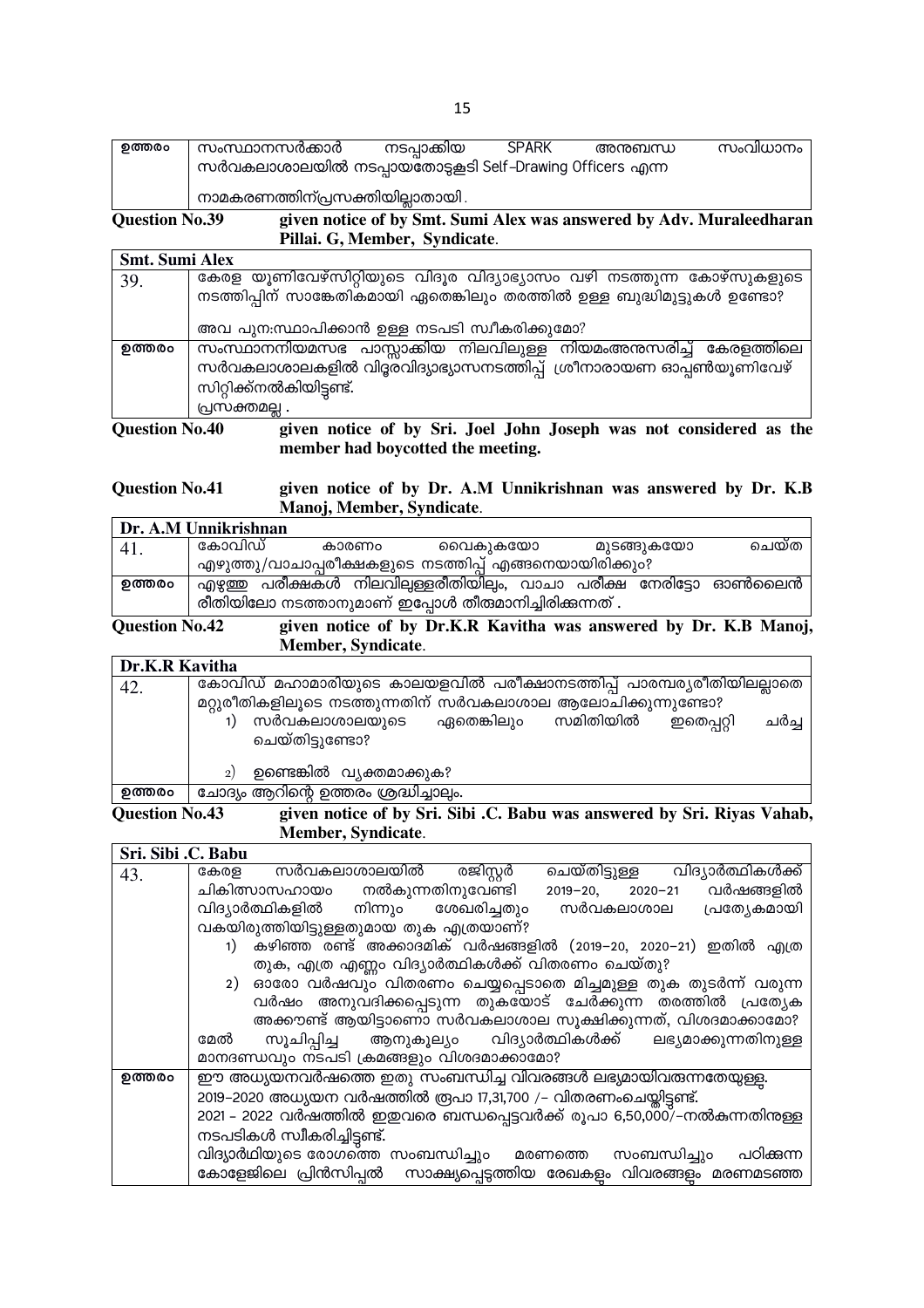| ഉത്തരം | സംസ്ഥാനസർക്കാർ നടപ്പാക്കിയ SPARK അനുബന്ധ സംവിധാനം സർവകലാശാലയിൽ നടപ്പായതോടുകൂടി Self-Drawing Officers എന്ന നാമകരണത്തിന്പ്രസക്തിയില്ലാതായി. |
|---|---|

**Question No.39 given notice of by Smt. Sumi Alex was answered by Adv. Muraleedharan Pillai. G, Member, Syndicate.**

| Smt. Sumi Alex | |
|---|---|
| 39. | കേരള യൂണിവേഴ്സിറ്റിയുടെ വിദൂര വിദ്യാഭ്യാസം വഴി നടത്തുന്ന കോഴ്സുകളുടെ നടത്തിപ്പിന് സാങ്കേതികമായി ഏതെങ്കിലും തരത്തിൽ ഉള്ള ബുദ്ധിമുട്ടുകൾ ഉണ്ടോ?<br><br>അവ പുനഃസ്ഥാപിക്കാൻ ഉള്ള നടപടി സ്വീകരിക്കുമോ? |
| ഉത്തരം | സംസ്ഥാനനിയമസഭ പാസ്സാക്കിയ നിലവിലുള്ള നിയമംഅനുസരിച്ച് കേരളത്തിലെ സർവകലാശാലകളിൽ വിദൂരവിദ്യാഭ്യാസനടത്തിപ്പ് ശ്രീനാരായണ ഓപ്പൺയൂണിവേഴ്സിറ്റിക്ക്നൽകിയിട്ടുണ്ട്.<br>പ്രസക്തമല്ല . |

**Question No.40 given notice of by Sri. Joel John Joseph was not considered as the member had boycotted the meeting.**

**Question No.41 given notice of by Dr. A.M Unnikrishnan was answered by Dr. K.B Manoj, Member, Syndicate.**

| Dr. A.M Unnikrishnan | |
|---|---|
| 41. | കോവിഡ് കാരണം വൈകുകയോ മുടങ്ങുകയോ ചെയ്ത എഴുത്തു/വാചാപ്പരീക്ഷകളുടെ നടത്തിപ്പ് എങ്ങനെയായിരിക്കും? |
| ഉത്തരം | എഴുത്ത് പരീക്ഷകൾ നിലവിലുള്ളരീതിയിലും, വാചാ പരീക്ഷ നേരിട്ടോ ഓൺലൈൻ രീതിയിലോ നടത്താനുമാണ് ഇപ്പോൾ തീരുമാനിച്ചിരിക്കുന്നത് . |

**Question No.42 given notice of by Dr.K.R Kavitha was answered by Dr. K.B Manoj, Member, Syndicate.**

| Dr.K.R Kavitha | |
|---|---|
| 42. | കോവിഡ് മഹാമാരിയുടെ കാലയളവിൽ പരീക്ഷാനടത്തിപ്പ് പാരമ്പര്യരീതിയിലല്ലാതെ മറ്റുരീതികളിലൂടെ നടത്തുന്നതിന് സർവകലാശാല ആലോചിക്കുന്നുണ്ടോ?<br>1) സർവകലാശാലയുടെ ഏതെങ്കിലും സമിതിയിൽ ഇതെപ്പറ്റി ചർച്ച ചെയ്തിട്ടുണ്ടോ?<br><br>2) ഉണ്ടെങ്കിൽ വ്യക്തമാക്കുക? |
| ഉത്തരം | ചോദ്യം ആറിന്റെ ഉത്തരം ശ്രദ്ധിച്ചാലും. |

**Question No.43 given notice of by Sri. Sibi .C. Babu was answered by Sri. Riyas Vahab, Member, Syndicate.**

| Sri. Sibi .C. Babu | |
|---|---|
| 43. | കേരള സർവകലാശാലയിൽ രജിസ്റ്റർ ചെയ്തിട്ടുള്ള വിദ്യാർത്ഥികൾക്ക് ചികിത്സാസഹായം നൽകുന്നതിനുവേണ്ടി 2019-20, 2020-21 വർഷങ്ങളിൽ വിദ്യാർത്ഥികളിൽ നിന്നും ശേഖരിച്ചതും സർവകലാശാല പ്രത്യേകമായി വകയിരുത്തിയിട്ടുള്ളതുമായ തുക എത്രയാണ്?<br>1) കഴിഞ്ഞ രണ്ട് അക്കാദമിക് വർഷങ്ങളിൽ (2019-20, 2020-21) ഇതിൽ എത്ര തുക, എത്ര എണ്ണം വിദ്യാർത്ഥികൾക്ക് വിതരണം ചെയ്തു?<br>2) ഓരോ വർഷവും വിതരണം ചെയ്യപ്പെടാതെ മിച്ചമുള്ള തുക തുടർന്ന് വരുന്ന വർഷം അനുവദിക്കപ്പെടുന്ന തുകയോട് ചേർക്കുന്ന തരത്തിൽ പ്രത്യേക അക്കൗണ്ട് ആയിട്ടാണോ സർവകലാശാല സൂക്ഷിക്കുന്നത്, വിശദമാക്കാമോ?<br>മേൽ സൂചിപ്പിച്ച ആനുകൂല്യം വിദ്യാർത്ഥികൾക്ക് ലഭ്യമാക്കുന്നതിനുള്ള മാനദണ്ഡവും നടപടി ക്രമങ്ങളും വിശദമാക്കാമോ? |
| ഉത്തരം | ഈ അധ്യയനവർഷത്തെ ഇതു സംബന്ധിച്ച വിവരങ്ങൾ ലഭ്യമായിവരുന്നതേയുള്ളൂ.<br>2019-2020 അധ്യയന വർഷത്തിൽ രൂപാ 17,31,700 /- വിതരണംചെയ്തിട്ടുണ്ട്.<br>2021 - 2022 വർഷത്തിൽ ഇതുവരെ ബന്ധപ്പെട്ടവർക്ക് രൂപാ 6,50,000/-നൽകുന്നതിനുള്ള നടപടികൾ സ്വീകരിച്ചിട്ടുണ്ട്.<br>വിദ്യാർഥിയുടെ രോഗത്തെ സംബന്ധിച്ചും മരണത്തെ സംബന്ധിച്ചും പഠിക്കുന്ന കോളേജിലെ പ്രിൻസിപ്പൽ സാക്ഷ്യപ്പെടുത്തിയ രേഖകളും വിവരങ്ങളും മരണമടഞ്ഞ |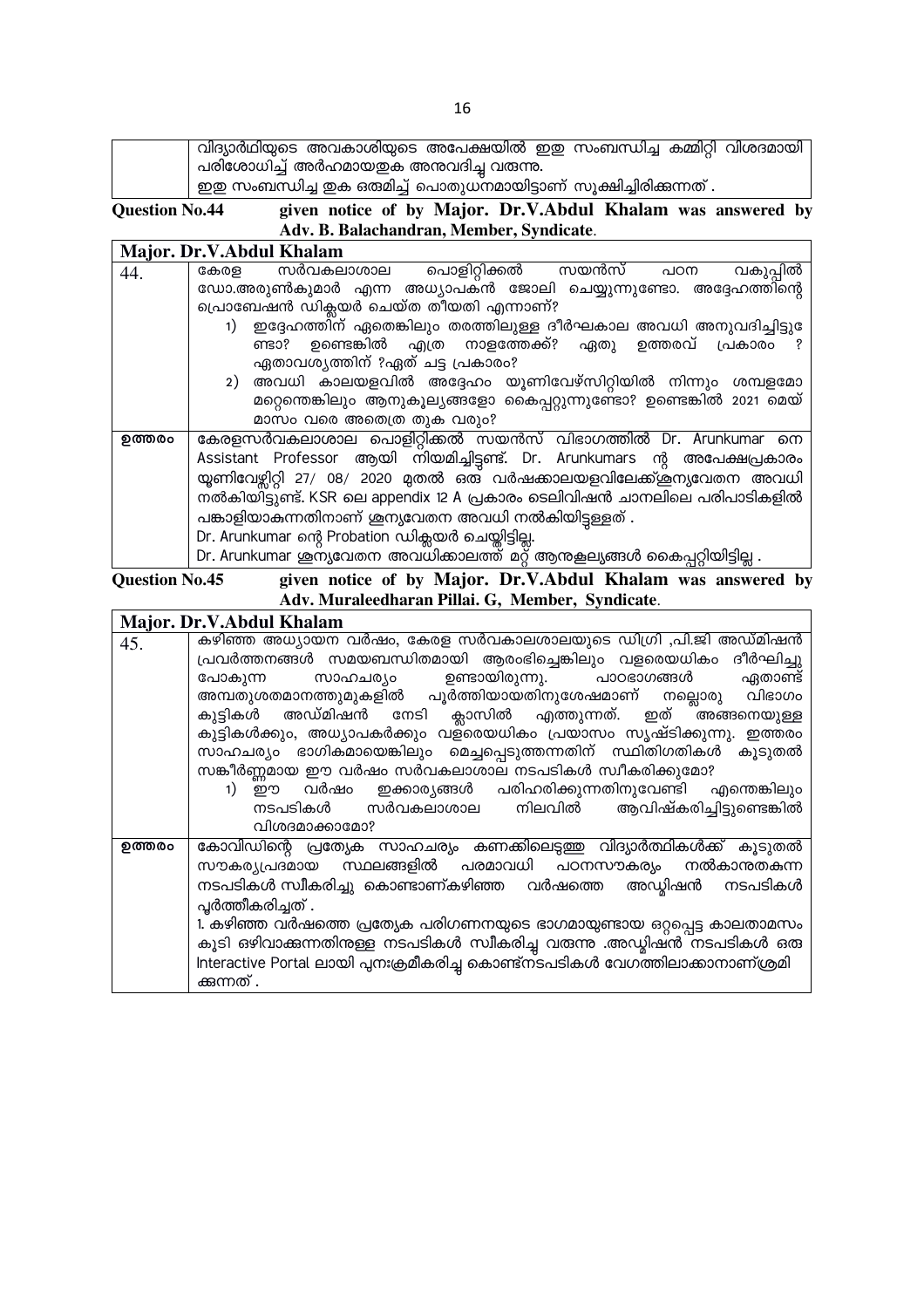| | |
|---|---|
| | വിദ്യാർഥിയുടെ അവകാശിയുടെ അപേക്ഷയിൽ ഇതു സംബന്ധിച്ച കമ്മിറ്റി വിശദമായി പരിശോധിച്ച് അർഹമായതുക അനുവദിച്ചു വരുന്നു. ഇതു സംബന്ധിച്ച തുക ഒരുമിച്ച് പൊതുധനമായിട്ടാണ് സൂക്ഷിച്ചിരിക്കുന്നത് . |

**Question No.44 given notice of by Major. Dr.V.Abdul Khalam was answered by Adv. B. Balachandran, Member, Syndicate.**

| **Major. Dr.V.Abdul Khalam** | |
|---|---|
| 44. | കേരള സർവകലാശാല പൊളിറ്റിക്കൽ സയൻസ് പഠന വകുപ്പിൽ ഡോ.അരുൺകുമാർ എന്ന അധ്യാപകൻ ജോലി ചെയ്യുന്നുണ്ടോ. അദ്ദേഹത്തിന്റെ പ്രൊബേഷൻ ഡിക്ലയർ ചെയ്ത തീയതി എന്നാണ്?<br>1) ഇദ്ദേഹത്തിന് ഏതെങ്കിലും തരത്തിലുള്ള ദീർഘകാല അവധി അനുവദിച്ചിട്ടു ണ്ടോ? ഉണ്ടെങ്കിൽ എത്ര നാളത്തേക്ക്? ഏതു ഉത്തരവ് പ്രകാരം ? ഏതാവശ്യത്തിന് ?ഏത് ചട്ട പ്രകാരം?<br>2) അവധി കാലയളവിൽ അദ്ദേഹം യൂണിവേഴ്സിറ്റിയിൽ നിന്നും ശമ്പളമോ മറ്റെന്തെങ്കിലും ആനുകൂല്യങ്ങളോ കൈപ്പറ്റുന്നുണ്ടോ? ഉണ്ടെങ്കിൽ 2021 മെയ് മാസം വരെ അതെത്ര തുക വരും? |
| ഉത്തരം | കേരളസർവകലാശാല പൊളിറ്റിക്കൽ സയൻസ് വിഭാഗത്തിൽ Dr. Arunkumar നെ Assistant Professor ആയി നിയമിച്ചിട്ടുണ്ട്. Dr. Arunkumars ന്റ അപേക്ഷപ്രകാരം യൂണിവേഴ്സിറ്റി 27/ 08/ 2020 മുതൽ ഒരു വർഷക്കാലയളവിലേക്ക്ശൂന്യവേതന അവധി നൽകിയിട്ടുണ്ട്. KSR ലെ appendix 12 A പ്രകാരം ടെലിവിഷൻ ചാനലിലെ പരിപാടികളിൽ പങ്കാളിയാകുന്നതിനാണ് ശൂന്യവേതന അവധി നൽകിയിട്ടുള്ളത് .<br>Dr. Arunkumar ന്റെ Probation ഡിക്ലയർ ചെയ്തിട്ടില്ല.<br>Dr. Arunkumar ശൂന്യവേതന അവധിക്കാലത്ത് മറ്റ് ആനുകൂല്യങ്ങൾ കൈപ്പറ്റിയിട്ടില്ല . |

**Question No.45 given notice of by Major. Dr.V.Abdul Khalam was answered by Adv. Muraleedharan Pillai. G, Member, Syndicate.**

| **Major. Dr.V.Abdul Khalam** | |
|---|---|
| 45. | കഴിഞ്ഞ അധ്യായന വർഷം, കേരള സർവകാലശാലയുടെ ഡിഗ്രി ,പി.ജി അഡ്മിഷൻ പ്രവർത്തനങ്ങൾ സമയബന്ധിതമായി ആരംഭിച്ചെങ്കിലും വളരെയധികം ദീർഘിച്ചു പോകുന്ന സാഹചര്യം ഉണ്ടായിരുന്നു. പാഠഭാഗങ്ങൾ ഏതാണ്ട് അമ്പതുശതമാനത്തുമുകളിൽ പൂർത്തിയായതിനുശേഷമാണ് നല്ലൊരു വിഭാഗം കുട്ടികൾ അഡ്മിഷൻ നേടി ക്ലാസിൽ എത്തുന്നത്. ഇത് അങ്ങനെയുള്ള കുട്ടികൾക്കും, അധ്യാപകർക്കും വളരെയധികം പ്രയാസം സൃഷ്ടിക്കുന്നു. ഇത്തരം സാഹചര്യം ഭാഗികമായെങ്കിലും മെച്ചപ്പെടുത്തന്നതിന് സ്ഥിതിഗതികൾ കൂടുതൽ സങ്കീർണ്ണമായ ഈ വർഷം സർവകലാശാല നടപടികൾ സ്വീകരിക്കുമോ?<br>1) ഈ വർഷം ഇക്കാര്യങ്ങൾ പരിഹരിക്കുന്നതിനുവേണ്ടി എന്തെങ്കിലും നടപടികൾ സർവകലാശാല നിലവിൽ ആവിഷ്കരിച്ചിട്ടുണ്ടെങ്കിൽ വിശദമാക്കാമോ? |
| ഉത്തരം | കോവിഡിന്റെ പ്രത്യേക സാഹചര്യം കണക്കിലെടുത്തു വിദ്യാർത്ഥികൾക്ക് കൂടുതൽ സൗകര്യപ്രദമായ സ്ഥലങ്ങളിൽ പരമാവധി പഠനസൗകര്യം നൽകാനുതകുന്ന നടപടികൾ സ്വീകരിച്ചു കൊണ്ടാണ്കഴിഞ്ഞ വർഷത്തെ അഡ്മിഷൻ നടപടികൾ പൂർത്തീകരിച്ചത് .<br>1. കഴിഞ്ഞ വർഷത്തെ പ്രത്യേക പരിഗണനയുടെ ഭാഗമായുണ്ടായ ഒറ്റപ്പെട്ട കാലതാമസം കൂടി ഒഴിവാക്കുന്നതിനുള്ള നടപടികൾ സ്വീകരിച്ചു വരുന്നു .അഡ്മിഷൻ നടപടികൾ ഒരു Interactive Portal ലായി പുനഃക്രമീകരിച്ചു കൊണ്ട്നടപടികൾ വേഗത്തിലാക്കാനാണ്ശ്രമി ക്കുന്നത് . |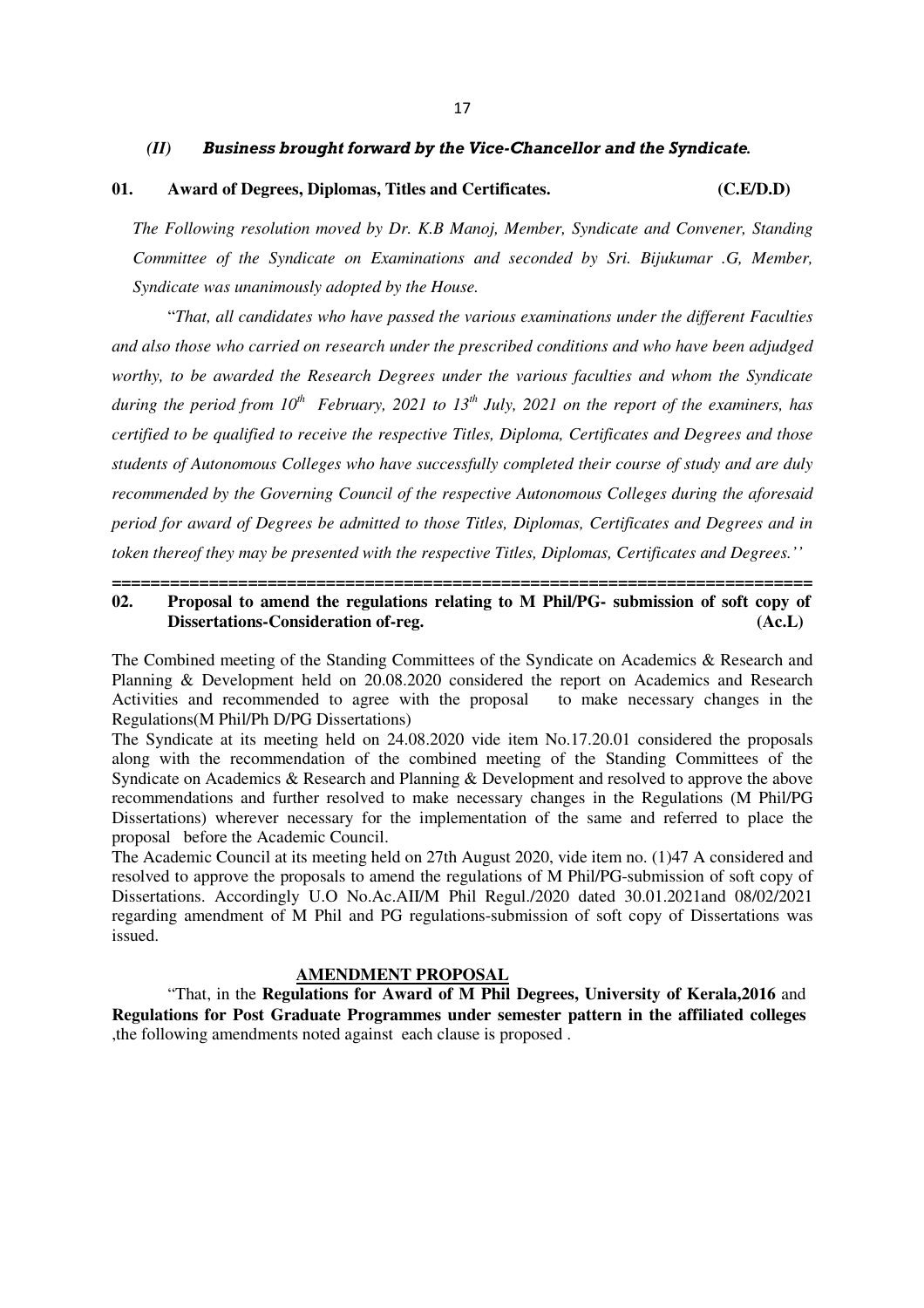### *(II) Business brought forward by the Vice-Chancellor and the Syndicate.*

**01. Award of Degrees, Diplomas, Titles and Certificates. (C.E/D.D)**

*The Following resolution moved by Dr. K.B Manoj, Member, Syndicate and Convener, Standing Committee of the Syndicate on Examinations and seconded by Sri. Bijukumar .G, Member, Syndicate was unanimously adopted by the House.*

"*That, all candidates who have passed the various examinations under the different Faculties and also those who carried on research under the prescribed conditions and who have been adjudged worthy, to be awarded the Research Degrees under the various faculties and whom the Syndicate during the period from 10th February, 2021 to 13th July, 2021 on the report of the examiners, has certified to be qualified to receive the respective Titles, Diploma, Certificates and Degrees and those students of Autonomous Colleges who have successfully completed their course of study and are duly recommended by the Governing Council of the respective Autonomous Colleges during the aforesaid period for award of Degrees be admitted to those Titles, Diplomas, Certificates and Degrees and in token thereof they may be presented with the respective Titles, Diplomas, Certificates and Degrees.*''

---

**02. Proposal to amend the regulations relating to M Phil/PG- submission of soft copy of Dissertations-Consideration of-reg. (Ac.L)**

The Combined meeting of the Standing Committees of the Syndicate on Academics & Research and Planning & Development held on 20.08.2020 considered the report on Academics and Research Activities and recommended to agree with the proposal to make necessary changes in the Regulations(M Phil/Ph D/PG Dissertations)

The Syndicate at its meeting held on 24.08.2020 vide item No.17.20.01 considered the proposals along with the recommendation of the combined meeting of the Standing Committees of the Syndicate on Academics & Research and Planning & Development and resolved to approve the above recommendations and further resolved to make necessary changes in the Regulations (M Phil/PG Dissertations) wherever necessary for the implementation of the same and referred to place the proposal before the Academic Council.

The Academic Council at its meeting held on 27th August 2020, vide item no. (1)47 A considered and resolved to approve the proposals to amend the regulations of M Phil/PG-submission of soft copy of Dissertations. Accordingly U.O No.Ac.AII/M Phil Regul./2020 dated 30.01.2021and 08/02/2021 regarding amendment of M Phil and PG regulations-submission of soft copy of Dissertations was issued.

**AMENDMENT PROPOSAL**

"That, in the **Regulations for Award of M Phil Degrees, University of Kerala,2016** and **Regulations for Post Graduate Programmes under semester pattern in the affiliated colleges** ,the following amendments noted against each clause is proposed .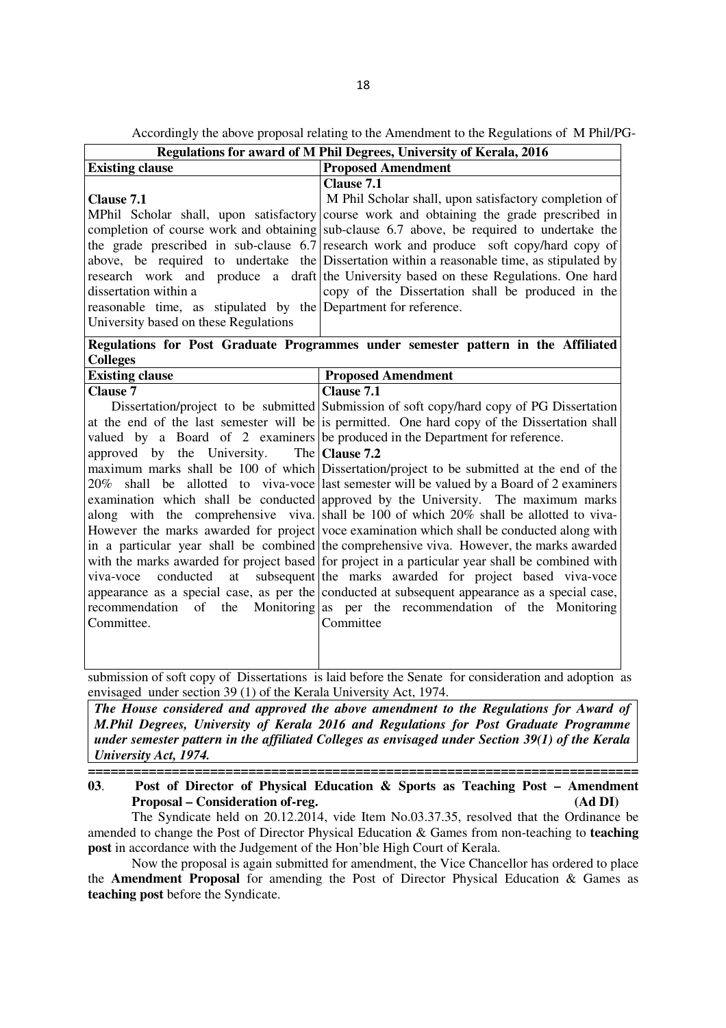Accordingly the above proposal relating to the Amendment to the Regulations of M Phil/PG-

| **Regulations for award of M Phil Degrees, University of Kerala, 2016** | |
|---|---|
| **Existing clause** | **Proposed Amendment** |
| **Clause 7.1** MPhil Scholar shall, upon satisfactory completion of course work and obtaining the grade prescribed in sub-clause 6.7 above, be required to undertake the research work and produce a draft dissertation within a reasonable time, as stipulated by the University based on these Regulations | **Clause 7.1** M Phil Scholar shall, upon satisfactory completion of course work and obtaining the grade prescribed in sub-clause 6.7 above, be required to undertake the research work and produce soft copy/hard copy of Dissertation within a reasonable time, as stipulated by the University based on these Regulations. One hard copy of the Dissertation shall be produced in the Department for reference. |
| **Regulations for Post Graduate Programmes under semester pattern in the Affiliated Colleges** | |
| **Existing clause** | **Proposed Amendment** |
| **Clause 7** Dissertation/project to be submitted at the end of the last semester will be valued by a Board of 2 examiners approved by the University. The maximum marks shall be 100 of which 20% shall be allotted to viva-voce examination which shall be conducted along with the comprehensive viva. However the marks awarded for project in a particular year shall be combined with the marks awarded for project based viva-voce conducted at subsequent appearance as a special case, as per the recommendation of the Monitoring Committee. | **Clause 7.1** Submission of soft copy/hard copy of PG Dissertation is permitted. One hard copy of the Dissertation shall be produced in the Department for reference. **Clause 7.2** Dissertation/project to be submitted at the end of the last semester will be valued by a Board of 2 examiners approved by the University. The maximum marks shall be 100 of which 20% shall be allotted to viva-voce examination which shall be conducted along with the comprehensive viva. However, the marks awarded for project in a particular year shall be combined with the marks awarded for project based viva-voce conducted at subsequent appearance as a special case, as per the recommendation of the Monitoring Committee |

submission of soft copy of Dissertations is laid before the Senate for consideration and adoption as envisaged under section 39 (1) of the Kerala University Act, 1974.

***The House considered and approved the above amendment to the Regulations for Award of M.Phil Degrees, University of Kerala 2016 and Regulations for Post Graduate Programme under semester pattern in the affiliated Colleges as envisaged under Section 39(1) of the Kerala University Act, 1974.***

---

**03**. **Post of Director of Physical Education & Sports as Teaching Post – Amendment Proposal – Consideration of-reg. (Ad DI)**

The Syndicate held on 20.12.2014, vide Item No.03.37.35, resolved that the Ordinance be amended to change the Post of Director Physical Education & Games from non-teaching to **teaching post** in accordance with the Judgement of the Hon'ble High Court of Kerala.

Now the proposal is again submitted for amendment, the Vice Chancellor has ordered to place the **Amendment Proposal** for amending the Post of Director Physical Education & Games as **teaching post** before the Syndicate.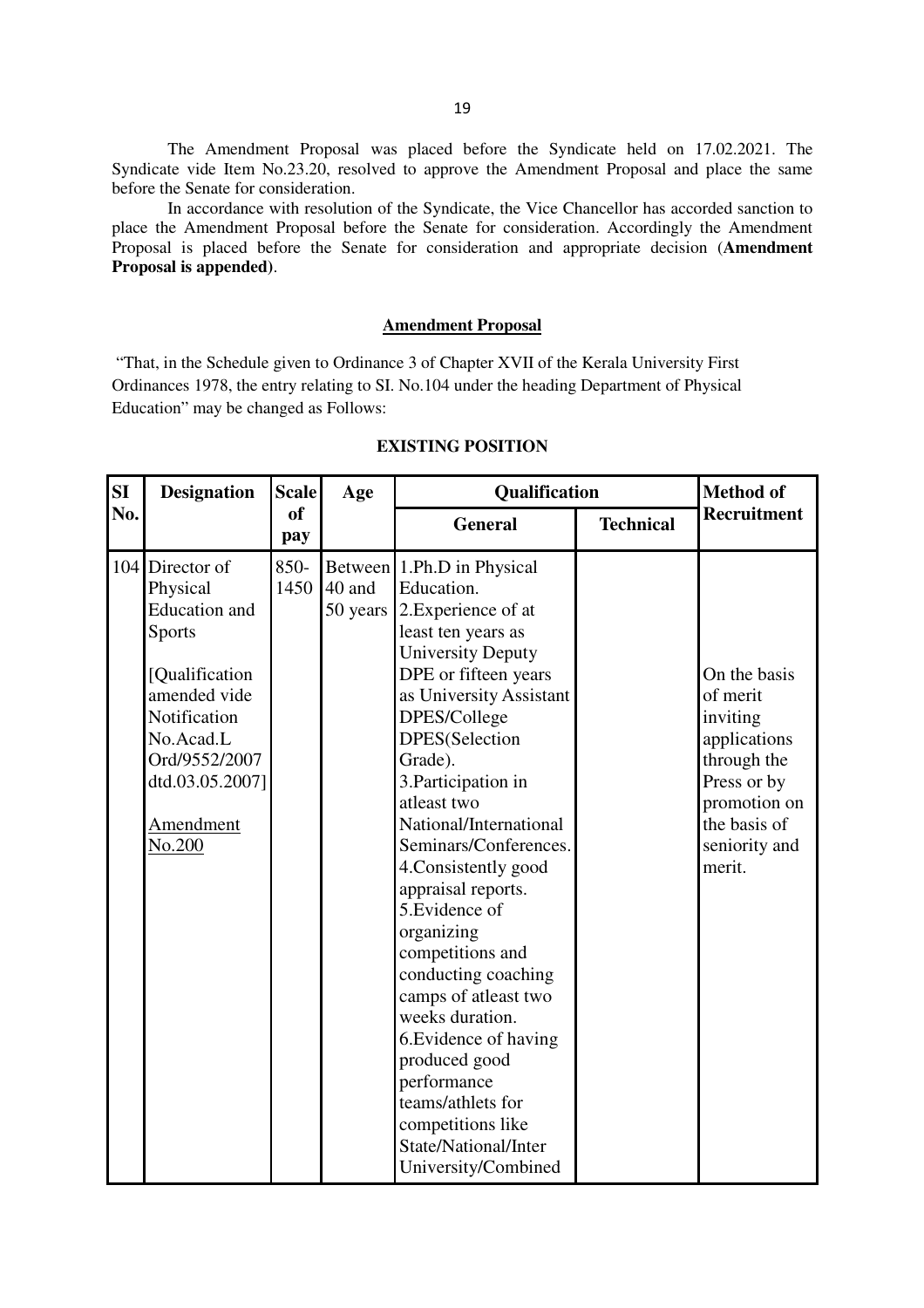The Amendment Proposal was placed before the Syndicate held on 17.02.2021. The Syndicate vide Item No.23.20, resolved to approve the Amendment Proposal and place the same before the Senate for consideration.

In accordance with resolution of the Syndicate, the Vice Chancellor has accorded sanction to place the Amendment Proposal before the Senate for consideration. Accordingly the Amendment Proposal is placed before the Senate for consideration and appropriate decision (**Amendment Proposal is appended**).

## Amendment Proposal

"That, in the Schedule given to Ordinance 3 of Chapter XVII of the Kerala University First Ordinances 1978, the entry relating to SI. No.104 under the heading Department of Physical Education" may be changed as Follows:

### EXISTING POSITION

| SI No. | Designation | Scale of pay | Age | Qualification | | Method of Recruitment |
|---|---|---|---|---|---|---|
| | | | | General | Technical | |
| 104 | Director of Physical Education and Sports<br><br>[Qualification amended vide Notification No.Acad.L Ord/9552/2007 dtd.03.05.2007]<br><br>Amendment No.200 | 850-1450 | Between 40 and 50 years | 1.Ph.D in Physical Education.<br>2.Experience of at least ten years as University Deputy DPE or fifteen years as University Assistant DPES/College DPES(Selection Grade).<br>3.Participation in atleast two National/International Seminars/Conferences.<br>4.Consistently good appraisal reports.<br>5.Evidence of organizing competitions and conducting coaching camps of atleast two weeks duration.<br>6.Evidence of having produced good performance teams/athlets for competitions like State/National/Inter University/Combined | | On the basis of merit inviting applications through the Press or by promotion on the basis of seniority and merit. |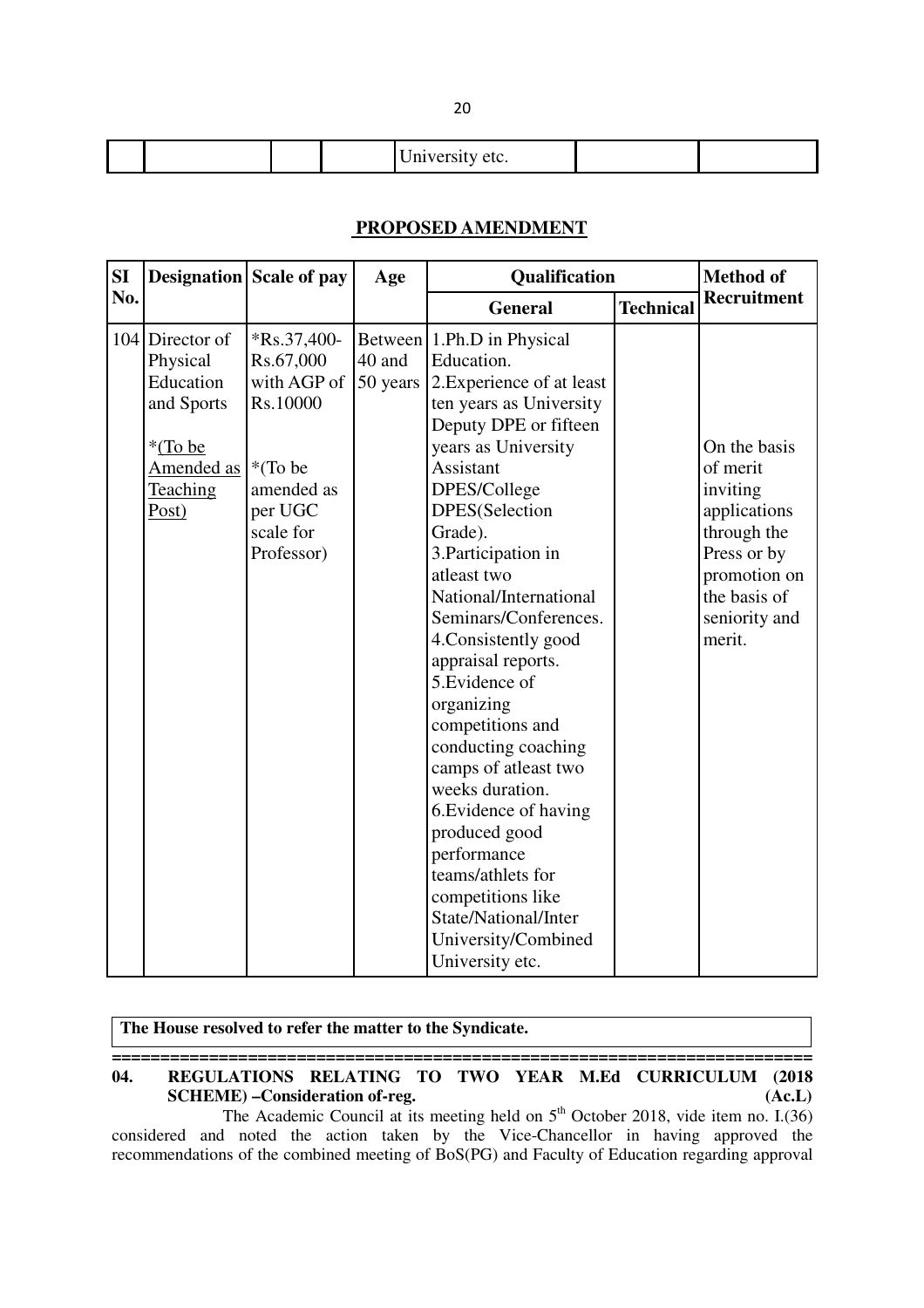| | | | | University etc. | | |
|---|---|---|---|---|---|---|

## PROPOSED AMENDMENT

| SI No. | Designation | Scale of pay | Age | Qualification | | Method of Recruitment |
|---|---|---|---|---|---|---|
| | | | | General | Technical | |
| 104 | Director of Physical Education and Sports<br><br>*(To be Amended as Teaching Post) | *Rs.37,400-Rs.67,000 with AGP of Rs.10000<br><br>*(To be amended as per UGC scale for Professor) | Between 40 and 50 years | 1.Ph.D in Physical Education.<br>2.Experience of at least ten years as University Deputy DPE or fifteen years as University Assistant DPES/College DPES(Selection Grade).<br>3.Participation in atleast two National/International Seminars/Conferences.<br>4.Consistently good appraisal reports.<br>5.Evidence of organizing competitions and conducting coaching camps of atleast two weeks duration.<br>6.Evidence of having produced good performance teams/athlets for competitions like State/National/Inter University/Combined University etc. | | On the basis of merit inviting applications through the Press or by promotion on the basis of seniority and merit. |

**The House resolved to refer the matter to the Syndicate.**

==========================================================================

**04. REGULATIONS RELATING TO TWO YEAR M.Ed CURRICULUM (2018 SCHEME) –Consideration of-reg. (Ac.L)**

The Academic Council at its meeting held on 5th October 2018, vide item no. I.(36) considered and noted the action taken by the Vice-Chancellor in having approved the recommendations of the combined meeting of BoS(PG) and Faculty of Education regarding approval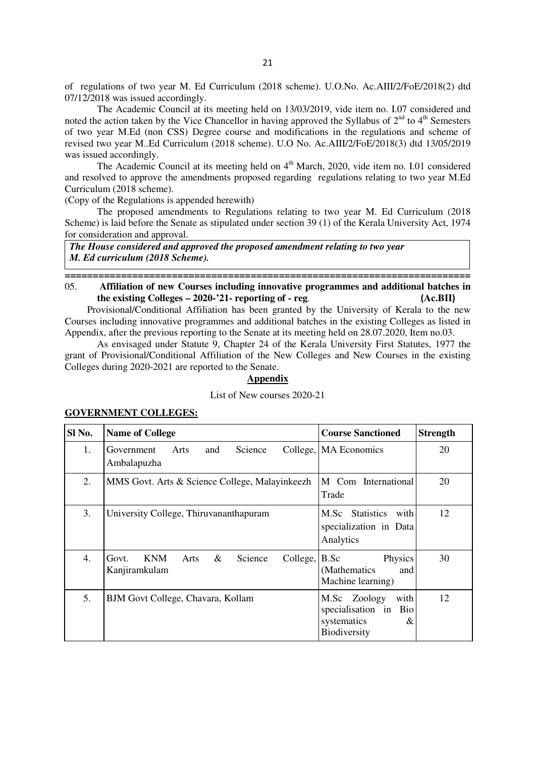of regulations of two year M. Ed Curriculum (2018 scheme). U.O.No. Ac.AIII/2/FoE/2018(2) dtd 07/12/2018 was issued accordingly.

The Academic Council at its meeting held on 13/03/2019, vide item no. I.07 considered and noted the action taken by the Vice Chancellor in having approved the Syllabus of 2nd to 4th Semesters of two year M.Ed (non CSS) Degree course and modifications in the regulations and scheme of revised two year M..Ed Curriculum (2018 scheme). U.O No. Ac.AIII/2/FoE/2018(3) dtd 13/05/2019 was issued accordingly.

The Academic Council at its meeting held on 4th March, 2020, vide item no. I.01 considered and resolved to approve the amendments proposed regarding regulations relating to two year M.Ed Curriculum (2018 scheme).

(Copy of the Regulations is appended herewith)

The proposed amendments to Regulations relating to two year M. Ed Curriculum (2018 Scheme) is laid before the Senate as stipulated under section 39 (1) of the Kerala University Act, 1974 for consideration and approval.

***The House considered and approved the proposed amendment relating to two year M. Ed curriculum (2018 Scheme).***

=====================================================================

05. **Affiliation of new Courses including innovative programmes and additional batches in the existing Colleges – 2020-'21- reporting of - reg. (Ac.BII)**

Provisional/Conditional Affiliation has been granted by the University of Kerala to the new Courses including innovative programmes and additional batches in the existing Colleges as listed in Appendix, after the previous reporting to the Senate at its meeting held on 28.07.2020, Item no.03.

As envisaged under Statute 9, Chapter 24 of the Kerala University First Statutes, 1977 the grant of Provisional/Conditional Affiliation of the New Colleges and New Courses in the existing Colleges during 2020-2021 are reported to the Senate.

**Appendix**

List of New courses 2020-21

**GOVERNMENT COLLEGES:**

| Sl No. | Name of College | Course Sanctioned | Strength |
|---|---|---|---|
| 1. | Government Arts and Science College, Ambalapuzha | MA Economics | 20 |
| 2. | MMS Govt. Arts & Science College, Malayinkeezh | M Com International Trade | 20 |
| 3. | University College, Thiruvananthapuram | M.Sc Statistics with specialization in Data Analytics | 12 |
| 4. | Govt. KNM Arts & Science College, Kanjiramkulam | B.Sc Physics (Mathematics and Machine learning) | 30 |
| 5. | BJM Govt College, Chavara, Kollam | M.Sc Zoology with specialisation in Bio systematics & Biodiversity | 12 |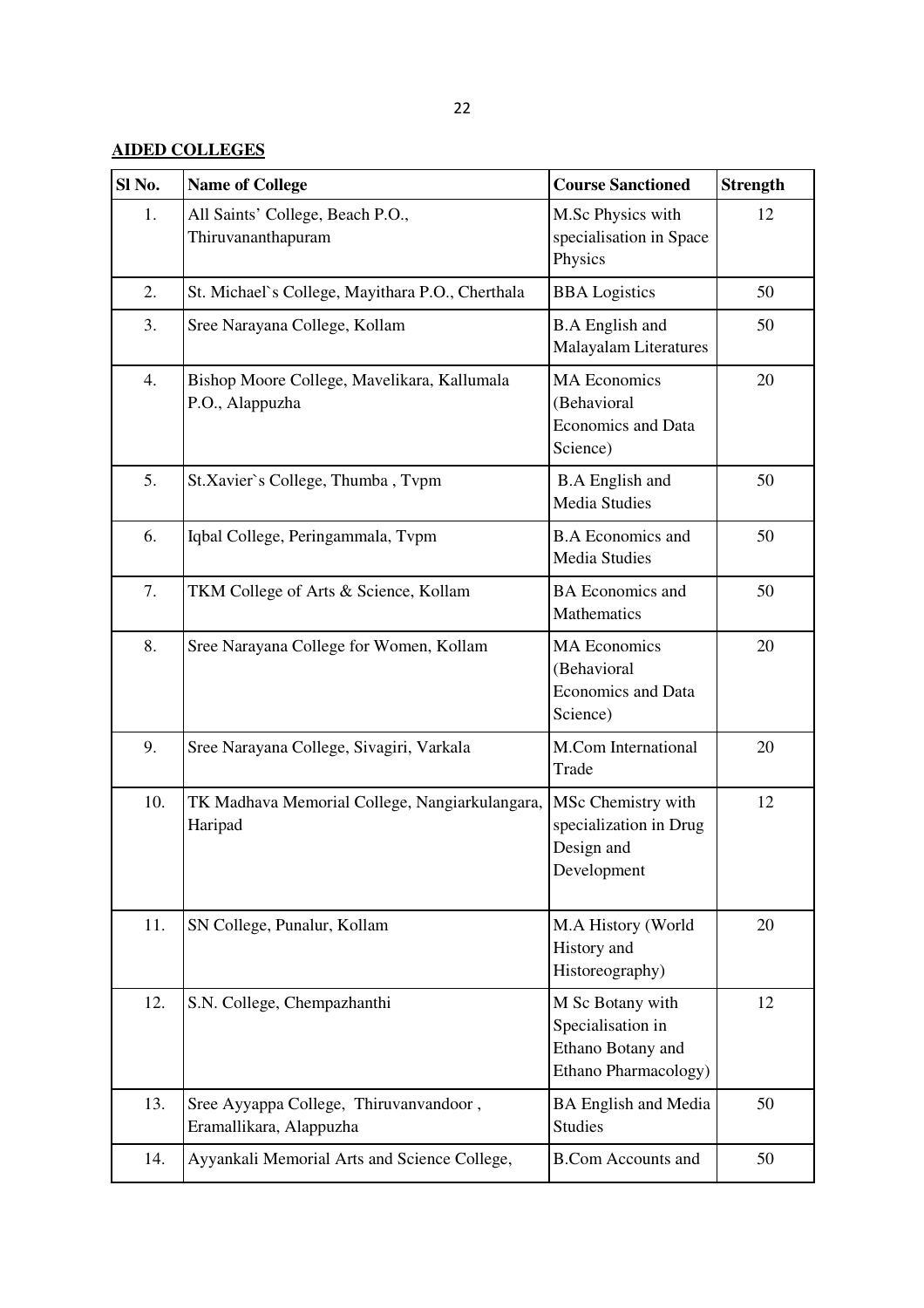**AIDED COLLEGES**

| Sl No. | Name of College | Course Sanctioned | Strength |
|---|---|---|---|
| 1. | All Saints' College, Beach P.O., Thiruvananthapuram | M.Sc Physics with specialisation in Space Physics | 12 |
| 2. | St. Michael`s College, Mayithara P.O., Cherthala | BBA Logistics | 50 |
| 3. | Sree Narayana College, Kollam | B.A English and Malayalam Literatures | 50 |
| 4. | Bishop Moore College, Mavelikara, Kallumala P.O., Alappuzha | MA Economics (Behavioral Economics and Data Science) | 20 |
| 5. | St.Xavier`s College, Thumba , Tvpm | B.A English and Media Studies | 50 |
| 6. | Iqbal College, Peringammala, Tvpm | B.A Economics and Media Studies | 50 |
| 7. | TKM College of Arts & Science, Kollam | BA Economics and Mathematics | 50 |
| 8. | Sree Narayana College for Women, Kollam | MA Economics (Behavioral Economics and Data Science) | 20 |
| 9. | Sree Narayana College, Sivagiri, Varkala | M.Com International Trade | 20 |
| 10. | TK Madhava Memorial College, Nangiarkulangara, Haripad | MSc Chemistry with specialization in Drug Design and Development | 12 |
| 11. | SN College, Punalur, Kollam | M.A History (World History and Historeography) | 20 |
| 12. | S.N. College, Chempazhanthi | M Sc Botany with Specialisation in Ethano Botany and Ethano Pharmacology) | 12 |
| 13. | Sree Ayyappa College, Thiruvanvandoor , Eramallikara, Alappuzha | BA English and Media Studies | 50 |
| 14. | Ayyankali Memorial Arts and Science College, | B.Com Accounts and | 50 |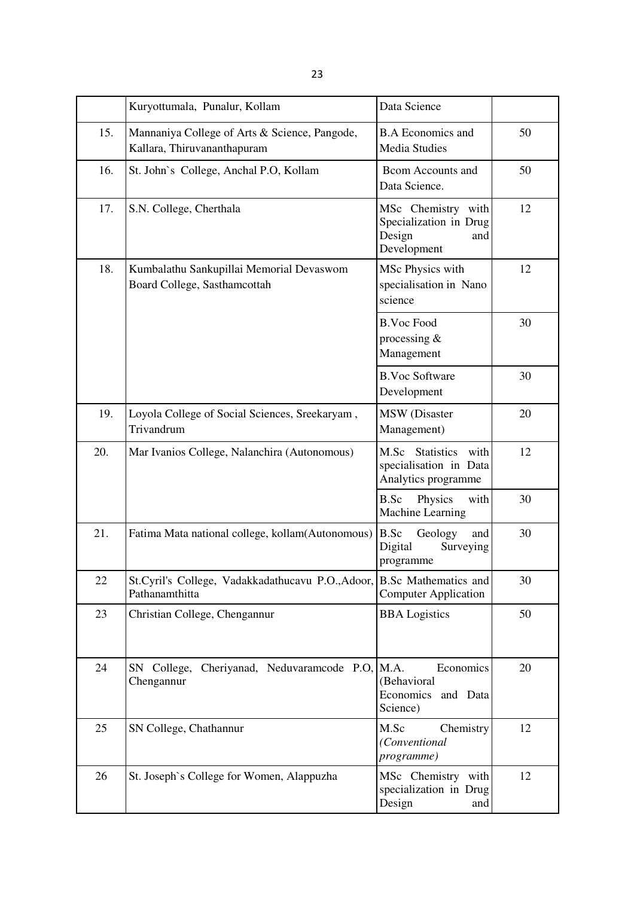| | | | |
|---|---|---|---|
| | Kuryottumala, Punalur, Kollam | Data Science | |
| 15. | Mannaniya College of Arts & Science, Pangode, Kallara, Thiruvananthapuram | B.A Economics and Media Studies | 50 |
| 16. | St. John`s College, Anchal P.O, Kollam | Bcom Accounts and Data Science. | 50 |
| 17. | S.N. College, Cherthala | MSc Chemistry with Specialization in Drug Design and Development | 12 |
| 18. | Kumbalathu Sankupillai Memorial Devaswom Board College, Sasthamcottah | MSc Physics with specialisation in Nano science | 12 |
| | | B.Voc Food processing & Management | 30 |
| | | B.Voc Software Development | 30 |
| 19. | Loyola College of Social Sciences, Sreekaryam , Trivandrum | MSW (Disaster Management) | 20 |
| 20. | Mar Ivanios College, Nalanchira (Autonomous) | M.Sc Statistics with specialisation in Data Analytics programme | 12 |
| | | B.Sc Physics with Machine Learning | 30 |
| 21. | Fatima Mata national college, kollam(Autonomous) | B.Sc Geology and Digital Surveying programme | 30 |
| 22 | St.Cyril's College, Vadakkadathucavu P.O.,Adoor, Pathanamthitta | B.Sc Mathematics and Computer Application | 30 |
| 23 | Christian College, Chengannur | BBA Logistics | 50 |
| 24 | SN College, Cheriyanad, Neduvaramcode P.O, Chengannur | M.A. Economics (Behavioral Economics and Data Science) | 20 |
| 25 | SN College, Chathannur | M.Sc Chemistry *(Conventional programme)* | 12 |
| 26 | St. Joseph`s College for Women, Alappuzha | MSc Chemistry with specialization in Drug Design and | 12 |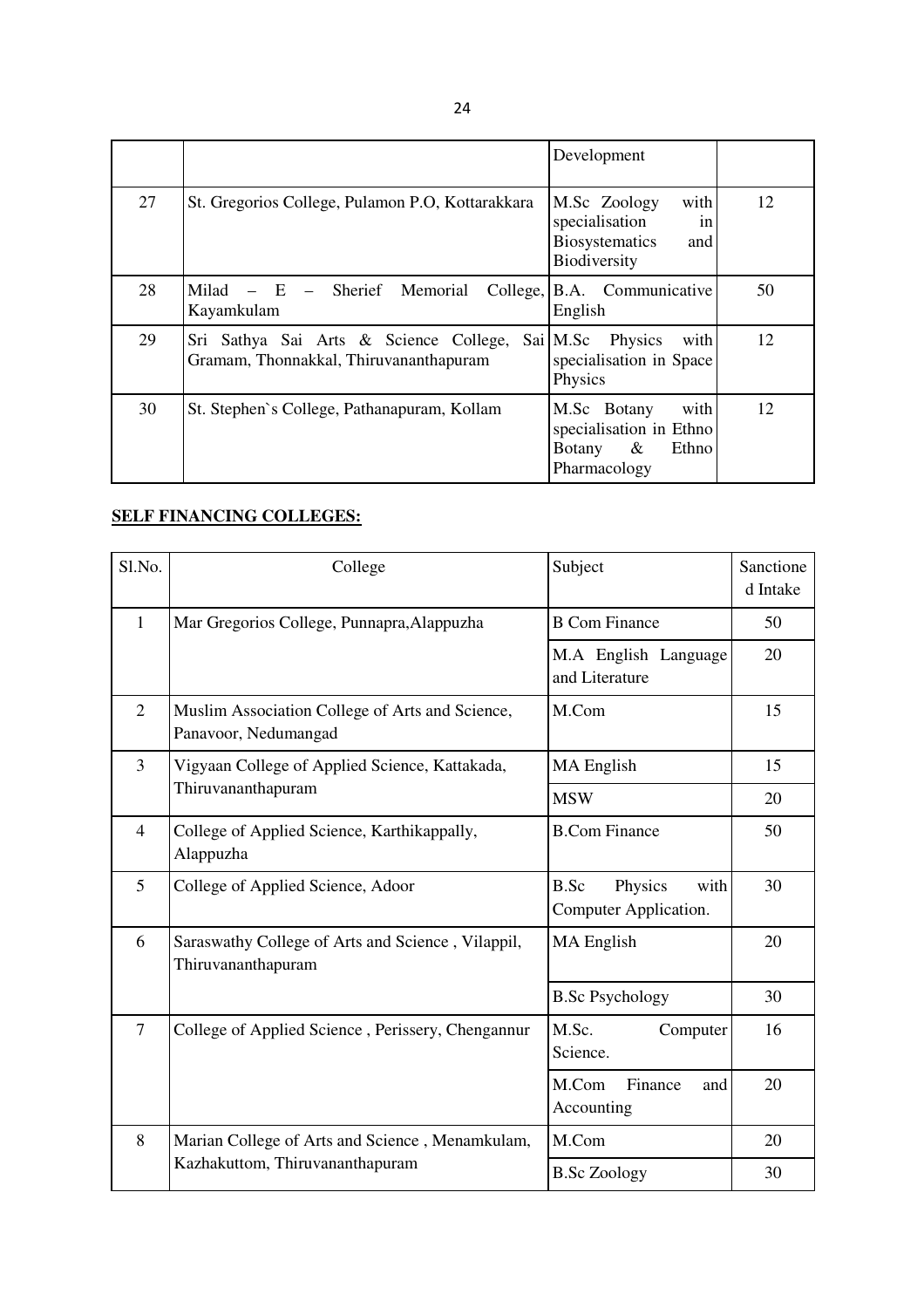| | | Development | |
|---|---|---|---|
| 27 | St. Gregorios College, Pulamon P.O, Kottarakkara | M.Sc Zoology with specialisation in Biosystematics and Biodiversity | 12 |
| 28 | Milad – E – Sherief Memorial College, Kayamkulam | B.A. Communicative English | 50 |
| 29 | Sri Sathya Sai Arts & Science College, Sai Gramam, Thonnakkal, Thiruvananthapuram | M.Sc Physics with specialisation in Space Physics | 12 |
| 30 | St. Stephen`s College, Pathanapuram, Kollam | M.Sc Botany with specialisation in Ethno Botany & Ethno Pharmacology | 12 |

**SELF FINANCING COLLEGES:**

| Sl.No. | College | Subject | Sanctioned Intake |
|---|---|---|---|
| 1 | Mar Gregorios College, Punnapra,Alappuzha | B Com Finance | 50 |
| | | M.A English Language and Literature | 20 |
| 2 | Muslim Association College of Arts and Science, Panavoor, Nedumangad | M.Com | 15 |
| 3 | Vigyaan College of Applied Science, Kattakada, Thiruvananthapuram | MA English | 15 |
| | | MSW | 20 |
| 4 | College of Applied Science, Karthikappally, Alappuzha | B.Com Finance | 50 |
| 5 | College of Applied Science, Adoor | B.Sc Physics with Computer Application. | 30 |
| 6 | Saraswathy College of Arts and Science , Vilappil, Thiruvananthapuram | MA English | 20 |
| | | B.Sc Psychology | 30 |
| 7 | College of Applied Science , Perissery, Chengannur | M.Sc. Computer Science. | 16 |
| | | M.Com Finance and Accounting | 20 |
| 8 | Marian College of Arts and Science , Menamkulam, Kazhakuttom, Thiruvananthapuram | M.Com | 20 |
| | | B.Sc Zoology | 30 |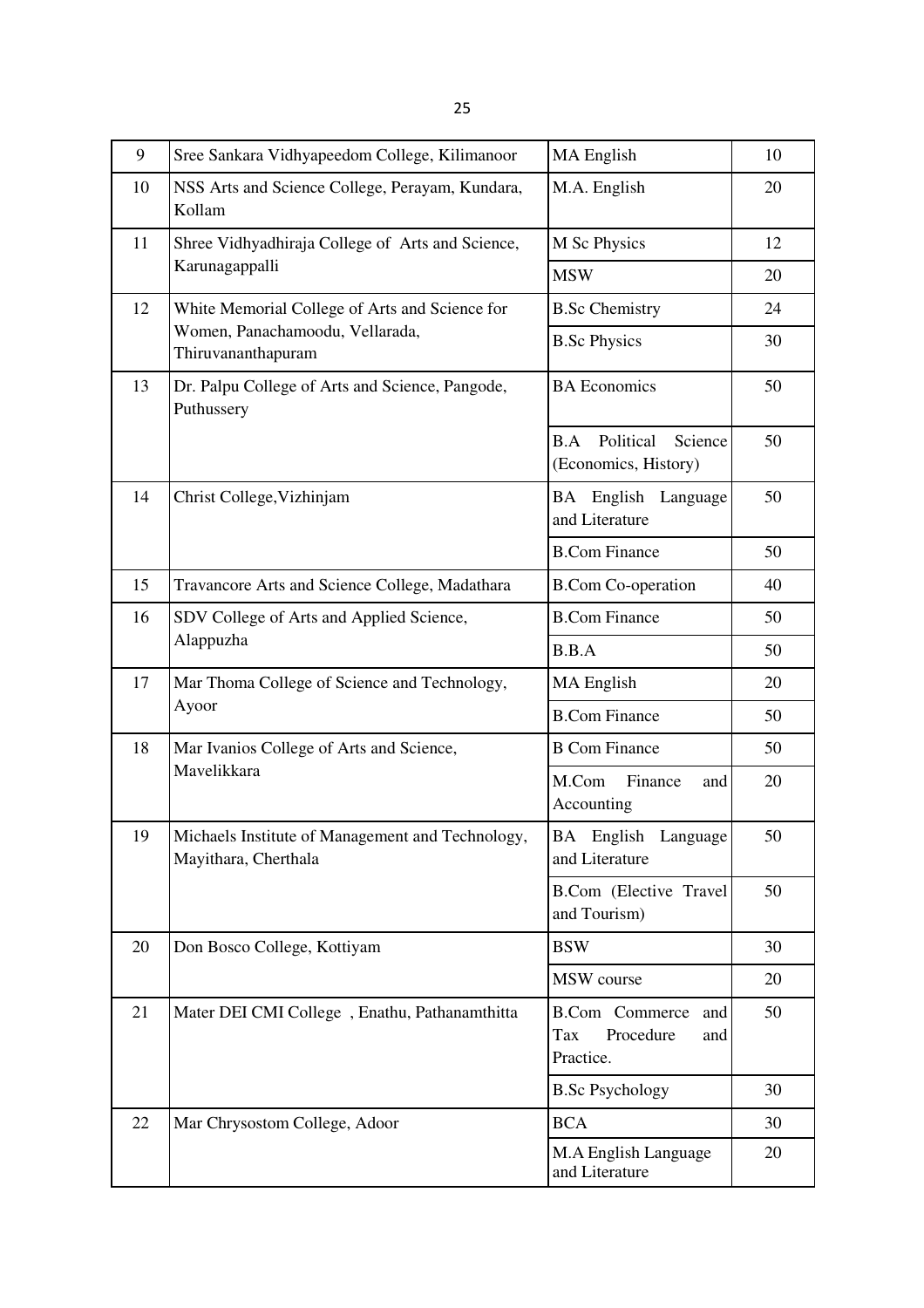| | | | |
|---|---|---|---|
| 9 | Sree Sankara Vidhyapeedom College, Kilimanoor | MA English | 10 |
| 10 | NSS Arts and Science College, Perayam, Kundara, Kollam | M.A. English | 20 |
| 11 | Shree Vidhyadhiraja College of Arts and Science, Karunagappalli | M Sc Physics | 12 |
| | | MSW | 20 |
| 12 | White Memorial College of Arts and Science for Women, Panachamoodu, Vellarada, Thiruvananthapuram | B.Sc Chemistry | 24 |
| | | B.Sc Physics | 30 |
| 13 | Dr. Palpu College of Arts and Science, Pangode, Puthussery | BA Economics | 50 |
| | | B.A Political Science (Economics, History) | 50 |
| 14 | Christ College,Vizhinjam | BA English Language and Literature | 50 |
| | | B.Com Finance | 50 |
| 15 | Travancore Arts and Science College, Madathara | B.Com Co-operation | 40 |
| 16 | SDV College of Arts and Applied Science, Alappuzha | B.Com Finance | 50 |
| | | B.B.A | 50 |
| 17 | Mar Thoma College of Science and Technology, Ayoor | MA English | 20 |
| | | B.Com Finance | 50 |
| 18 | Mar Ivanios College of Arts and Science, Mavelikkara | B Com Finance | 50 |
| | | M.Com Finance and Accounting | 20 |
| 19 | Michaels Institute of Management and Technology, Mayithara, Cherthala | BA English Language and Literature | 50 |
| | | B.Com (Elective Travel and Tourism) | 50 |
| 20 | Don Bosco College, Kottiyam | BSW | 30 |
| | | MSW course | 20 |
| 21 | Mater DEI CMI College , Enathu, Pathanamthitta | B.Com Commerce and Tax Procedure and Practice. | 50 |
| | | B.Sc Psychology | 30 |
| 22 | Mar Chrysostom College, Adoor | BCA | 30 |
| | | M.A English Language and Literature | 20 |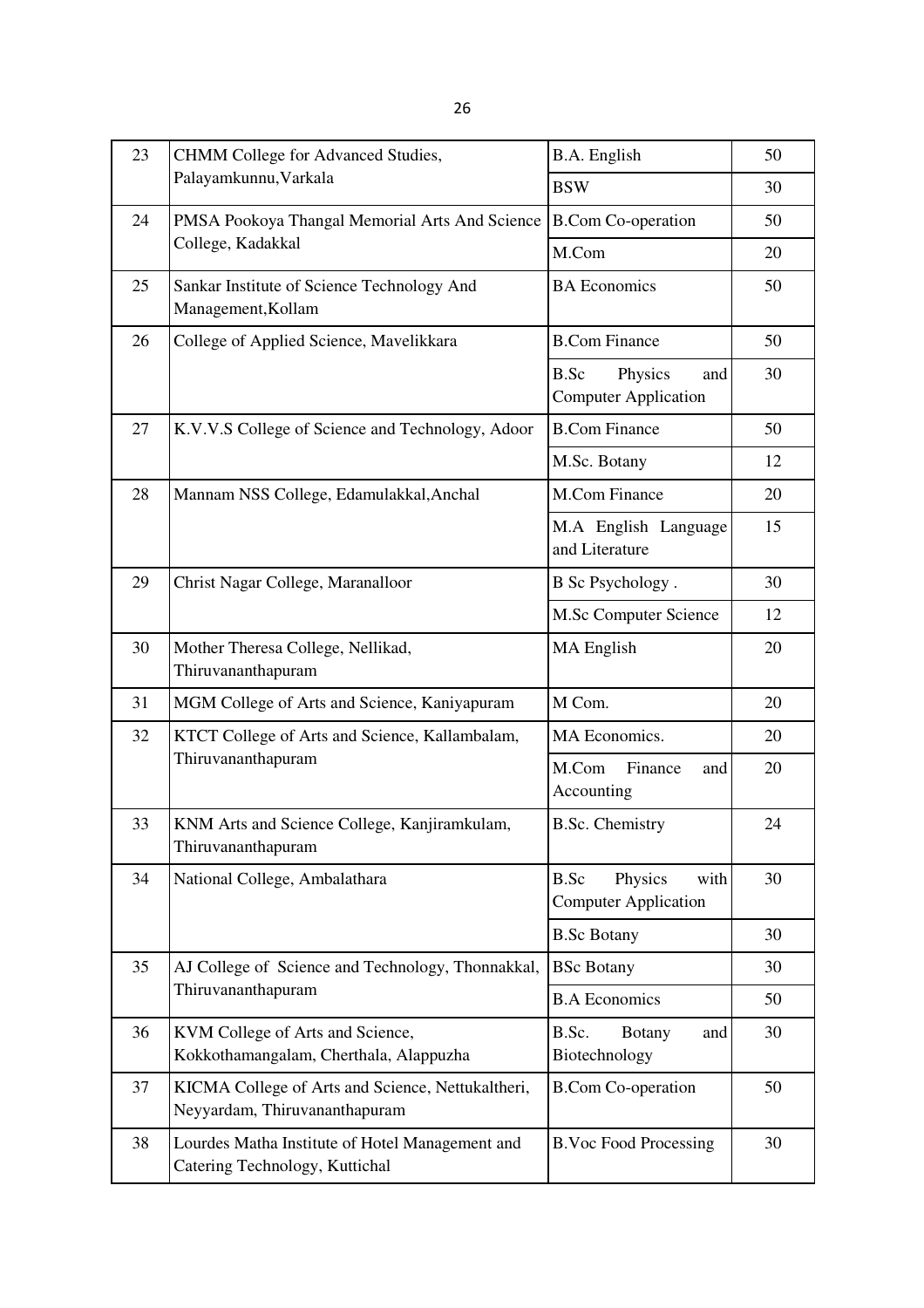| 23 | CHMM College for Advanced Studies, Palayamkunnu,Varkala | B.A. English | 50 |
|---|---|---|---|
| | | BSW | 30 |
| 24 | PMSA Pookoya Thangal Memorial Arts And Science College, Kadakkal | B.Com Co-operation | 50 |
| | | M.Com | 20 |
| 25 | Sankar Institute of Science Technology And Management,Kollam | BA Economics | 50 |
| 26 | College of Applied Science, Mavelikkara | B.Com Finance | 50 |
| | | B.Sc Physics and Computer Application | 30 |
| 27 | K.V.V.S College of Science and Technology, Adoor | B.Com Finance | 50 |
| | | M.Sc. Botany | 12 |
| 28 | Mannam NSS College, Edamulakkal,Anchal | M.Com Finance | 20 |
| | | M.A English Language and Literature | 15 |
| 29 | Christ Nagar College, Maranalloor | B Sc Psychology . | 30 |
| | | M.Sc Computer Science | 12 |
| 30 | Mother Theresa College, Nellikad, Thiruvananthapuram | MA English | 20 |
| 31 | MGM College of Arts and Science, Kaniyapuram | M Com. | 20 |
| 32 | KTCT College of Arts and Science, Kallambalam, Thiruvananthapuram | MA Economics. | 20 |
| | | M.Com Finance and Accounting | 20 |
| 33 | KNM Arts and Science College, Kanjiramkulam, Thiruvananthapuram | B.Sc. Chemistry | 24 |
| 34 | National College, Ambalathara | B.Sc Physics with Computer Application | 30 |
| | | B.Sc Botany | 30 |
| 35 | AJ College of Science and Technology, Thonnakkal, Thiruvananthapuram | BSc Botany | 30 |
| | | B.A Economics | 50 |
| 36 | KVM College of Arts and Science, Kokkothamangalam, Cherthala, Alappuzha | B.Sc. Botany and Biotechnology | 30 |
| 37 | KICMA College of Arts and Science, Nettukaltheri, Neyyardam, Thiruvananthapuram | B.Com Co-operation | 50 |
| 38 | Lourdes Matha Institute of Hotel Management and Catering Technology, Kuttichal | B.Voc Food Processing | 30 |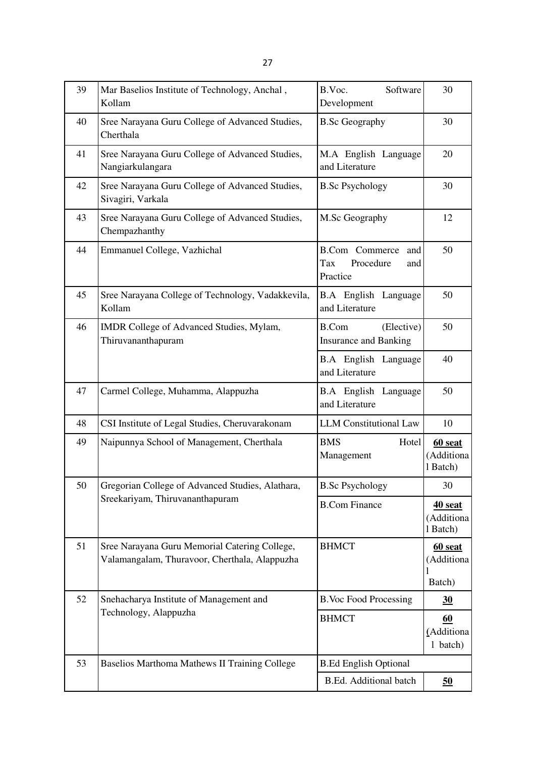| 39 | Mar Baselios Institute of Technology, Anchal , Kollam | B.Voc. Software Development | 30 |
|---|---|---|---|
| 40 | Sree Narayana Guru College of Advanced Studies, Cherthala | B.Sc Geography | 30 |
| 41 | Sree Narayana Guru College of Advanced Studies, Nangiarkulangara | M.A English Language and Literature | 20 |
| 42 | Sree Narayana Guru College of Advanced Studies, Sivagiri, Varkala | B.Sc Psychology | 30 |
| 43 | Sree Narayana Guru College of Advanced Studies, Chempazhanthy | M.Sc Geography | 12 |
| 44 | Emmanuel College, Vazhichal | B.Com Commerce and Tax Procedure and Practice | 50 |
| 45 | Sree Narayana College of Technology, Vadakkevila, Kollam | B.A English Language and Literature | 50 |
| 46 | IMDR College of Advanced Studies, Mylam, Thiruvananthapuram | B.Com (Elective) Insurance and Banking | 50 |
| | | B.A English Language and Literature | 40 |
| 47 | Carmel College, Muhamma, Alappuzha | B.A English Language and Literature | 50 |
| 48 | CSI Institute of Legal Studies, Cheruvarakonam | LLM Constitutional Law | 10 |
| 49 | Naipunnya School of Management, Cherthala | BMS Hotel Management | **60 seat** (Additional Batch) |
| 50 | Gregorian College of Advanced Studies, Alathara, Sreekariyam, Thiruvananthapuram | B.Sc Psychology | 30 |
| | | B.Com Finance | **40 seat** (Additional Batch) |
| 51 | Sree Narayana Guru Memorial Catering College, Valamangalam, Thuravoor, Cherthala, Alappuzha | BHMCT | **60 seat** (Additional Batch) |
| 52 | Snehacharya Institute of Management and Technology, Alappuzha | B.Voc Food Processing | **30** |
| | | BHMCT | **60** (Additional batch) |
| 53 | Baselios Marthoma Mathews II Training College | B.Ed English Optional | |
| | | B.Ed. Additional batch | **50** |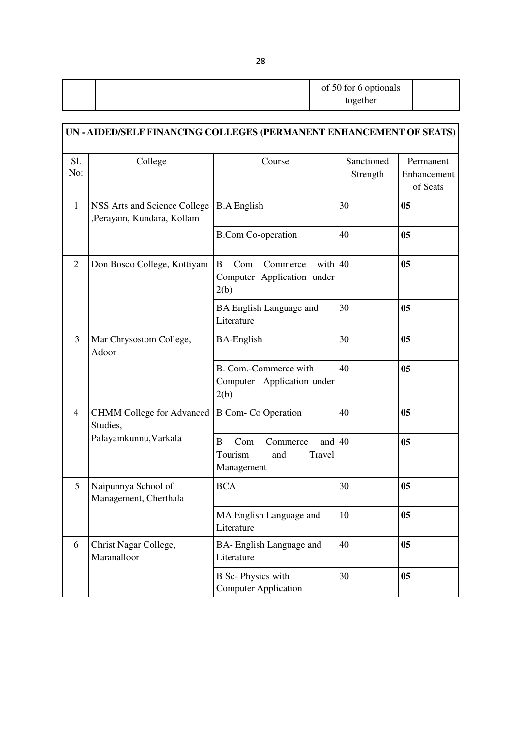| | | of 50 for 6 optionals together | |
|---|---|---|---|

| UN - AIDED/SELF FINANCING COLLEGES (PERMANENT ENHANCEMENT OF SEATS) | | | | |
|---|---|---|---|---|
| Sl. No: | College | Course | Sanctioned Strength | Permanent Enhancement of Seats |
| 1 | NSS Arts and Science College ,Perayam, Kundara, Kollam | B.A English | 30 | **05** |
| | | B.Com Co-operation | 40 | **05** |
| 2 | Don Bosco College, Kottiyam | B Com Commerce with Computer Application under 2(b) | 40 | **05** |
| | | BA English Language and Literature | 30 | **05** |
| 3 | Mar Chrysostom College, Adoor | BA-English | 30 | **05** |
| | | B. Com.-Commerce with Computer Application under 2(b) | 40 | **05** |
| 4 | CHMM College for Advanced Studies, Palayamkunnu,Varkala | B Com- Co Operation | 40 | **05** |
| | | B Com Commerce and Tourism and Travel Management | 40 | **05** |
| 5 | Naipunnya School of Management, Cherthala | BCA | 30 | **05** |
| | | MA English Language and Literature | 10 | **05** |
| 6 | Christ Nagar College, Maranalloor | BA- English Language and Literature | 40 | **05** |
| | | B Sc- Physics with Computer Application | 30 | **05** |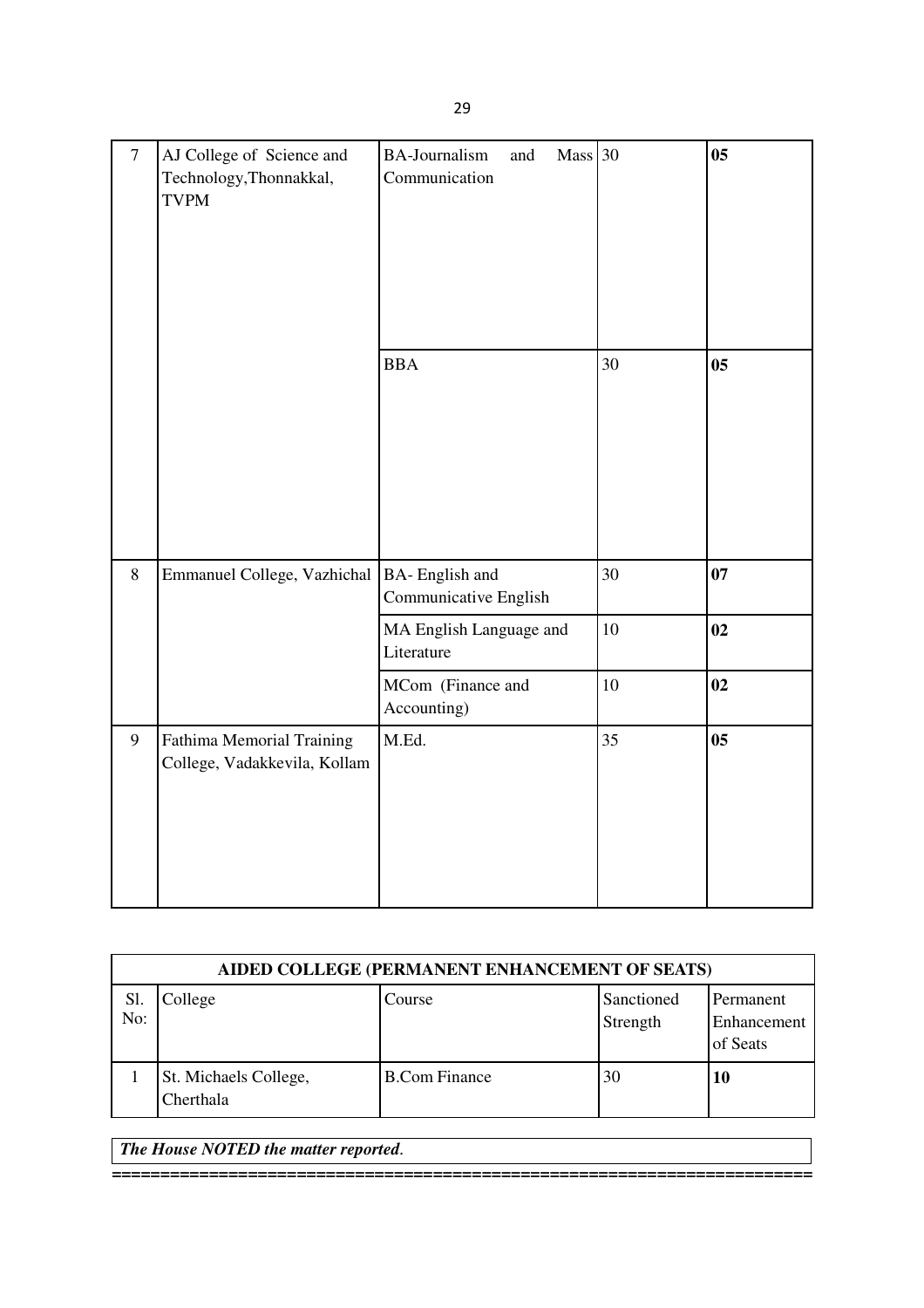| | | | | |
|---|---|---|---|---|
| 7 | AJ College of Science and Technology,Thonnakkal, TVPM | BA-Journalism and Mass Communication | 30 | **05** |
| | | BBA | 30 | **05** |
| 8 | Emmanuel College, Vazhichal | BA- English and Communicative English | 30 | **07** |
| | | MA English Language and Literature | 10 | **02** |
| | | MCom (Finance and Accounting) | 10 | **02** |
| 9 | Fathima Memorial Training College, Vadakkevila, Kollam | M.Ed. | 35 | **05** |

| **AIDED COLLEGE (PERMANENT ENHANCEMENT OF SEATS)** | | | | |
|---|---|---|---|---|
| Sl. No: | College | Course | Sanctioned Strength | Permanent Enhancement of Seats |
| 1 | St. Michaels College, Cherthala | B.Com Finance | 30 | **10** |

***The House NOTED the matter reported.***

==========================================================================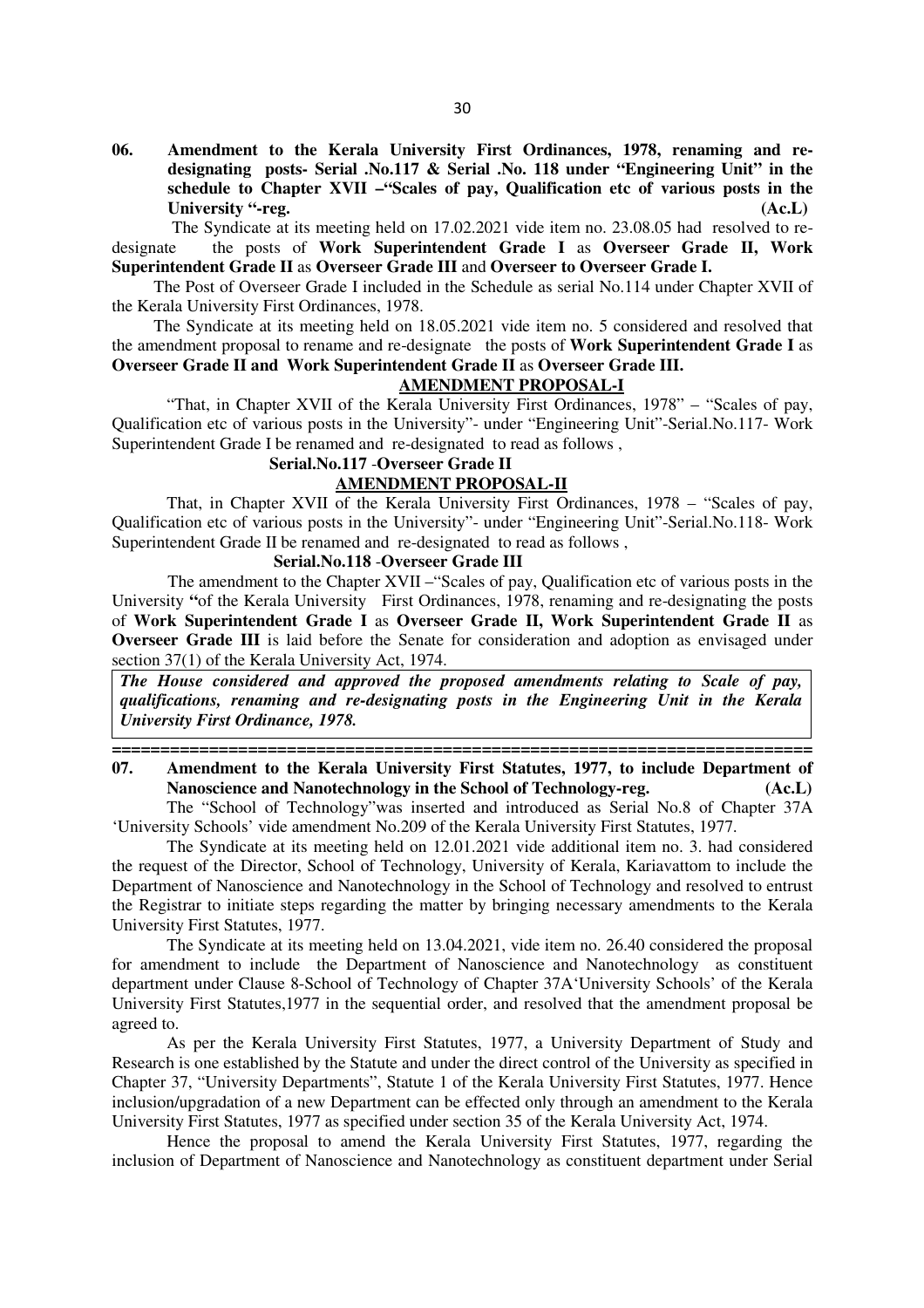**06. Amendment to the Kerala University First Ordinances, 1978, renaming and re-designating posts- Serial .No.117 & Serial .No. 118 under "Engineering Unit" in the schedule to Chapter XVII –"Scales of pay, Qualification etc of various posts in the University "-reg. (Ac.L)**

The Syndicate at its meeting held on 17.02.2021 vide item no. 23.08.05 had resolved to re-designate the posts of **Work Superintendent Grade I** as **Overseer Grade II, Work Superintendent Grade II** as **Overseer Grade III** and **Overseer to Overseer Grade I.**

The Post of Overseer Grade I included in the Schedule as serial No.114 under Chapter XVII of the Kerala University First Ordinances, 1978.

The Syndicate at its meeting held on 18.05.2021 vide item no. 5 considered and resolved that the amendment proposal to rename and re-designate the posts of **Work Superintendent Grade I** as **Overseer Grade II and Work Superintendent Grade II** as **Overseer Grade III.**

**AMENDMENT PROPOSAL-I**

"That, in Chapter XVII of the Kerala University First Ordinances, 1978" – "Scales of pay, Qualification etc of various posts in the University"- under "Engineering Unit"-Serial.No.117- Work Superintendent Grade I be renamed and re-designated to read as follows ,

**Serial.No.117 -Overseer Grade II**

**AMENDMENT PROPOSAL-II**

That, in Chapter XVII of the Kerala University First Ordinances, 1978 – "Scales of pay, Qualification etc of various posts in the University"- under "Engineering Unit"-Serial.No.118- Work Superintendent Grade II be renamed and re-designated to read as follows ,

**Serial.No.118 -Overseer Grade III**

The amendment to the Chapter XVII –"Scales of pay, Qualification etc of various posts in the University **"**of the Kerala University First Ordinances, 1978, renaming and re-designating the posts of **Work Superintendent Grade I** as **Overseer Grade II, Work Superintendent Grade II** as **Overseer Grade III** is laid before the Senate for consideration and adoption as envisaged under section 37(1) of the Kerala University Act, 1974.

***The House considered and approved the proposed amendments relating to Scale of pay, qualifications, renaming and re-designating posts in the Engineering Unit in the Kerala University First Ordinance, 1978.***

---

**07. Amendment to the Kerala University First Statutes, 1977, to include Department of Nanoscience and Nanotechnology in the School of Technology-reg. (Ac.L)**

The "School of Technology"was inserted and introduced as Serial No.8 of Chapter 37A 'University Schools' vide amendment No.209 of the Kerala University First Statutes, 1977.

The Syndicate at its meeting held on 12.01.2021 vide additional item no. 3. had considered the request of the Director, School of Technology, University of Kerala, Kariavattom to include the Department of Nanoscience and Nanotechnology in the School of Technology and resolved to entrust the Registrar to initiate steps regarding the matter by bringing necessary amendments to the Kerala University First Statutes, 1977.

The Syndicate at its meeting held on 13.04.2021, vide item no. 26.40 considered the proposal for amendment to include the Department of Nanoscience and Nanotechnology as constituent department under Clause 8-School of Technology of Chapter 37A'University Schools' of the Kerala University First Statutes,1977 in the sequential order, and resolved that the amendment proposal be agreed to.

As per the Kerala University First Statutes, 1977, a University Department of Study and Research is one established by the Statute and under the direct control of the University as specified in Chapter 37, "University Departments", Statute 1 of the Kerala University First Statutes, 1977. Hence inclusion/upgradation of a new Department can be effected only through an amendment to the Kerala University First Statutes, 1977 as specified under section 35 of the Kerala University Act, 1974.

Hence the proposal to amend the Kerala University First Statutes, 1977, regarding the inclusion of Department of Nanoscience and Nanotechnology as constituent department under Serial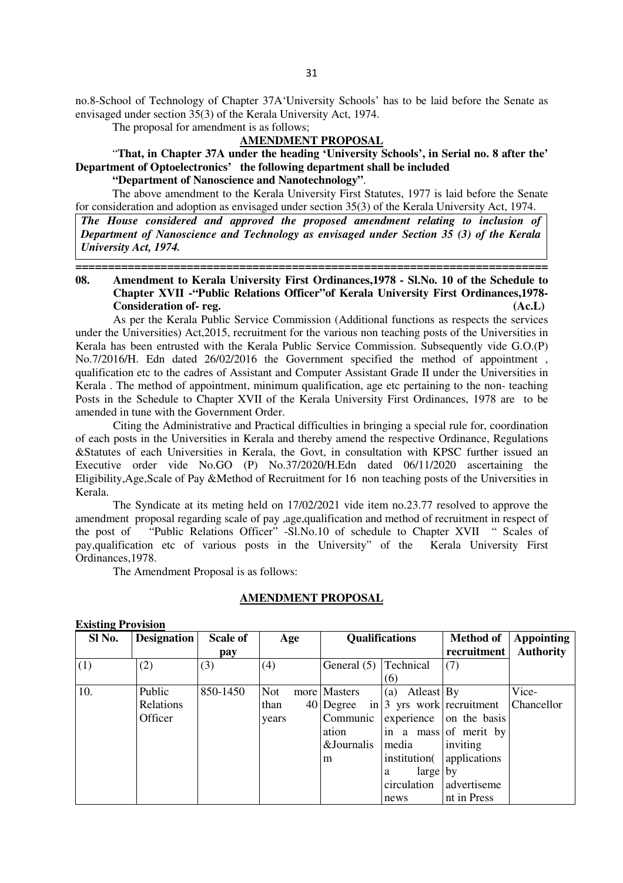no.8-School of Technology of Chapter 37A'University Schools' has to be laid before the Senate as envisaged under section 35(3) of the Kerala University Act, 1974.

The proposal for amendment is as follows;

**AMENDMENT PROPOSAL**

"**That, in Chapter 37A under the heading 'University Schools', in Serial no. 8 after the' Department of Optoelectronics' the following department shall be included**

**"Department of Nanoscience and Nanotechnology"**.

The above amendment to the Kerala University First Statutes, 1977 is laid before the Senate for consideration and adoption as envisaged under section 35(3) of the Kerala University Act, 1974.

***The House considered and approved the proposed amendment relating to inclusion of Department of Nanoscience and Technology as envisaged under Section 35 (3) of the Kerala University Act, 1974.***

===========================================================================

**08. Amendment to Kerala University First Ordinances,1978 - Sl.No. 10 of the Schedule to Chapter XVII -"Public Relations Officer"of Kerala University First Ordinances,1978- Consideration of- reg. (Ac.L)**

As per the Kerala Public Service Commission (Additional functions as respects the services under the Universities) Act,2015, recruitment for the various non teaching posts of the Universities in Kerala has been entrusted with the Kerala Public Service Commission. Subsequently vide G.O.(P) No.7/2016/H. Edn dated 26/02/2016 the Government specified the method of appointment , qualification etc to the cadres of Assistant and Computer Assistant Grade II under the Universities in Kerala . The method of appointment, minimum qualification, age etc pertaining to the non- teaching Posts in the Schedule to Chapter XVII of the Kerala University First Ordinances, 1978 are to be amended in tune with the Government Order.

Citing the Administrative and Practical difficulties in bringing a special rule for, coordination of each posts in the Universities in Kerala and thereby amend the respective Ordinance, Regulations &Statutes of each Universities in Kerala, the Govt, in consultation with KPSC further issued an Executive order vide No.GO (P) No.37/2020/H.Edn dated 06/11/2020 ascertaining the Eligibility,Age,Scale of Pay &Method of Recruitment for 16 non teaching posts of the Universities in Kerala.

The Syndicate at its meting held on 17/02/2021 vide item no.23.77 resolved to approve the amendment proposal regarding scale of pay ,age,qualification and method of recruitment in respect of the post of "Public Relations Officer" -Sl.No.10 of schedule to Chapter XVII " Scales of pay,qualification etc of various posts in the University" of the Kerala University First Ordinances,1978.

The Amendment Proposal is as follows:

**AMENDMENT PROPOSAL**

**Existing Provision**

| Sl No. | Designation | Scale of pay | Age | Qualifications | | Method of recruitment | Appointing Authority |
|---|---|---|---|---|---|---|---|
| (1) | (2) | (3) | (4) | General (5) | Technical (6) | (7) | |
| 10. | Public Relations Officer | 850-1450 | Not more than 40 years | Masters Degree in Communication &Journalism | (a) Atleast 3 yrs work experience in a mass media institution( a large circulation news | By recruitment on the basis of merit by inviting applications by advertisement in Press | Vice-Chancellor |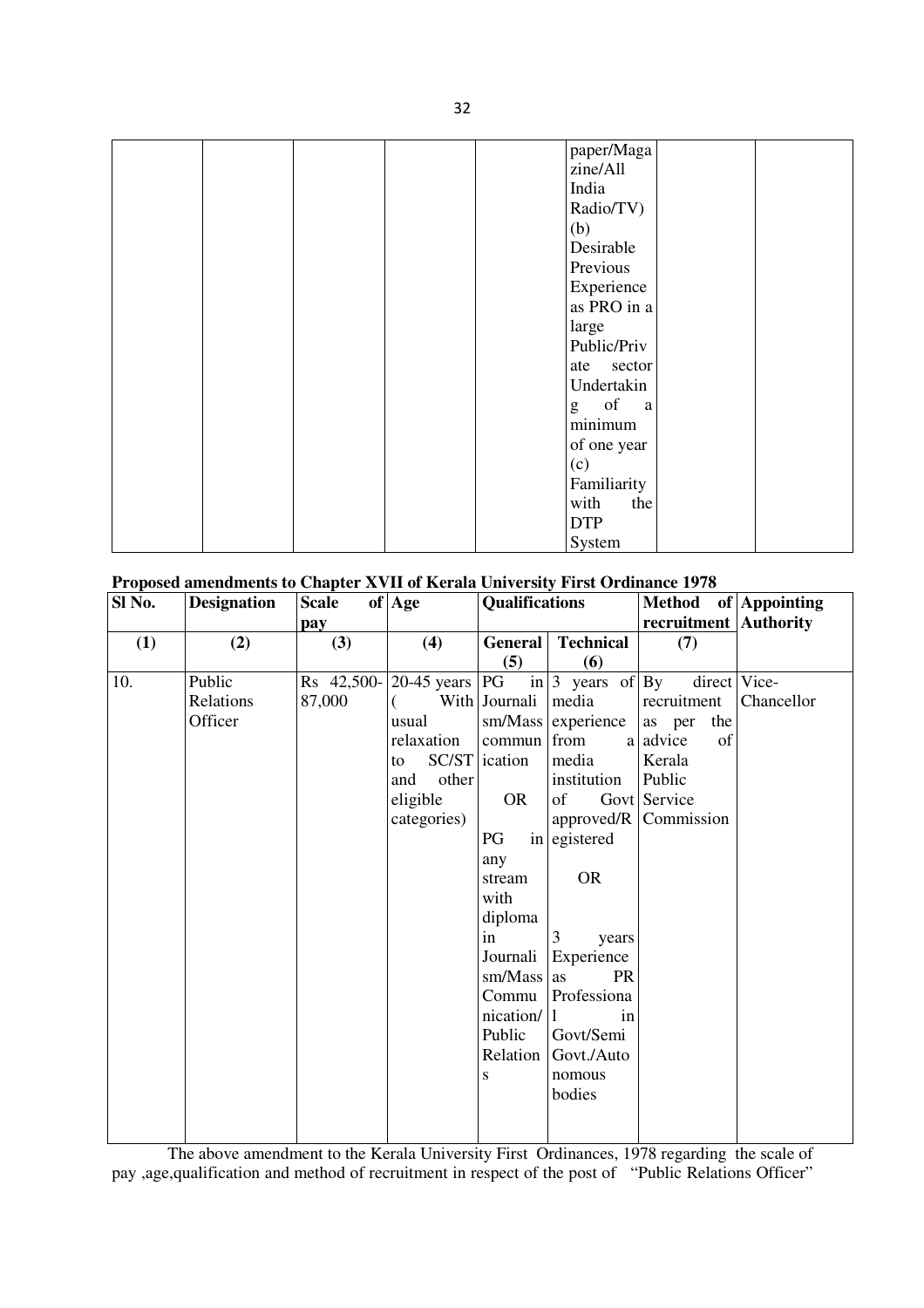| | | | | | paper/Magazine/All India Radio/TV) (b) Desirable Previous Experience as PRO in a large Public/Private sector Undertaking of a minimum of one year (c) Familiarity with the DTP System | | |
|---|---|---|---|---|---|---|---|

**Proposed amendments to Chapter XVII of Kerala University First Ordinance 1978**

| Sl No. | Designation | Scale of pay | Age | Qualifications | | Method of recruitment | Appointing Authority |
|---|---|---|---|---|---|---|---|
| (1) | (2) | (3) | (4) | General (5) | Technical (6) | (7) | |
| 10. | Public Relations Officer | Rs 42,500-87,000 | 20-45 years ( With usual relaxation to SC/ST and other eligible categories) | PG in Journalism/Mass communication OR PG in any stream with diploma in Journalism/Mass Communication/ Public Relations | 3 years of media experience from a media institution of Govt approved/Registered OR 3 years Experience as PR Professional in Govt/Semi Govt./Autonomous bodies | By direct recruitment as per the advice of Kerala Public Service Commission | Vice-Chancellor |

The above amendment to the Kerala University First Ordinances, 1978 regarding the scale of pay ,age,qualification and method of recruitment in respect of the post of "Public Relations Officer"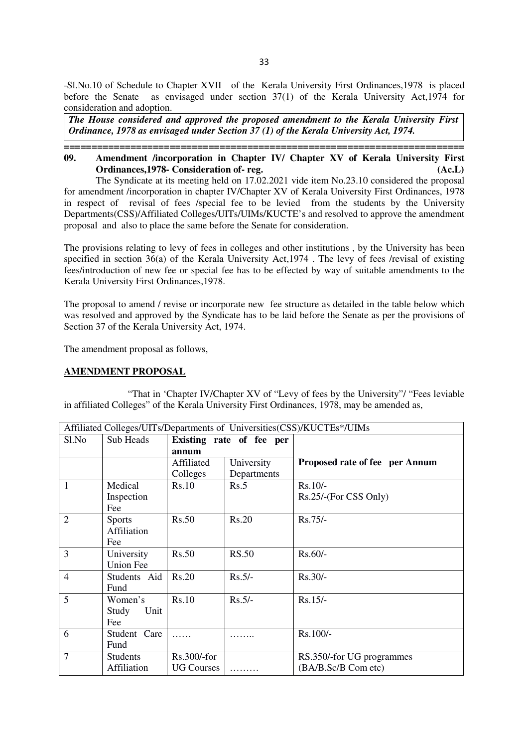-Sl.No.10 of Schedule to Chapter XVII of the Kerala University First Ordinances,1978 is placed before the Senate as envisaged under section 37(1) of the Kerala University Act,1974 for consideration and adoption.

***The House considered and approved the proposed amendment to the Kerala University First Ordinance, 1978 as envisaged under Section 37 (1) of the Kerala University Act, 1974.***

========================================================================

**09. Amendment /incorporation in Chapter IV/ Chapter XV of Kerala University First Ordinances,1978- Consideration of- reg. (Ac.L)**

The Syndicate at its meeting held on 17.02.2021 vide item No.23.10 considered the proposal for amendment /incorporation in chapter IV/Chapter XV of Kerala University First Ordinances, 1978 in respect of revisal of fees /special fee to be levied from the students by the University Departments(CSS)/Affiliated Colleges/UITs/UIMs/KUCTE's and resolved to approve the amendment proposal and also to place the same before the Senate for consideration.

The provisions relating to levy of fees in colleges and other institutions , by the University has been specified in section 36(a) of the Kerala University Act,1974 . The levy of fees /revisal of existing fees/introduction of new fee or special fee has to be effected by way of suitable amendments to the Kerala University First Ordinances,1978.

The proposal to amend / revise or incorporate new fee structure as detailed in the table below which was resolved and approved by the Syndicate has to be laid before the Senate as per the provisions of Section 37 of the Kerala University Act, 1974.

The amendment proposal as follows,

**AMENDMENT PROPOSAL**

"That in 'Chapter IV/Chapter XV of "Levy of fees by the University"/ "Fees leviable in affiliated Colleges" of the Kerala University First Ordinances, 1978, may be amended as,

| Affiliated Colleges/UITs/Departments of Universities(CSS)/KUCTEs*/UIMs | | | | |
|---|---|---|---|---|
| Sl.No | Sub Heads | **Existing rate of fee per annum** | | |
| | | Affiliated Colleges | University Departments | **Proposed rate of fee per Annum** |
| 1 | Medical Inspection Fee | Rs.10 | Rs.5 | Rs.10/- Rs.25/-(For CSS Only) |
| 2 | Sports Affiliation Fee | Rs.50 | Rs.20 | Rs.75/- |
| 3 | University Union Fee | Rs.50 | RS.50 | Rs.60/- |
| 4 | Students Aid Fund | Rs.20 | Rs.5/- | Rs.30/- |
| 5 | Women's Study Unit Fee | Rs.10 | Rs.5/- | Rs.15/- |
| 6 | Student Care Fund | …… | …….. | Rs.100/- |
| 7 | Students Affiliation | Rs.300/-for UG Courses | ……… | RS.350/-for UG programmes (BA/B.Sc/B Com etc) |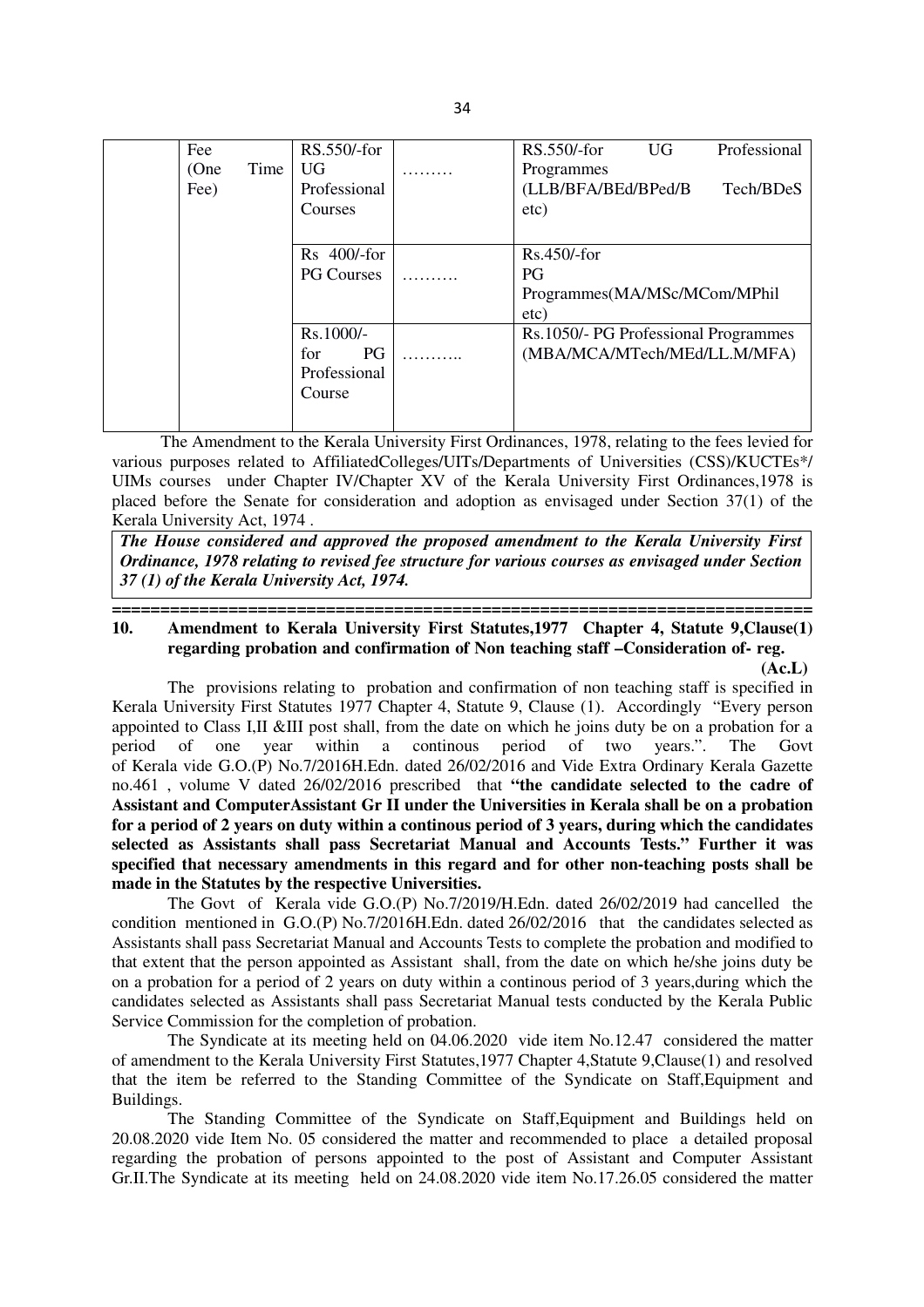|  | Fee (One Time Fee) | RS.550/-for UG Professional Courses | ……… | RS.550/-for UG Professional Programmes (LLB/BFA/BEd/BPed/B Tech/BDeS etc) |
|---|---|---|---|---|
|  |  | Rs 400/-for PG Courses | ……… | Rs.450/-for PG Programmes(MA/MSc/MCom/MPhil etc) |
|  |  | Rs.1000/- for PG Professional Course | ……….. | Rs.1050/- PG Professional Programmes (MBA/MCA/MTech/MEd/LL.M/MFA) |

The Amendment to the Kerala University First Ordinances, 1978, relating to the fees levied for various purposes related to AffiliatedColleges/UITs/Departments of Universities (CSS)/KUCTEs*/ UIMs courses under Chapter IV/Chapter XV of the Kerala University First Ordinances,1978 is placed before the Senate for consideration and adoption as envisaged under Section 37(1) of the Kerala University Act, 1974 .

***The House considered and approved the proposed amendment to the Kerala University First Ordinance, 1978 relating to revised fee structure for various courses as envisaged under Section 37 (1) of the Kerala University Act, 1974.***

======================================================================

**10. Amendment to Kerala University First Statutes,1977 Chapter 4, Statute 9,Clause(1) regarding probation and confirmation of Non teaching staff –Consideration of- reg.**

**(Ac.L)**

The provisions relating to probation and confirmation of non teaching staff is specified in Kerala University First Statutes 1977 Chapter 4, Statute 9, Clause (1). Accordingly "Every person appointed to Class I,II &III post shall, from the date on which he joins duty be on a probation for a period of one year within a continous period of two years.". The Govt of Kerala vide G.O.(P) No.7/2016H.Edn. dated 26/02/2016 and Vide Extra Ordinary Kerala Gazette no.461 , volume V dated 26/02/2016 prescribed that **"the candidate selected to the cadre of Assistant and ComputerAssistant Gr II under the Universities in Kerala shall be on a probation for a period of 2 years on duty within a continous period of 3 years, during which the candidates selected as Assistants shall pass Secretariat Manual and Accounts Tests." Further it was specified that necessary amendments in this regard and for other non-teaching posts shall be made in the Statutes by the respective Universities.**

The Govt of Kerala vide G.O.(P) No.7/2019/H.Edn. dated 26/02/2019 had cancelled the condition mentioned in G.O.(P) No.7/2016H.Edn. dated 26/02/2016 that the candidates selected as Assistants shall pass Secretariat Manual and Accounts Tests to complete the probation and modified to that extent that the person appointed as Assistant shall, from the date on which he/she joins duty be on a probation for a period of 2 years on duty within a continous period of 3 years,during which the candidates selected as Assistants shall pass Secretariat Manual tests conducted by the Kerala Public Service Commission for the completion of probation.

The Syndicate at its meeting held on 04.06.2020 vide item No.12.47 considered the matter of amendment to the Kerala University First Statutes,1977 Chapter 4,Statute 9,Clause(1) and resolved that the item be referred to the Standing Committee of the Syndicate on Staff,Equipment and Buildings.

The Standing Committee of the Syndicate on Staff,Equipment and Buildings held on 20.08.2020 vide Item No. 05 considered the matter and recommended to place a detailed proposal regarding the probation of persons appointed to the post of Assistant and Computer Assistant Gr.II.The Syndicate at its meeting held on 24.08.2020 vide item No.17.26.05 considered the matter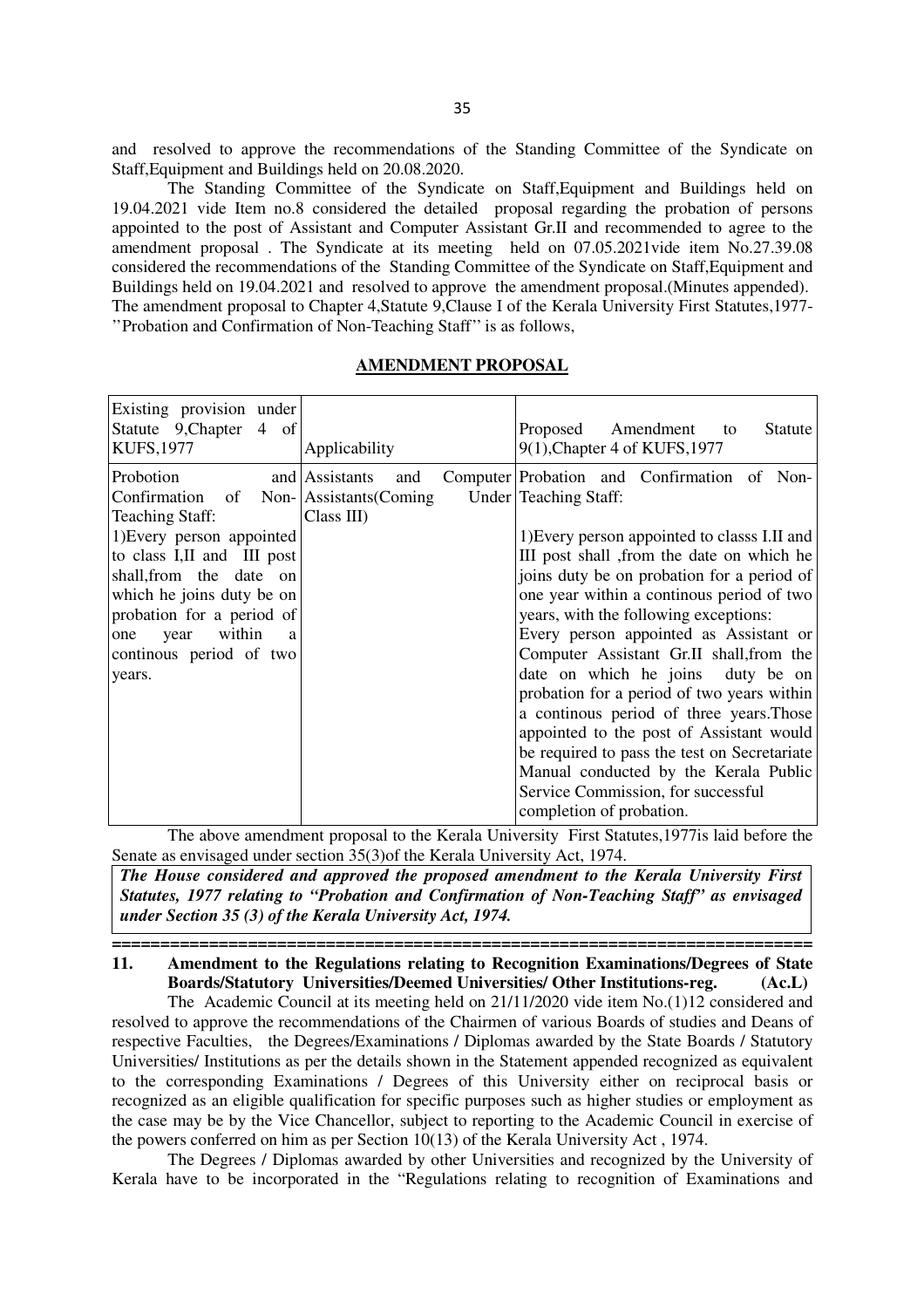and resolved to approve the recommendations of the Standing Committee of the Syndicate on Staff,Equipment and Buildings held on 20.08.2020.

The Standing Committee of the Syndicate on Staff,Equipment and Buildings held on 19.04.2021 vide Item no.8 considered the detailed proposal regarding the probation of persons appointed to the post of Assistant and Computer Assistant Gr.II and recommended to agree to the amendment proposal . The Syndicate at its meeting held on 07.05.2021vide item No.27.39.08 considered the recommendations of the Standing Committee of the Syndicate on Staff,Equipment and Buildings held on 19.04.2021 and resolved to approve the amendment proposal.(Minutes appended). The amendment proposal to Chapter 4,Statute 9,Clause I of the Kerala University First Statutes,1977- ''Probation and Confirmation of Non-Teaching Staff'' is as follows,

**AMENDMENT PROPOSAL**

| Existing provision under Statute 9,Chapter 4 of KUFS,1977 | Applicability | Proposed Amendment to Statute 9(1),Chapter 4 of KUFS,1977 |
|---|---|---|
| Probotion and Confirmation of Non-Teaching Staff:<br>1)Every person appointed to class I,II and III post shall,from the date on which he joins duty be on probation for a period of one year within a continous period of two years. | Assistants and Computer Assistants(Coming Under Class III) | Probation and Confirmation of Non-Teaching Staff:<br>1)Every person appointed to classs I.II and III post shall ,from the date on which he joins duty be on probation for a period of one year within a continous period of two years, with the following exceptions:<br>Every person appointed as Assistant or Computer Assistant Gr.II shall,from the date on which he joins duty be on probation for a period of two years within a continous period of three years.Those appointed to the post of Assistant would be required to pass the test on Secretariate Manual conducted by the Kerala Public Service Commission, for successful completion of probation. |

The above amendment proposal to the Kerala University First Statutes,1977is laid before the Senate as envisaged under section 35(3)of the Kerala University Act, 1974.

***The House considered and approved the proposed amendment to the Kerala University First Statutes, 1977 relating to "Probation and Confirmation of Non-Teaching Staff" as envisaged under Section 35 (3) of the Kerala University Act, 1974.***

---

**11. Amendment to the Regulations relating to Recognition Examinations/Degrees of State Boards/Statutory Universities/Deemed Universities/ Other Institutions-reg. (Ac.L)**

The Academic Council at its meeting held on 21/11/2020 vide item No.(1)12 considered and resolved to approve the recommendations of the Chairmen of various Boards of studies and Deans of respective Faculties, the Degrees/Examinations / Diplomas awarded by the State Boards / Statutory Universities/ Institutions as per the details shown in the Statement appended recognized as equivalent to the corresponding Examinations / Degrees of this University either on reciprocal basis or recognized as an eligible qualification for specific purposes such as higher studies or employment as the case may be by the Vice Chancellor, subject to reporting to the Academic Council in exercise of the powers conferred on him as per Section 10(13) of the Kerala University Act , 1974.

The Degrees / Diplomas awarded by other Universities and recognized by the University of Kerala have to be incorporated in the "Regulations relating to recognition of Examinations and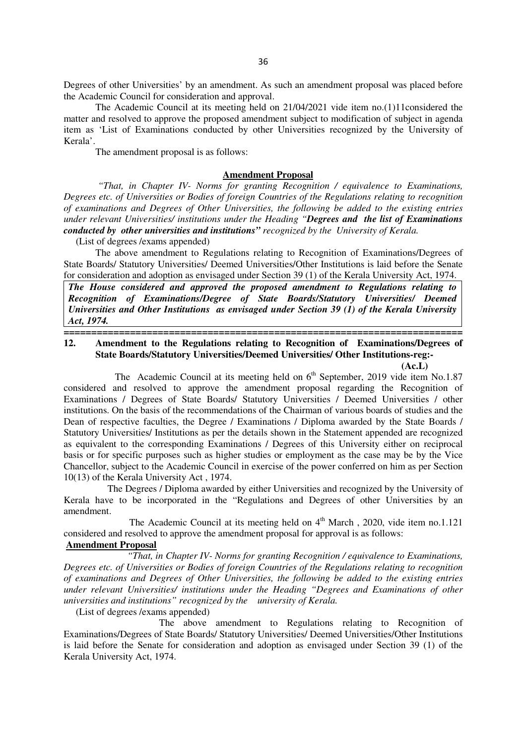Degrees of other Universities' by an amendment. As such an amendment proposal was placed before the Academic Council for consideration and approval.

The Academic Council at its meeting held on 21/04/2021 vide item no.(1)11considered the matter and resolved to approve the proposed amendment subject to modification of subject in agenda item as 'List of Examinations conducted by other Universities recognized by the University of Kerala'.

The amendment proposal is as follows:

**Amendment Proposal**

*"That, in Chapter IV- Norms for granting Recognition / equivalence to Examinations, Degrees etc. of Universities or Bodies of foreign Countries of the Regulations relating to recognition of examinations and Degrees of Other Universities, the following be added to the existing entries under relevant Universities/ institutions under the Heading "**Degrees and the list of Examinations conducted by other universities and institutions"** recognized by the University of Kerala.*

(List of degrees /exams appended)

The above amendment to Regulations relating to Recognition of Examinations/Degrees of State Boards/ Statutory Universities/ Deemed Universities/Other Institutions is laid before the Senate for consideration and adoption as envisaged under Section 39 (1) of the Kerala University Act, 1974.

***The House considered and approved the proposed amendment to Regulations relating to Recognition of Examinations/Degree of State Boards/Statutory Universities/ Deemed Universities and Other Institutions as envisaged under Section 39 (1) of the Kerala University Act, 1974.***

==========================================================================

**12. Amendment to the Regulations relating to Recognition of Examinations/Degrees of State Boards/Statutory Universities/Deemed Universities/ Other Institutions-reg:-**

**(Ac.L)**

The Academic Council at its meeting held on 6th September, 2019 vide item No.1.87 considered and resolved to approve the amendment proposal regarding the Recognition of Examinations / Degrees of State Boards/ Statutory Universities / Deemed Universities / other institutions. On the basis of the recommendations of the Chairman of various boards of studies and the Dean of respective faculties, the Degree / Examinations / Diploma awarded by the State Boards / Statutory Universities/ Institutions as per the details shown in the Statement appended are recognized as equivalent to the corresponding Examinations / Degrees of this University either on reciprocal basis or for specific purposes such as higher studies or employment as the case may be by the Vice Chancellor, subject to the Academic Council in exercise of the power conferred on him as per Section 10(13) of the Kerala University Act , 1974.

The Degrees / Diploma awarded by either Universities and recognized by the University of Kerala have to be incorporated in the "Regulations and Degrees of other Universities by an amendment.

The Academic Council at its meeting held on 4th March , 2020, vide item no.1.121 considered and resolved to approve the amendment proposal for approval is as follows:

**Amendment Proposal**

*"That, in Chapter IV- Norms for granting Recognition / equivalence to Examinations, Degrees etc. of Universities or Bodies of foreign Countries of the Regulations relating to recognition of examinations and Degrees of Other Universities, the following be added to the existing entries under relevant Universities/ institutions under the Heading "Degrees and Examinations of other universities and institutions" recognized by the university of Kerala.*

(List of degrees /exams appended)

The above amendment to Regulations relating to Recognition of Examinations/Degrees of State Boards/ Statutory Universities/ Deemed Universities/Other Institutions is laid before the Senate for consideration and adoption as envisaged under Section 39 (1) of the Kerala University Act, 1974.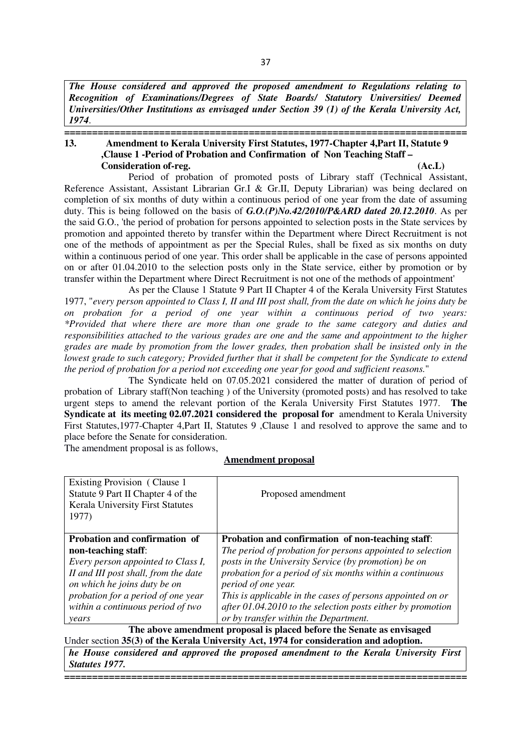***The House considered and approved the proposed amendment to Regulations relating to Recognition of Examinations/Degrees of State Boards/ Statutory Universities/ Deemed Universities/Other Institutions as envisaged under Section 39 (1) of the Kerala University Act, 1974*.**

===========================================================================

**13. Amendment to Kerala University First Statutes, 1977-Chapter 4,Part II, Statute 9 ,Clause 1 -Period of Probation and Confirmation of Non Teaching Staff – Consideration of-reg. (Ac.L)**

Period of probation of promoted posts of Library staff (Technical Assistant, Reference Assistant, Assistant Librarian Gr.I & Gr.II, Deputy Librarian) was being declared on completion of six months of duty within a continuous period of one year from the date of assuming duty. This is being followed on the basis of ***G.O.(P)No.42/2010/P&ARD dated 20.12.2010***. As per the said G.O., 'the period of probation for persons appointed to selection posts in the State services by promotion and appointed thereto by transfer within the Department where Direct Recruitment is not one of the methods of appointment as per the Special Rules, shall be fixed as six months on duty within a continuous period of one year. This order shall be applicable in the case of persons appointed on or after 01.04.2010 to the selection posts only in the State service, either by promotion or by transfer within the Department where Direct Recruitment is not one of the methods of appointment'

As per the Clause 1 Statute 9 Part II Chapter 4 of the Kerala University First Statutes 1977, "*every person appointed to Class I, II and III post shall, from the date on which he joins duty be on probation for a period of one year within a continuous period of two years: *Provided that where there are more than one grade to the same category and duties and responsibilities attached to the various grades are one and the same and appointment to the higher grades are made by promotion from the lower grades, then probation shall be insisted only in the lowest grade to such category; Provided further that it shall be competent for the Syndicate to extend the period of probation for a period not exceeding one year for good and sufficient reasons.*"

The Syndicate held on 07.05.2021 considered the matter of duration of period of probation of Library staff(Non teaching ) of the University (promoted posts) and has resolved to take urgent steps to amend the relevant portion of the Kerala University First Statutes 1977. **The Syndicate at its meeting 02.07.2021 considered the proposal for** amendment to Kerala University First Statutes,1977-Chapter 4,Part II, Statutes 9 ,Clause 1 and resolved to approve the same and to place before the Senate for consideration.

The amendment proposal is as follows,

**Amendment proposal**

| Existing Provision ( Clause 1 Statute 9 Part II Chapter 4 of the Kerala University First Statutes 1977) | Proposed amendment |
|---|---|
| **Probation and confirmation of non-teaching staff**: *Every person appointed to Class I, II and III post shall, from the date on which he joins duty be on probation for a period of one year within a continuous period of two years* | **Probation and confirmation of non-teaching staff**: *The period of probation for persons appointed to selection posts in the University Service (by promotion) be on probation for a period of six months within a continuous period of one year. This is applicable in the cases of persons appointed on or after 01.04.2010 to the selection posts either by promotion or by transfer within the Department.* |

**The above amendment proposal is placed before the Senate as envisaged**
Under section **35(3) of the Kerala University Act, 1974 for consideration and adoption.**

***he House considered and approved the proposed amendment to the Kerala University First Statutes 1977.***

===========================================================================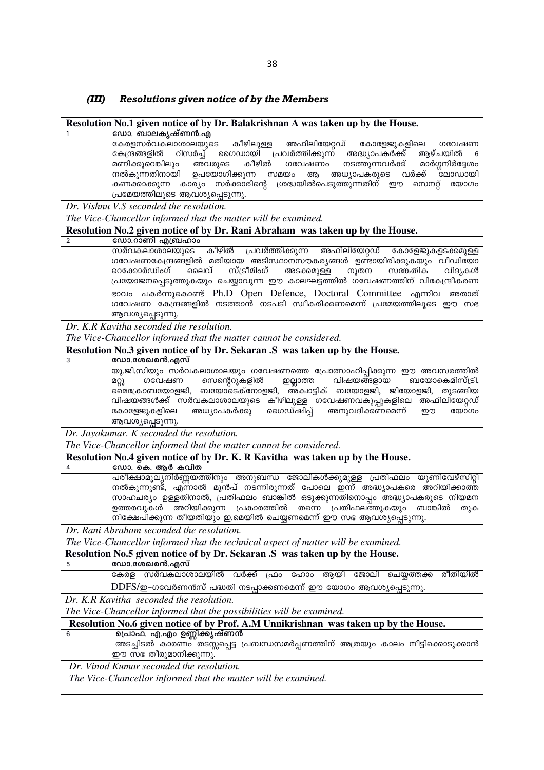### *(III) Resolutions given notice of by the Members*

| Resolution No.1 given notice of by Dr. Balakrishnan A was taken up by the House. | |
|---|---|
| 1 | ഡോ. ബാലകൃഷ്ണൻ.എ |
| | കേരളസർവകലാശാലയുടെ കീഴിലുള്ള അഫിലിയേറ്റഡ് കോളേജുകളിലെ ഗവേഷണ കേന്ദ്രങ്ങളിൽ റിസർച്ച് ഗൈഡായി പ്രവർത്തിക്കുന്ന അദ്ധ്യാപകർക്ക് ആഴ്ചയിൽ 6 മണിക്കൂറെങ്കിലും അവരുടെ കീഴിൽ ഗവേഷണം നടത്തുന്നവർക്ക് മാർഗ്ഗനിർദ്ദേശം നൽകുന്നതിനായി ഉപയോഗിക്കുന്ന സമയം ആ അധ്യാപകരുടെ വർക്ക് ലോഡായി കണക്കാക്കുന്ന കാര്യം സർക്കാരിന്റെ ശ്രദ്ധയിൽപെടുത്തുന്നതിന് ഈ സെനറ്റ് യോഗം പ്രമേയത്തിലൂടെ ആവശ്യപ്പെടുന്നു. |
| *Dr. Vishnu V.S seconded the resolution.* | |
| *The Vice-Chancellor informed that the matter will be examined.* | |
| **Resolution No.2 given notice of by Dr. Rani Abraham was taken up by the House.** | |
| 2 | ഡോ.റാണി എബ്രഹാം |
| | സർവകലാശാലയുടെ കീഴിൽ പ്രവർത്തിക്കുന്ന അഫിലിയേറ്റഡ് കോളേജുകളടക്കമുള്ള ഗവേഷണകേന്ദ്രങ്ങളിൽ മതിയായ അടിസ്ഥാനസൗകര്യങ്ങൾ ഉണ്ടായിരിക്കുകയും വീഡിയോ റെക്കോർഡിംഗ് ലൈവ് സ്ട്രീമിംഗ് അടക്കമുള്ള നൂതന സങ്കേതിക വിദ്യകൾ പ്രയോജനപ്പെടുത്തുകയും ചെയ്യാവുന്ന ഈ കാലഘട്ടത്തിൽ ഗവേഷണത്തിന് വികേന്ദ്രീകരണ ഭാവം പകർന്നുകൊണ്ട് Ph.D Open Defence, Doctoral Committee എന്നിവ അതാത് ഗവേഷണ കേന്ദ്രങ്ങളിൽ നടത്താൻ നടപടി സ്വീകരിക്കണമെന്ന് പ്രമേയത്തിലൂടെ ഈ സഭ ആവശ്യപ്പെടുന്നു. |
| *Dr. K.R Kavitha seconded the resolution.* | |
| *The Vice-Chancellor informed that the matter cannot be considered.* | |
| **Resolution No.3 given notice of by Dr. Sekaran .S was taken up by the House.** | |
| 3 | ഡോ.ശേഖരൻ.എസ് |
| | യു.ജി.സിയും സർവകലാശാലയും ഗവേഷണത്തെ പ്രോത്സാഹിപ്പിക്കുന്ന ഈ അവസരത്തിൽ മറ്റു ഗവേഷണ സെന്ററുകളിൽ ഇല്ലാത്ത വിഷയങ്ങളായ ബയോകെമിസ്ട്രി, മൈക്രോബയോളജി, ബയോടെക്നോളജി, അക്വാട്ടിക് ബയോളജി, ജിയോളജി, തുടങ്ങിയ വിഷയങ്ങൾക്ക് സർവകലാശാലയുടെ കീഴിലുള്ള ഗവേഷണവകുപ്പുകളിലെ അഫിലിയേറ്റഡ് കോളേജുകളിലെ അധ്യാപകർക്കു ഗൈഡ്ഷിപ്പ് അനുവദിക്കണമെന്ന് ഈ യോഗം ആവശ്യപ്പെടുന്നു. |
| *Dr. Jayakumar. K seconded the resolution.* | |
| *The Vice-Chancellor informed that the matter cannot be considered.* | |
| **Resolution No.4 given notice of by Dr. K. R Kavitha was taken up by the House.** | |
| 4 | ഡോ. കെ. ആർ കവിത |
| | പരീക്ഷാമൂല്യനിർണ്ണയത്തിനും അനുബന്ധ ജോലികൾക്കുമുള്ള പ്രതിഫലം യൂണിവേഴ്സിറ്റി നൽകുന്നുണ്ട്, എന്നാൽ മുൻപ് നടന്നിരുന്നത് പോലെ ഇന്ന് അദ്ധ്യാപകരെ അറിയിക്കാത്ത സാഹചര്യം ഉള്ളതിനാൽ, പ്രതിഫലം ബാങ്കിൽ ഒടുക്കുന്നതിനൊപ്പം അദ്ധ്യാപകരുടെ നിയമന ഉത്തരവുകൾ അറിയിക്കുന്ന പ്രകാരത്തിൽ തന്നെ പ്രതിഫലത്തുകയും ബാങ്കിൽ തുക നിക്ഷേപിക്കുന്ന തീയതിയും ഇ.മെയിൽ ചെയ്യണമെന്ന് ഈ സഭ ആവശ്യപ്പെടുന്നു. |
| *Dr. Rani Abraham seconded the resolution.* | |
| *The Vice-Chancellor informed that the technical aspect of matter will be examined.* | |
| **Resolution No.5 given notice of by Dr. Sekaran .S was taken up by the House.** | |
| 5 | ഡോ.ശേഖരൻ.എസ് |
| | കേരള സർവകലാശാലയിൽ വർക്ക് ഫ്രം ഹോം ആയി ജോലി ചെയ്യത്തക്ക രീതിയിൽ DDFS/ഇ-ഗവേർണൻസ് പദ്ധതി നടപ്പാക്കണമെന്ന് ഈ യോഗം ആവശ്യപ്പെടുന്നു. |
| *Dr. K.R Kavitha seconded the resolution.* | |
| *The Vice-Chancellor informed that the possibilities will be examined.* | |
| **Resolution No.6 given notice of by Prof. A.M Unnikrishnan was taken up by the House.** | |
| 6 | പ്രൊഫ. എ.എം ഉണ്ണിക്കൃഷ്ണൻ |
| | അടച്ചിടൽ കാരണം തടസ്സപ്പെട്ട പ്രബന്ധസമർപ്പണത്തിന് അത്രയും കാലം നീട്ടിക്കൊടുക്കാൻ ഈ സഭ തീരുമാനിക്കുന്നു. |
| *Dr. Vinod Kumar seconded the resolution.* | |
| *The Vice-Chancellor informed that the matter will be examined.* | |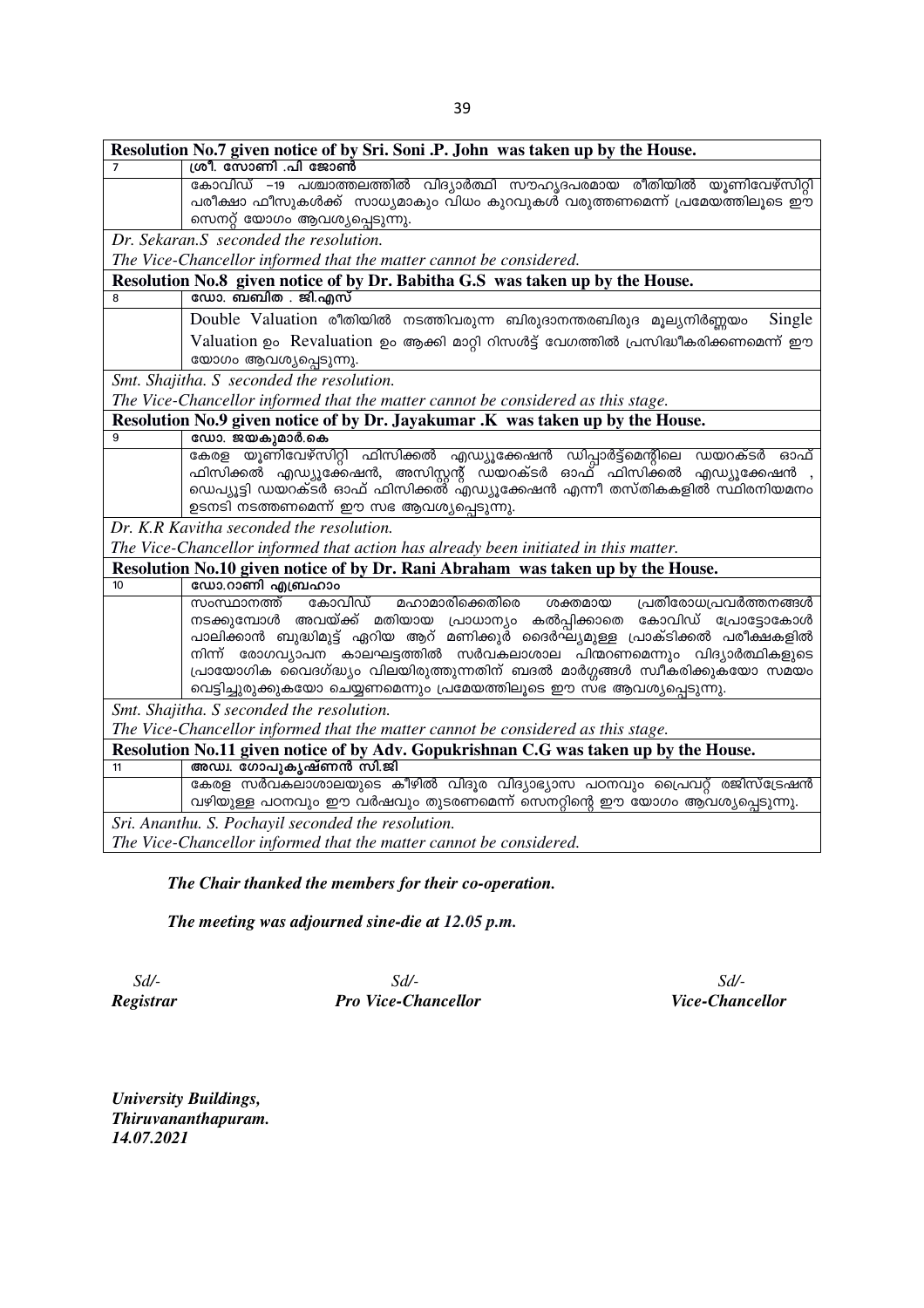| | |
|---|---|
| **Resolution No.7 given notice of by Sri. Soni .P. John was taken up by the House.** | |
| 7 | **ശ്രീ. സോണി .പി ജോൺ** |
| | കോവിഡ് –19 പശ്ചാത്തലത്തിൽ വിദ്യാർത്ഥി സൗഹൃദപരമായ രീതിയിൽ യൂണിവേഴ്സിറ്റി പരീക്ഷാ ഫീസുകൾക്ക് സാധ്യമാകും വിധം കുറവുകൾ വരുത്തണമെന്ന് പ്രമേയത്തിലൂടെ ഈ സെനറ്റ് യോഗം ആവശ്യപ്പെടുന്നു. |
| *Dr. Sekaran.S seconded the resolution.* | |
| *The Vice-Chancellor informed that the matter cannot be considered.* | |
| **Resolution No.8 given notice of by Dr. Babitha G.S was taken up by the House.** | |
| 8 | **ഡോ. ബബിത . ജി.എസ്** |
| | Double Valuation രീതിയിൽ നടത്തിവരുന്ന ബിരുദാനന്തരബിരുദ മൂല്യനിർണ്ണയം Single Valuation ഉം Revaluation ഉം ആക്കി മാറ്റി റിസൾട്ട് വേഗത്തിൽ പ്രസിദ്ധീകരിക്കണമെന്ന് ഈ യോഗം ആവശ്യപ്പെടുന്നു. |
| *Smt. Shajitha. S seconded the resolution.* | |
| *The Vice-Chancellor informed that the matter cannot be considered as this stage.* | |
| **Resolution No.9 given notice of by Dr. Jayakumar .K was taken up by the House.** | |
| 9 | **ഡോ. ജയകുമാർ.കെ** |
| | കേരള യൂണിവേഴ്സിറ്റി ഫിസിക്കൽ എഡ്യൂക്കേഷൻ ഡിപ്പാർട്ട്മെന്റിലെ ഡയറക്ടർ ഓഫ് ഫിസിക്കൽ എഡ്യൂക്കേഷൻ, അസിസ്റ്റന്റ് ഡയറക്ടർ ഓഫ് ഫിസിക്കൽ എഡ്യൂക്കേഷൻ , ഡെപ്യൂട്ടി ഡയറക്ടർ ഓഫ് ഫിസിക്കൽ എഡ്യൂക്കേഷൻ എന്നീ തസ്തികകളിൽ സ്ഥിരനിയമനം ഉടനടി നടത്തണമെന്ന് ഈ സഭ ആവശ്യപ്പെടുന്നു. |
| *Dr. K.R Kavitha seconded the resolution.* | |
| *The Vice-Chancellor informed that action has already been initiated in this matter.* | |
| **Resolution No.10 given notice of by Dr. Rani Abraham was taken up by the House.** | |
| 10 | **ഡോ.റാണി എബ്രഹാം** |
| | സംസ്ഥാനത്ത് കോവിഡ് മഹാമാരിക്കെതിരെ ശക്തമായ പ്രതിരോധപ്രവർത്തനങ്ങൾ നടക്കുമ്പോൾ അവയ്ക്ക് മതിയായ പ്രാധാന്യം കൽപ്പിക്കാതെ കോവിഡ് പ്രോട്ടോകോൾ പാലിക്കാൻ ബുദ്ധിമുട്ട് ഏറിയ ആറ് മണിക്കൂർ ദൈർഘ്യമുള്ള പ്രാക്ടിക്കൽ പരീക്ഷകളിൽ നിന്ന് രോഗവ്യാപന കാലഘട്ടത്തിൽ സർവകലാശാല പിന്മാറണമെന്നും വിദ്യാർത്ഥികളുടെ പ്രായോഗിക വൈദഗ്ദ്ധ്യം വിലയിരുത്തുന്നതിന് ബദൽ മാർഗ്ഗങ്ങൾ സ്വീകരിക്കുകയോ സമയം വെട്ടിച്ചുരുക്കുകയോ ചെയ്യണമെന്നും പ്രമേയത്തിലൂടെ ഈ സഭ ആവശ്യപ്പെടുന്നു. |
| *Smt. Shajitha. S seconded the resolution.* | |
| *The Vice-Chancellor informed that the matter cannot be considered as this stage.* | |
| **Resolution No.11 given notice of by Adv. Gopukrishnan C.G was taken up by the House.** | |
| 11 | **അഡ്വ. ഗോപുകൃഷ്ണൻ സി.ജി** |
| | കേരള സർവകലാശാലയുടെ കീഴിൽ വിദൂര വിദ്യാഭ്യാസ പഠനവും പ്രൈവറ്റ് രജിസ്ട്രേഷൻ വഴിയുള്ള പഠനവും ഈ വർഷവും തുടരണമെന്ന് സെനറ്റിന്റെ ഈ യോഗം ആവശ്യപ്പെടുന്നു. |
| *Sri. Ananthu. S. Pochayil seconded the resolution.* | |
| *The Vice-Chancellor informed that the matter cannot be considered.* | |

***The Chair thanked the members for their co-operation.***

***The meeting was adjourned sine-die at 12.05 p.m.***

| Sd/- | Sd/- | Sd/- |
|---|---|---|
| ***Registrar*** | ***Pro Vice-Chancellor*** | ***Vice-Chancellor*** |

***University Buildings,***
***Thiruvananthapuram.***
***14.07.2021***